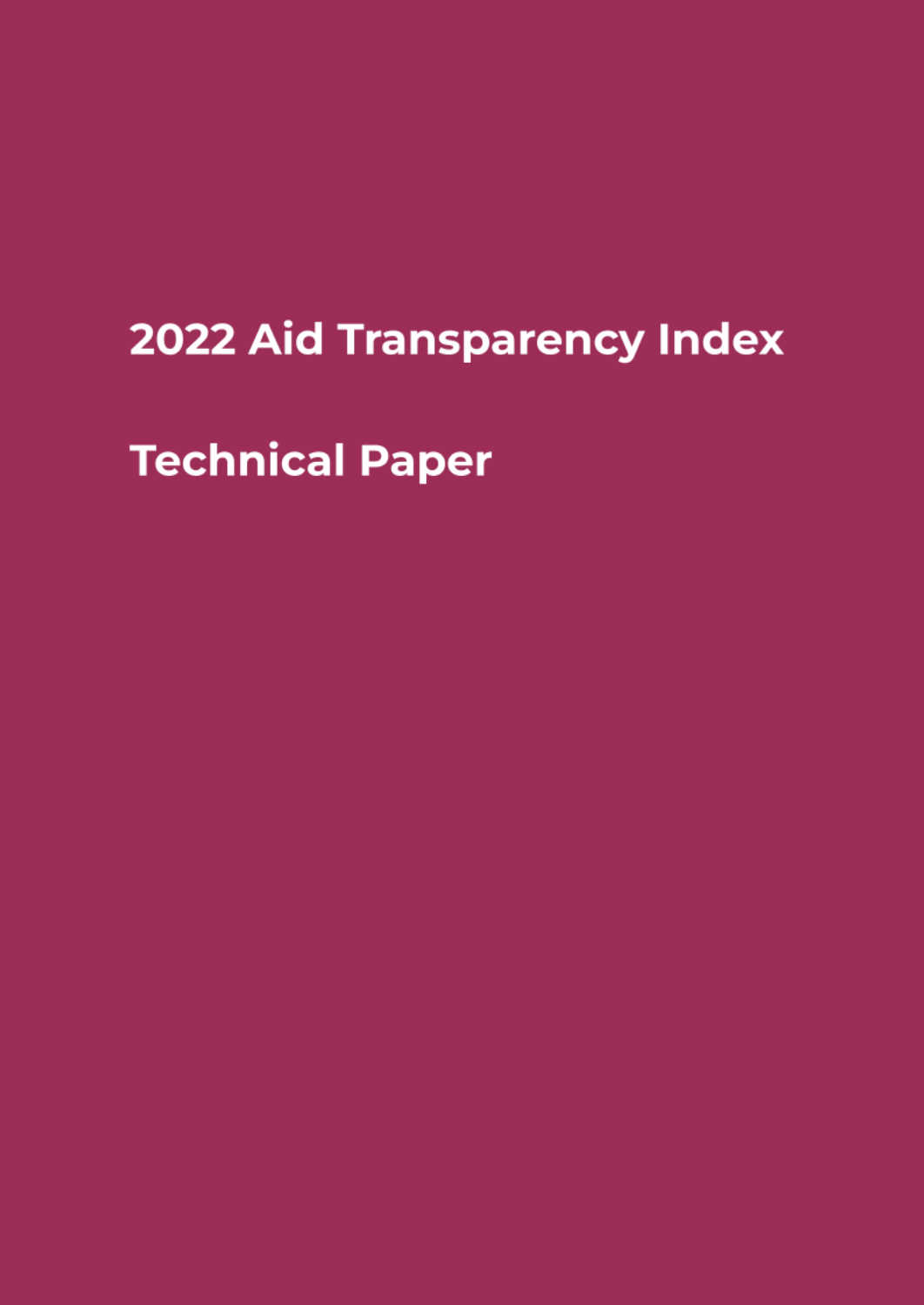# 2022 Aid Transparency Index

# Technical Paper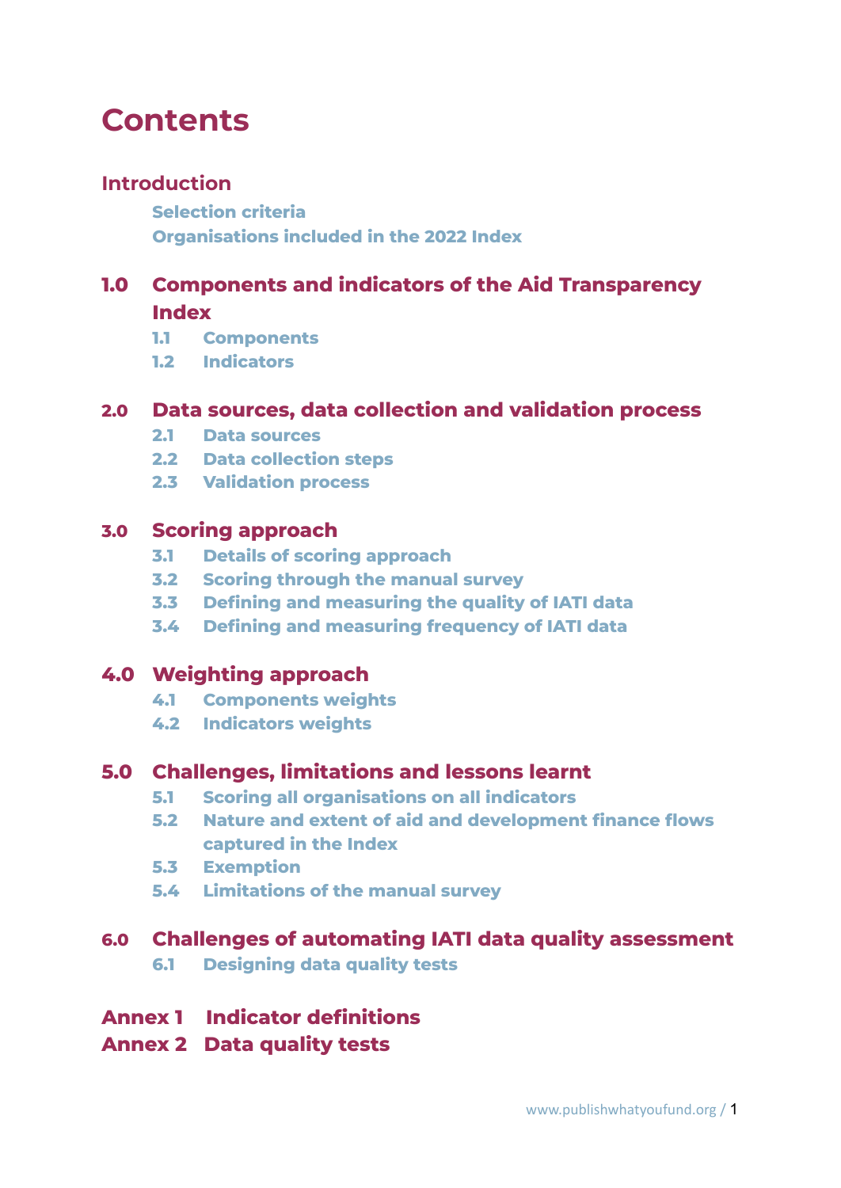# Contents

## Introduction

- Selection criteria
- Organisations included in the 2022 Index

## 1.0 Components and indicators of the Aid Transparency Index

- 1.1 Components
- 1.2 Indicators

## 2.0 Data sources, data collection and validation process

- 2.1 Data sources
- 2.2 Data collection steps
- 2.3 Validation process

## 3.0 Scoring approach

- 3.1 Details of scoring approach
- 3.2 Scoring through the manual survey
- 3.3 Defining and measuring the quality of IATI data
- 3.4 Defining and measuring frequency of IATI data

## 4.0 Weighting approach

- 4.1 Components weights
- 4.2 Indicators weights

## 5.0 Challenges, limitations and lessons learnt

- 5.1 Scoring all organisations on all indicators
- 5.2 Nature and extent of aid and development finance flows captured in the Index
- 5.3 Exemption
- 5.4 Limitations of the manual survey

## 6.0 Challenges of automating IATI data quality assessment

- 6.1 Designing data quality tests

## Annex 1 Indicator definitions

## Annex 2 Data quality tests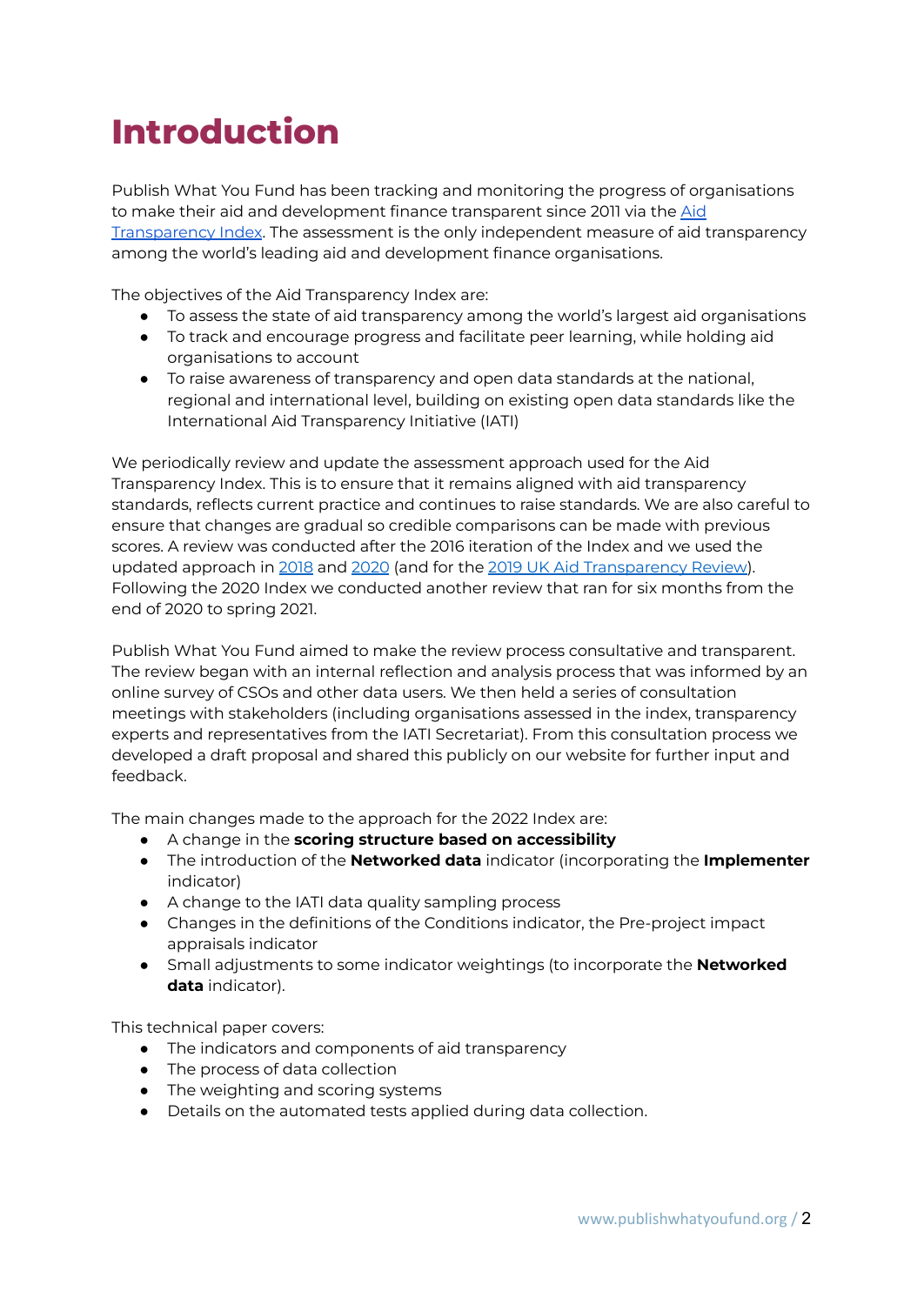# Introduction

Publish What You Fund has been tracking and monitoring the progress of organisations to make their aid and development finance transparent since 2011 via the [Aid Transparency Index](). The assessment is the only independent measure of aid transparency among the world's leading aid and development finance organisations.

The objectives of the Aid Transparency Index are:

- To assess the state of aid transparency among the world's largest aid organisations
- To track and encourage progress and facilitate peer learning, while holding aid organisations to account
- To raise awareness of transparency and open data standards at the national, regional and international level, building on existing open data standards like the International Aid Transparency Initiative (IATI)

We periodically review and update the assessment approach used for the Aid Transparency Index. This is to ensure that it remains aligned with aid transparency standards, reflects current practice and continues to raise standards. We are also careful to ensure that changes are gradual so credible comparisons can be made with previous scores. A review was conducted after the 2016 iteration of the Index and we used the updated approach in [2018]() and [2020]() (and for the [2019 UK Aid Transparency Review]()). Following the 2020 Index we conducted another review that ran for six months from the end of 2020 to spring 2021.

Publish What You Fund aimed to make the review process consultative and transparent. The review began with an internal reflection and analysis process that was informed by an online survey of CSOs and other data users. We then held a series of consultation meetings with stakeholders (including organisations assessed in the index, transparency experts and representatives from the IATI Secretariat). From this consultation process we developed a draft proposal and shared this publicly on our website for further input and feedback.

The main changes made to the approach for the 2022 Index are:

- A change in the **scoring structure based on accessibility**
- The introduction of the **Networked data** indicator (incorporating the **Implementer** indicator)
- A change to the IATI data quality sampling process
- Changes in the definitions of the Conditions indicator, the Pre-project impact appraisals indicator
- Small adjustments to some indicator weightings (to incorporate the **Networked data** indicator).

This technical paper covers:

- The indicators and components of aid transparency
- The process of data collection
- The weighting and scoring systems
- Details on the automated tests applied during data collection.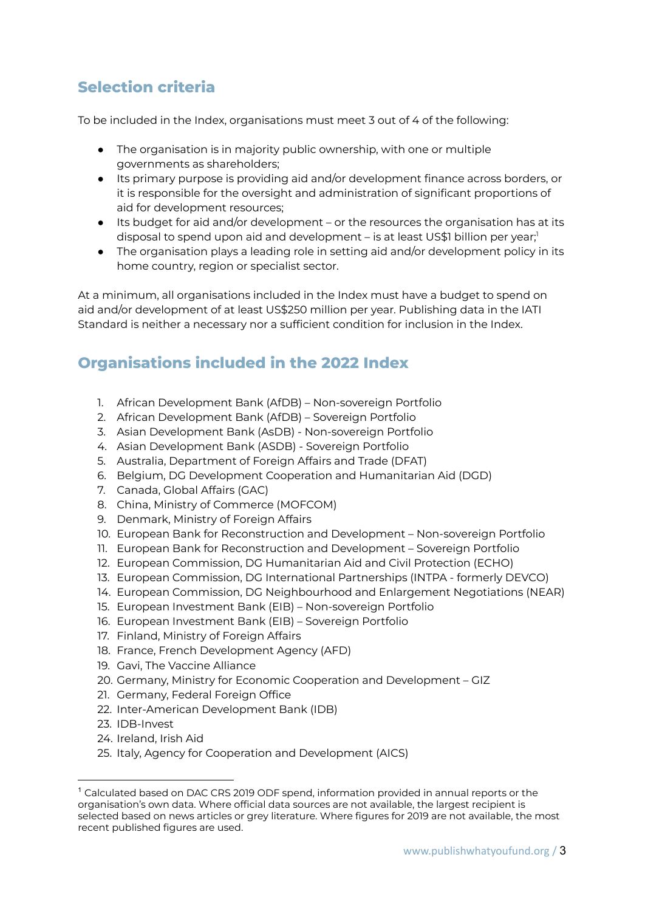## Selection criteria

To be included in the Index, organisations must meet 3 out of 4 of the following:

- The organisation is in majority public ownership, with one or multiple governments as shareholders;
- Its primary purpose is providing aid and/or development finance across borders, or it is responsible for the oversight and administration of significant proportions of aid for development resources;
- Its budget for aid and/or development – or the resources the organisation has at its disposal to spend upon aid and development – is at least US$1 billion per year;[1]
- The organisation plays a leading role in setting aid and/or development policy in its home country, region or specialist sector.

At a minimum, all organisations included in the Index must have a budget to spend on aid and/or development of at least US$250 million per year. Publishing data in the IATI Standard is neither a necessary nor a sufficient condition for inclusion in the Index.

## Organisations included in the 2022 Index

1. African Development Bank (AfDB) – Non-sovereign Portfolio
2. African Development Bank (AfDB) – Sovereign Portfolio
3. Asian Development Bank (AsDB) - Non-sovereign Portfolio
4. Asian Development Bank (ASDB) - Sovereign Portfolio
5. Australia, Department of Foreign Affairs and Trade (DFAT)
6. Belgium, DG Development Cooperation and Humanitarian Aid (DGD)
7. Canada, Global Affairs (GAC)
8. China, Ministry of Commerce (MOFCOM)
9. Denmark, Ministry of Foreign Affairs
10. European Bank for Reconstruction and Development – Non-sovereign Portfolio
11. European Bank for Reconstruction and Development – Sovereign Portfolio
12. European Commission, DG Humanitarian Aid and Civil Protection (ECHO)
13. European Commission, DG International Partnerships (INTPA - formerly DEVCO)
14. European Commission, DG Neighbourhood and Enlargement Negotiations (NEAR)
15. European Investment Bank (EIB) – Non-sovereign Portfolio
16. European Investment Bank (EIB) – Sovereign Portfolio
17. Finland, Ministry of Foreign Affairs
18. France, French Development Agency (AFD)
19. Gavi, The Vaccine Alliance
20. Germany, Ministry for Economic Cooperation and Development – GIZ
21. Germany, Federal Foreign Office
22. Inter-American Development Bank (IDB)
23. IDB-Invest
24. Ireland, Irish Aid
25. Italy, Agency for Cooperation and Development (AICS)

[1] Calculated based on DAC CRS 2019 ODF spend, information provided in annual reports or the organisation's own data. Where official data sources are not available, the largest recipient is selected based on news articles or grey literature. Where figures for 2019 are not available, the most recent published figures are used.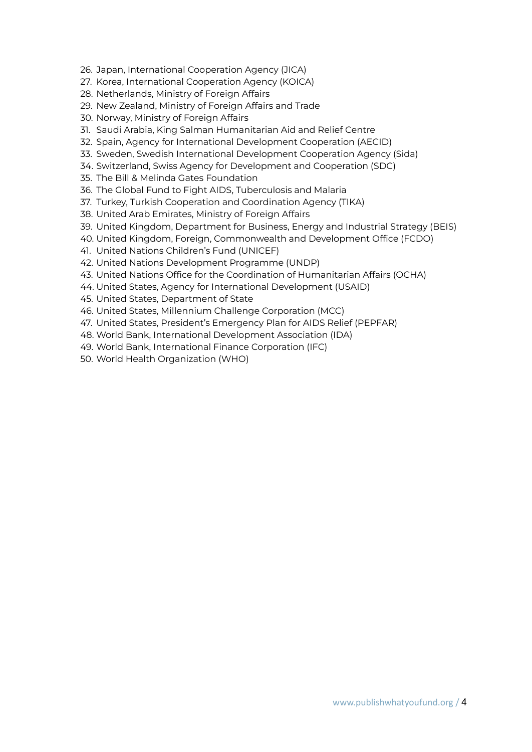26. Japan, International Cooperation Agency (JICA)
27. Korea, International Cooperation Agency (KOICA)
28. Netherlands, Ministry of Foreign Affairs
29. New Zealand, Ministry of Foreign Affairs and Trade
30. Norway, Ministry of Foreign Affairs
31. Saudi Arabia, King Salman Humanitarian Aid and Relief Centre
32. Spain, Agency for International Development Cooperation (AECID)
33. Sweden, Swedish International Development Cooperation Agency (Sida)
34. Switzerland, Swiss Agency for Development and Cooperation (SDC)
35. The Bill & Melinda Gates Foundation
36. The Global Fund to Fight AIDS, Tuberculosis and Malaria
37. Turkey, Turkish Cooperation and Coordination Agency (TIKA)
38. United Arab Emirates, Ministry of Foreign Affairs
39. United Kingdom, Department for Business, Energy and Industrial Strategy (BEIS)
40. United Kingdom, Foreign, Commonwealth and Development Office (FCDO)
41. United Nations Children's Fund (UNICEF)
42. United Nations Development Programme (UNDP)
43. United Nations Office for the Coordination of Humanitarian Affairs (OCHA)
44. United States, Agency for International Development (USAID)
45. United States, Department of State
46. United States, Millennium Challenge Corporation (MCC)
47. United States, President's Emergency Plan for AIDS Relief (PEPFAR)
48. World Bank, International Development Association (IDA)
49. World Bank, International Finance Corporation (IFC)
50. World Health Organization (WHO)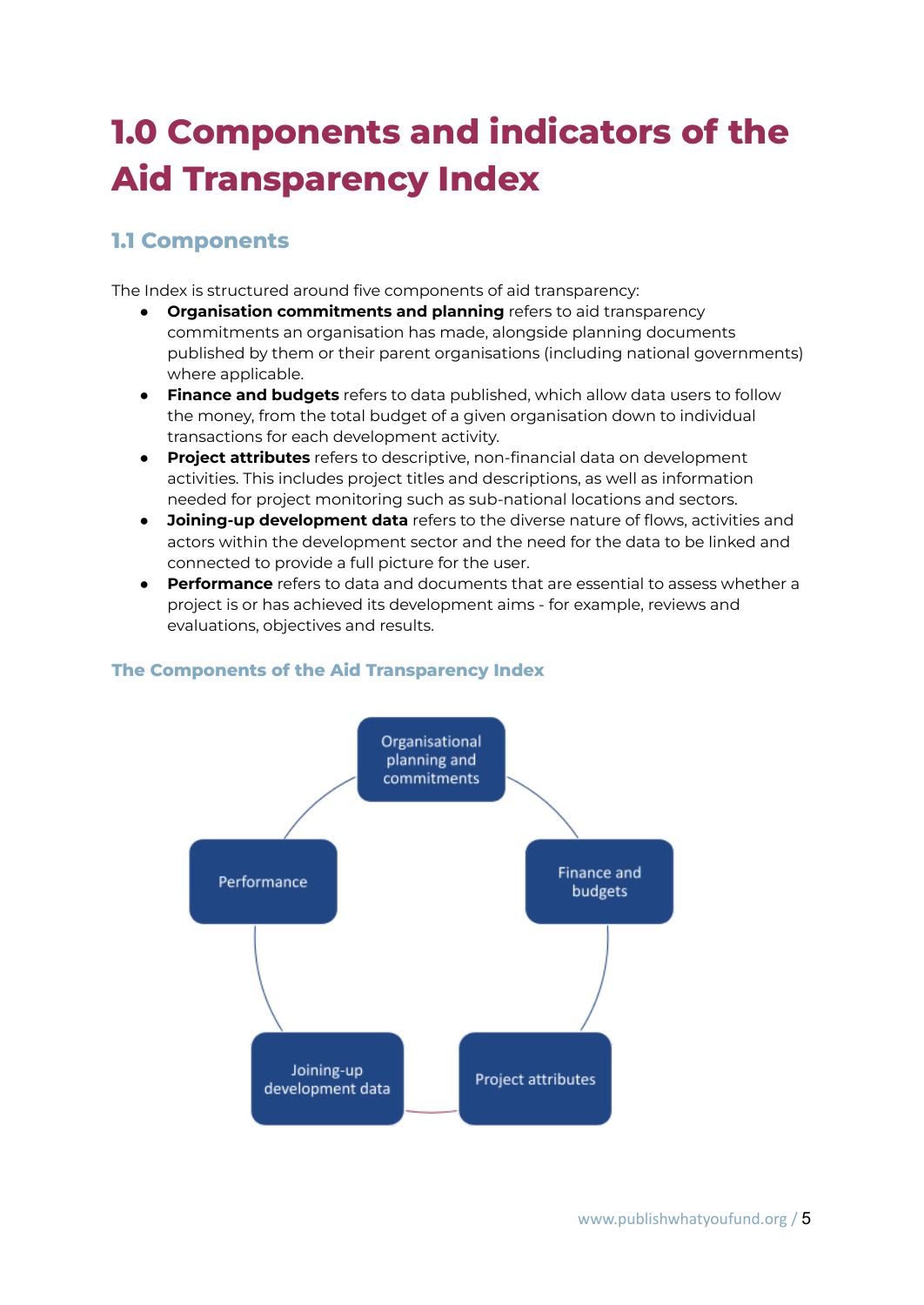# 1.0 Components and indicators of the Aid Transparency Index

## 1.1 Components

The Index is structured around five components of aid transparency:

- **Organisation commitments and planning** refers to aid transparency commitments an organisation has made, alongside planning documents published by them or their parent organisations (including national governments) where applicable.
- **Finance and budgets** refers to data published, which allow data users to follow the money, from the total budget of a given organisation down to individual transactions for each development activity.
- **Project attributes** refers to descriptive, non-financial data on development activities. This includes project titles and descriptions, as well as information needed for project monitoring such as sub-national locations and sectors.
- **Joining-up development data** refers to the diverse nature of flows, activities and actors within the development sector and the need for the data to be linked and connected to provide a full picture for the user.
- **Performance** refers to data and documents that are essential to assess whether a project is or has achieved its development aims - for example, reviews and evaluations, objectives and results.

### The Components of the Aid Transparency Index

Organisational planning and commitments

Finance and budgets

Project attributes

Joining-up development data

Performance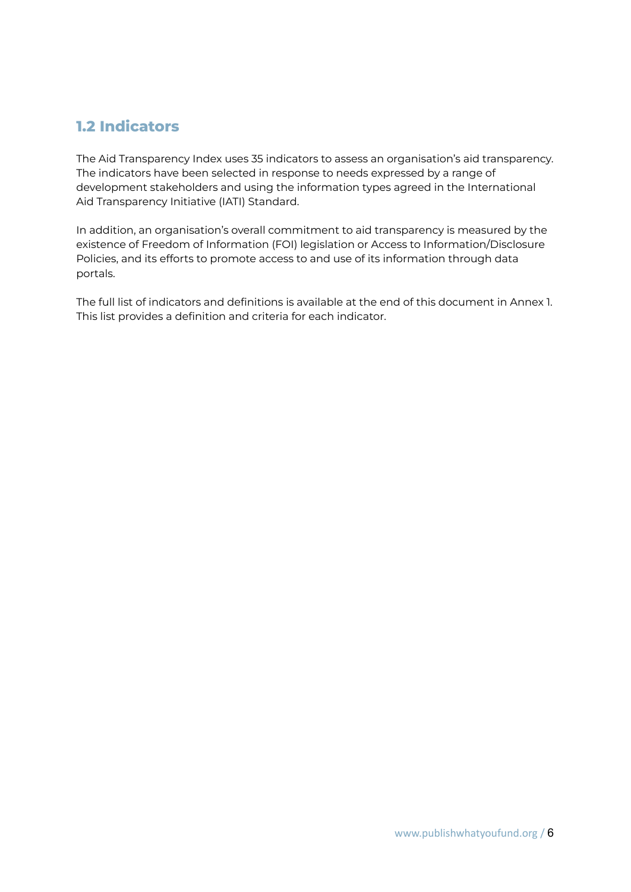## 1.2 Indicators

The Aid Transparency Index uses 35 indicators to assess an organisation's aid transparency. The indicators have been selected in response to needs expressed by a range of development stakeholders and using the information types agreed in the International Aid Transparency Initiative (IATI) Standard.

In addition, an organisation's overall commitment to aid transparency is measured by the existence of Freedom of Information (FOI) legislation or Access to Information/Disclosure Policies, and its efforts to promote access to and use of its information through data portals.

The full list of indicators and definitions is available at the end of this document in Annex 1. This list provides a definition and criteria for each indicator.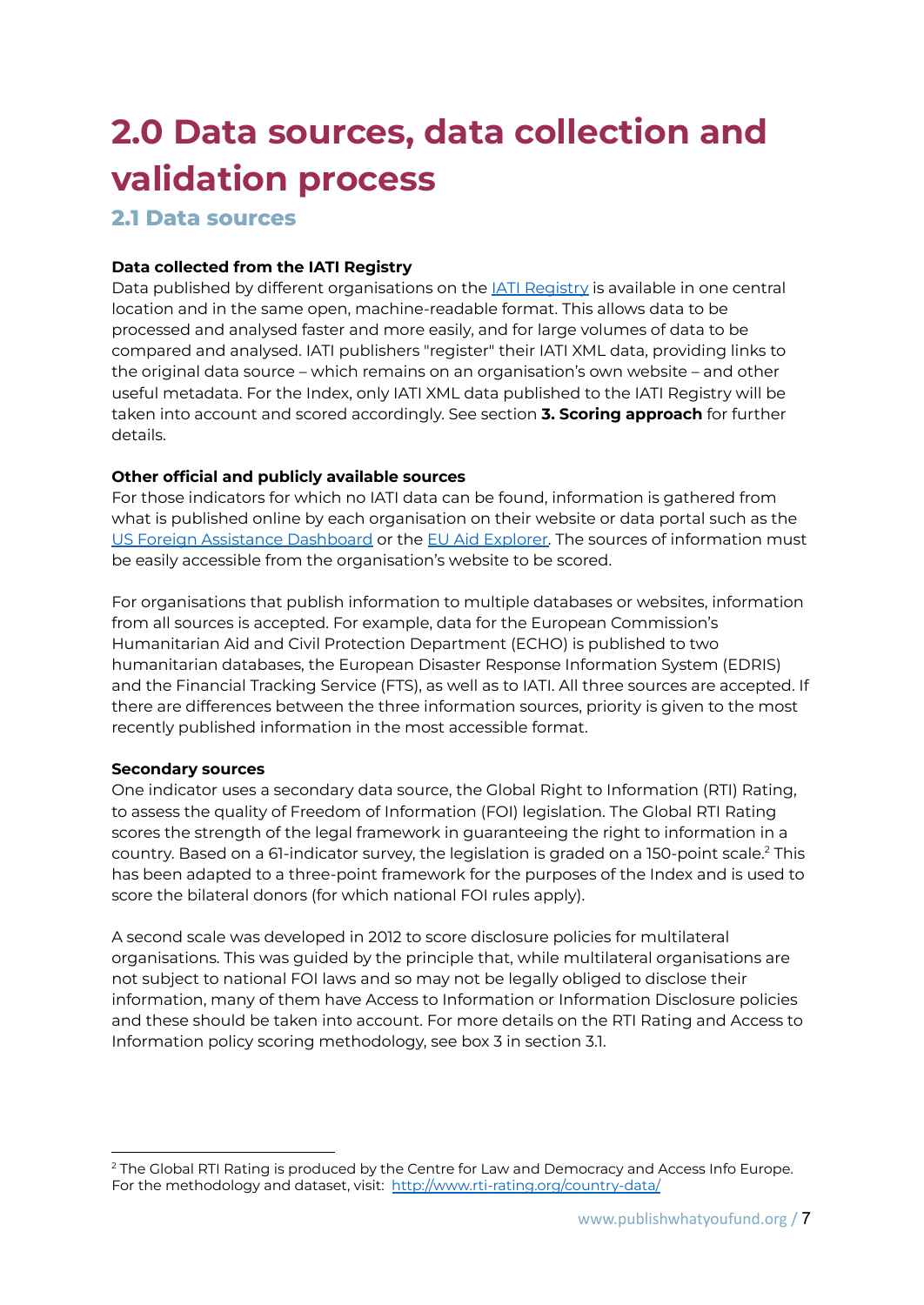# 2.0 Data sources, data collection and validation process

## 2.1 Data sources

**Data collected from the IATI Registry**

Data published by different organisations on the IATI Registry is available in one central location and in the same open, machine-readable format. This allows data to be processed and analysed faster and more easily, and for large volumes of data to be compared and analysed. IATI publishers "register" their IATI XML data, providing links to the original data source – which remains on an organisation's own website – and other useful metadata. For the Index, only IATI XML data published to the IATI Registry will be taken into account and scored accordingly. See section **3. Scoring approach** for further details.

**Other official and publicly available sources**

For those indicators for which no IATI data can be found, information is gathered from what is published online by each organisation on their website or data portal such as the US Foreign Assistance Dashboard or the EU Aid Explorer. The sources of information must be easily accessible from the organisation's website to be scored.

For organisations that publish information to multiple databases or websites, information from all sources is accepted. For example, data for the European Commission's Humanitarian Aid and Civil Protection Department (ECHO) is published to two humanitarian databases, the European Disaster Response Information System (EDRIS) and the Financial Tracking Service (FTS), as well as to IATI. All three sources are accepted. If there are differences between the three information sources, priority is given to the most recently published information in the most accessible format.

**Secondary sources**

One indicator uses a secondary data source, the Global Right to Information (RTI) Rating, to assess the quality of Freedom of Information (FOI) legislation. The Global RTI Rating scores the strength of the legal framework in guaranteeing the right to information in a country. Based on a 61-indicator survey, the legislation is graded on a 150-point scale.[2] This has been adapted to a three-point framework for the purposes of the Index and is used to score the bilateral donors (for which national FOI rules apply).

A second scale was developed in 2012 to score disclosure policies for multilateral organisations. This was guided by the principle that, while multilateral organisations are not subject to national FOI laws and so may not be legally obliged to disclose their information, many of them have Access to Information or Information Disclosure policies and these should be taken into account. For more details on the RTI Rating and Access to Information policy scoring methodology, see box 3 in section 3.1.

---

[2] The Global RTI Rating is produced by the Centre for Law and Democracy and Access Info Europe. For the methodology and dataset, visit: http://www.rti-rating.org/country-data/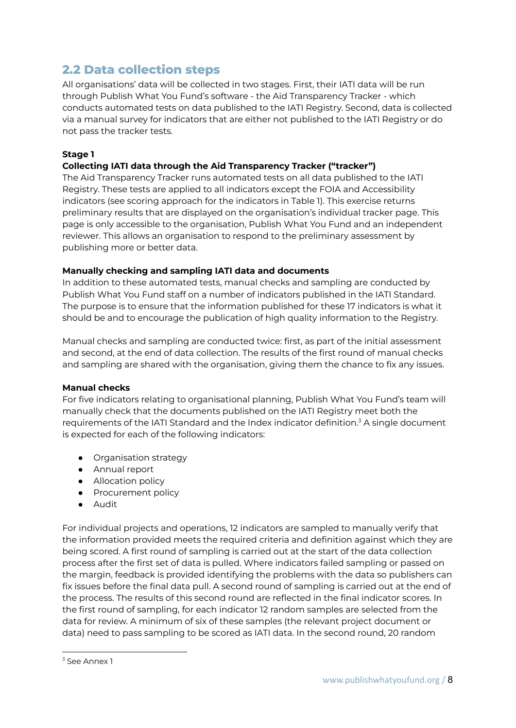## 2.2 Data collection steps

All organisations' data will be collected in two stages. First, their IATI data will be run through Publish What You Fund's software - the Aid Transparency Tracker - which conducts automated tests on data published to the IATI Registry. Second, data is collected via a manual survey for indicators that are either not published to the IATI Registry or do not pass the tracker tests.

**Stage 1**

**Collecting IATI data through the Aid Transparency Tracker ("tracker")**

The Aid Transparency Tracker runs automated tests on all data published to the IATI Registry. These tests are applied to all indicators except the FOIA and Accessibility indicators (see scoring approach for the indicators in Table 1). This exercise returns preliminary results that are displayed on the organisation's individual tracker page. This page is only accessible to the organisation, Publish What You Fund and an independent reviewer. This allows an organisation to respond to the preliminary assessment by publishing more or better data.

**Manually checking and sampling IATI data and documents**

In addition to these automated tests, manual checks and sampling are conducted by Publish What You Fund staff on a number of indicators published in the IATI Standard. The purpose is to ensure that the information published for these 17 indicators is what it should be and to encourage the publication of high quality information to the Registry.

Manual checks and sampling are conducted twice: first, as part of the initial assessment and second, at the end of data collection. The results of the first round of manual checks and sampling are shared with the organisation, giving them the chance to fix any issues.

**Manual checks**

For five indicators relating to organisational planning, Publish What You Fund's team will manually check that the documents published on the IATI Registry meet both the requirements of the IATI Standard and the Index indicator definition.[3] A single document is expected for each of the following indicators:

- Organisation strategy
- Annual report
- Allocation policy
- Procurement policy
- Audit

For individual projects and operations, 12 indicators are sampled to manually verify that the information provided meets the required criteria and definition against which they are being scored. A first round of sampling is carried out at the start of the data collection process after the first set of data is pulled. Where indicators failed sampling or passed on the margin, feedback is provided identifying the problems with the data so publishers can fix issues before the final data pull. A second round of sampling is carried out at the end of the process. The results of this second round are reflected in the final indicator scores. In the first round of sampling, for each indicator 12 random samples are selected from the data for review. A minimum of six of these samples (the relevant project document or data) need to pass sampling to be scored as IATI data. In the second round, 20 random

[3] See Annex 1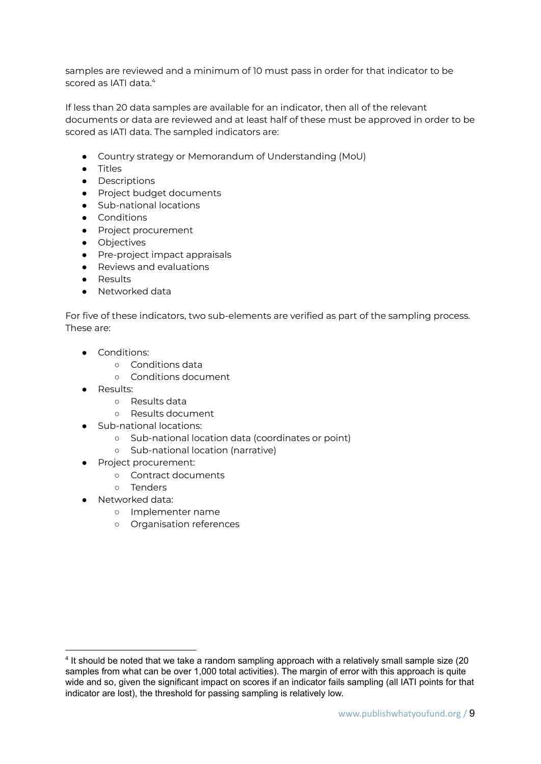samples are reviewed and a minimum of 10 must pass in order for that indicator to be scored as IATI data.[4]

If less than 20 data samples are available for an indicator, then all of the relevant documents or data are reviewed and at least half of these must be approved in order to be scored as IATI data. The sampled indicators are:

- Country strategy or Memorandum of Understanding (MoU)
- Titles
- Descriptions
- Project budget documents
- Sub-national locations
- Conditions
- Project procurement
- Objectives
- Pre-project impact appraisals
- Reviews and evaluations
- Results
- Networked data

For five of these indicators, two sub-elements are verified as part of the sampling process. These are:

- Conditions:
  - Conditions data
  - Conditions document
- Results:
  - Results data
  - Results document
- Sub-national locations:
  - Sub-national location data (coordinates or point)
  - Sub-national location (narrative)
- Project procurement:
  - Contract documents
  - Tenders
- Networked data:
  - Implementer name
  - Organisation references

[4] It should be noted that we take a random sampling approach with a relatively small sample size (20 samples from what can be over 1,000 total activities). The margin of error with this approach is quite wide and so, given the significant impact on scores if an indicator fails sampling (all IATI points for that indicator are lost), the threshold for passing sampling is relatively low.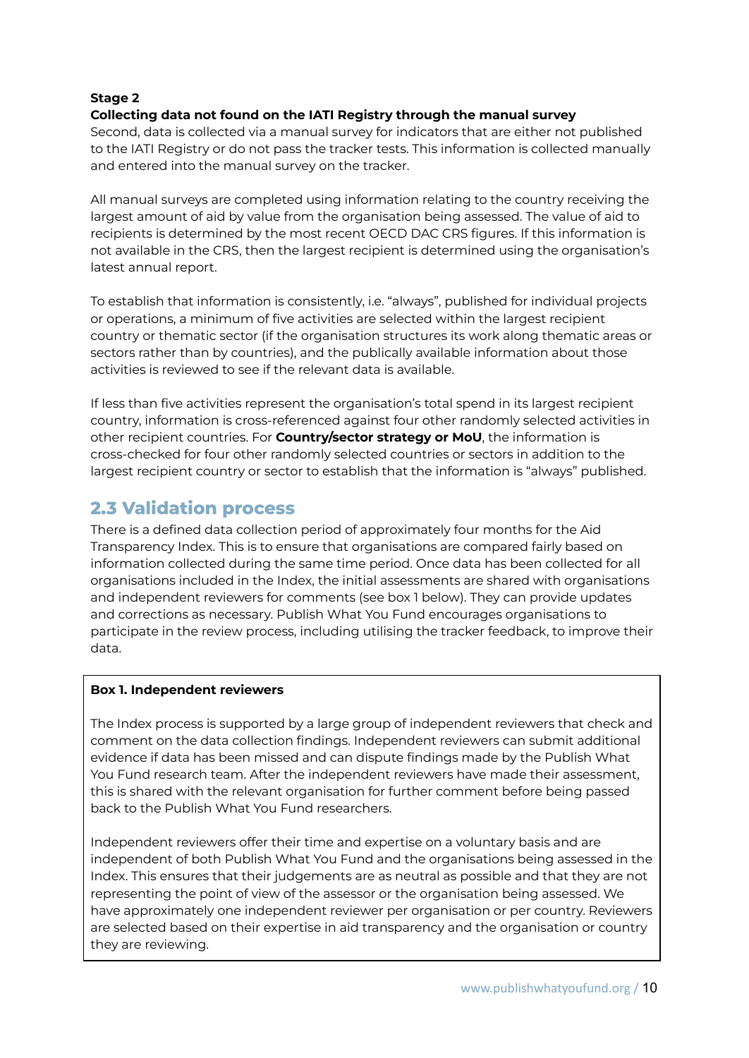**Stage 2**

**Collecting data not found on the IATI Registry through the manual survey**

Second, data is collected via a manual survey for indicators that are either not published to the IATI Registry or do not pass the tracker tests. This information is collected manually and entered into the manual survey on the tracker.

All manual surveys are completed using information relating to the country receiving the largest amount of aid by value from the organisation being assessed. The value of aid to recipients is determined by the most recent OECD DAC CRS figures. If this information is not available in the CRS, then the largest recipient is determined using the organisation's latest annual report.

To establish that information is consistently, i.e. "always", published for individual projects or operations, a minimum of five activities are selected within the largest recipient country or thematic sector (if the organisation structures its work along thematic areas or sectors rather than by countries), and the publically available information about those activities is reviewed to see if the relevant data is available.

If less than five activities represent the organisation's total spend in its largest recipient country, information is cross-referenced against four other randomly selected activities in other recipient countries. For **Country/sector strategy or MoU**, the information is cross-checked for four other randomly selected countries or sectors in addition to the largest recipient country or sector to establish that the information is "always" published.

## 2.3 Validation process

There is a defined data collection period of approximately four months for the Aid Transparency Index. This is to ensure that organisations are compared fairly based on information collected during the same time period. Once data has been collected for all organisations included in the Index, the initial assessments are shared with organisations and independent reviewers for comments (see box 1 below). They can provide updates and corrections as necessary. Publish What You Fund encourages organisations to participate in the review process, including utilising the tracker feedback, to improve their data.

**Box 1. Independent reviewers**

The Index process is supported by a large group of independent reviewers that check and comment on the data collection findings. Independent reviewers can submit additional evidence if data has been missed and can dispute findings made by the Publish What You Fund research team. After the independent reviewers have made their assessment, this is shared with the relevant organisation for further comment before being passed back to the Publish What You Fund researchers.

Independent reviewers offer their time and expertise on a voluntary basis and are independent of both Publish What You Fund and the organisations being assessed in the Index. This ensures that their judgements are as neutral as possible and that they are not representing the point of view of the assessor or the organisation being assessed. We have approximately one independent reviewer per organisation or per country. Reviewers are selected based on their expertise in aid transparency and the organisation or country they are reviewing.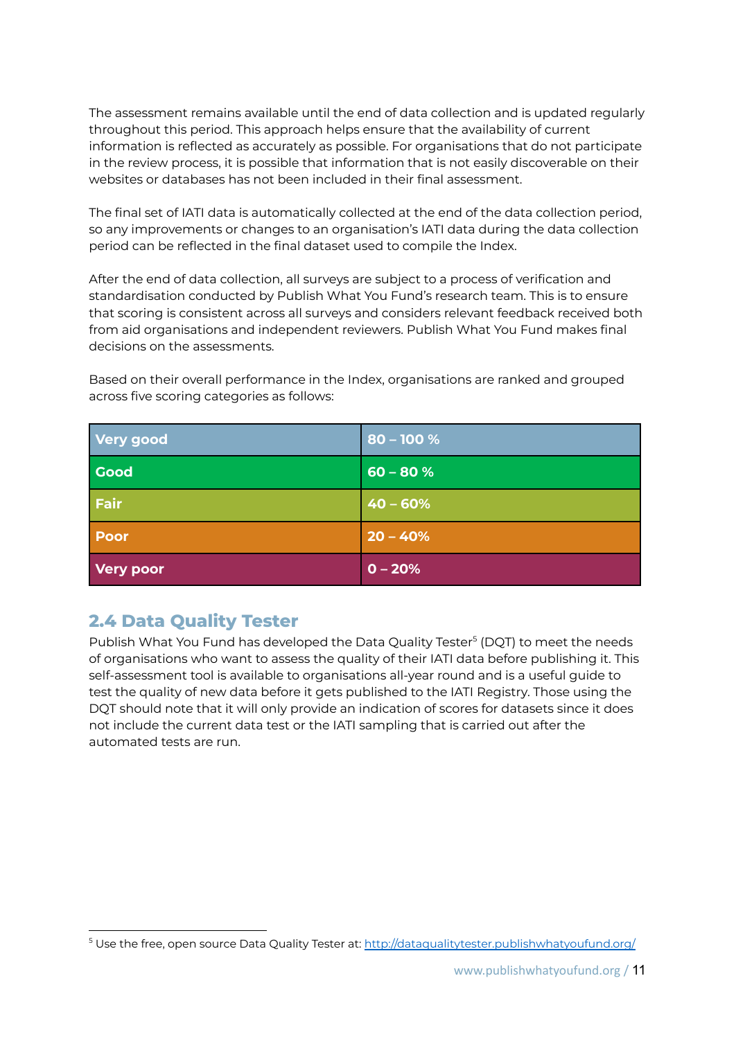The assessment remains available until the end of data collection and is updated regularly throughout this period. This approach helps ensure that the availability of current information is reflected as accurately as possible. For organisations that do not participate in the review process, it is possible that information that is not easily discoverable on their websites or databases has not been included in their final assessment.

The final set of IATI data is automatically collected at the end of the data collection period, so any improvements or changes to an organisation's IATI data during the data collection period can be reflected in the final dataset used to compile the Index.

After the end of data collection, all surveys are subject to a process of verification and standardisation conducted by Publish What You Fund's research team. This is to ensure that scoring is consistent across all surveys and considers relevant feedback received both from aid organisations and independent reviewers. Publish What You Fund makes final decisions on the assessments.

Based on their overall performance in the Index, organisations are ranked and grouped across five scoring categories as follows:

| Category | Score range |
|---|---|
| Very good | 80 – 100 % |
| Good | 60 – 80 % |
| Fair | 40 – 60% |
| Poor | 20 – 40% |
| Very poor | 0 – 20% |

## 2.4 Data Quality Tester

Publish What You Fund has developed the Data Quality Tester[5] (DQT) to meet the needs of organisations who want to assess the quality of their IATI data before publishing it. This self-assessment tool is available to organisations all-year round and is a useful guide to test the quality of new data before it gets published to the IATI Registry. Those using the DQT should note that it will only provide an indication of scores for datasets since it does not include the current data test or the IATI sampling that is carried out after the automated tests are run.

[5] Use the free, open source Data Quality Tester at: http://dataqualitytester.publishwhatyoufund.org/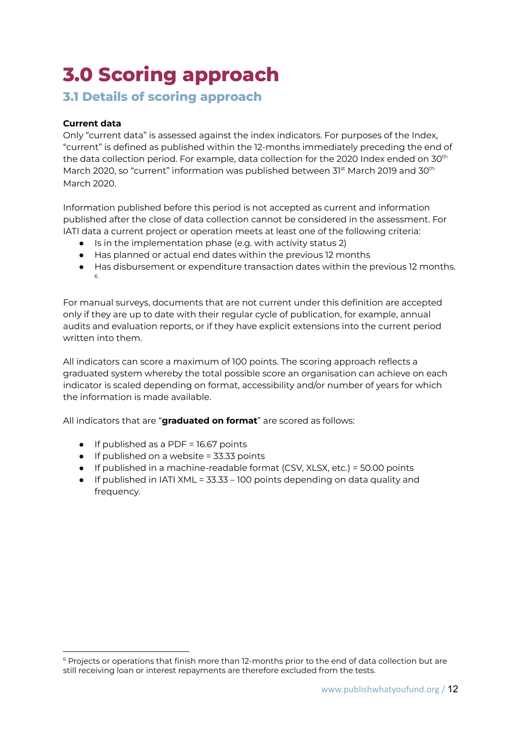# 3.0 Scoring approach

## 3.1 Details of scoring approach

**Current data**

Only "current data" is assessed against the index indicators. For purposes of the Index, "current" is defined as published within the 12-months immediately preceding the end of the data collection period. For example, data collection for the 2020 Index ended on 30th March 2020, so "current" information was published between 31st March 2019 and 30th March 2020.

Information published before this period is not accepted as current and information published after the close of data collection cannot be considered in the assessment. For IATI data a current project or operation meets at least one of the following criteria:

- Is in the implementation phase (e.g. with activity status 2)
- Has planned or actual end dates within the previous 12 months
- Has disbursement or expenditure transaction dates within the previous 12 months.[6]

For manual surveys, documents that are not current under this definition are accepted only if they are up to date with their regular cycle of publication, for example, annual audits and evaluation reports, or if they have explicit extensions into the current period written into them.

All indicators can score a maximum of 100 points. The scoring approach reflects a graduated system whereby the total possible score an organisation can achieve on each indicator is scaled depending on format, accessibility and/or number of years for which the information is made available.

All indicators that are "**graduated on format**" are scored as follows:

- If published as a PDF = 16.67 points
- If published on a website = 33.33 points
- If published in a machine-readable format (CSV, XLSX, etc.) = 50.00 points
- If published in IATI XML = 33.33 – 100 points depending on data quality and frequency.

[6] Projects or operations that finish more than 12-months prior to the end of data collection but are still receiving loan or interest repayments are therefore excluded from the tests.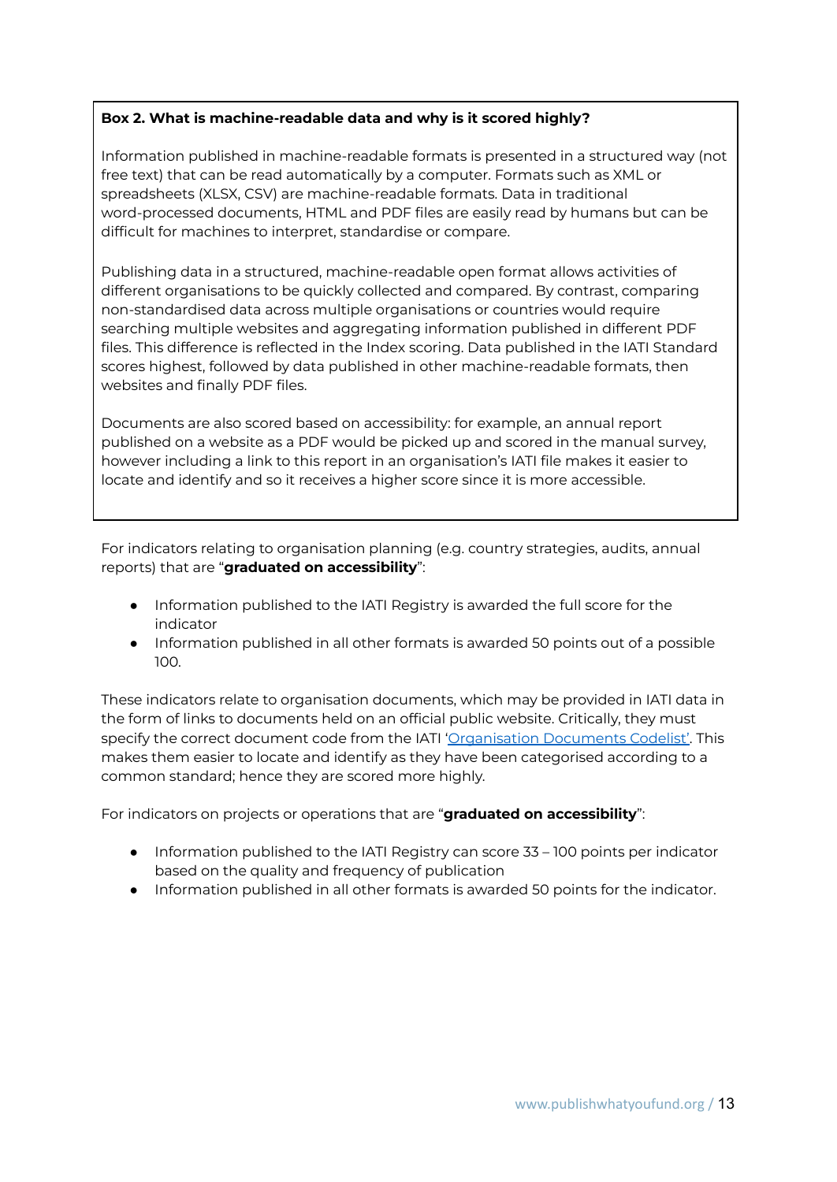**Box 2. What is machine-readable data and why is it scored highly?**

Information published in machine-readable formats is presented in a structured way (not free text) that can be read automatically by a computer. Formats such as XML or spreadsheets (XLSX, CSV) are machine-readable formats. Data in traditional word-processed documents, HTML and PDF files are easily read by humans but can be difficult for machines to interpret, standardise or compare.

Publishing data in a structured, machine-readable open format allows activities of different organisations to be quickly collected and compared. By contrast, comparing non-standardised data across multiple organisations or countries would require searching multiple websites and aggregating information published in different PDF files. This difference is reflected in the Index scoring. Data published in the IATI Standard scores highest, followed by data published in other machine-readable formats, then websites and finally PDF files.

Documents are also scored based on accessibility: for example, an annual report published on a website as a PDF would be picked up and scored in the manual survey, however including a link to this report in an organisation's IATI file makes it easier to locate and identify and so it receives a higher score since it is more accessible.

For indicators relating to organisation planning (e.g. country strategies, audits, annual reports) that are "**graduated on accessibility**":

- Information published to the IATI Registry is awarded the full score for the indicator
- Information published in all other formats is awarded 50 points out of a possible 100.

These indicators relate to organisation documents, which may be provided in IATI data in the form of links to documents held on an official public website. Critically, they must specify the correct document code from the IATI 'Organisation Documents Codelist'. This makes them easier to locate and identify as they have been categorised according to a common standard; hence they are scored more highly.

For indicators on projects or operations that are "**graduated on accessibility**":

- Information published to the IATI Registry can score 33 – 100 points per indicator based on the quality and frequency of publication
- Information published in all other formats is awarded 50 points for the indicator.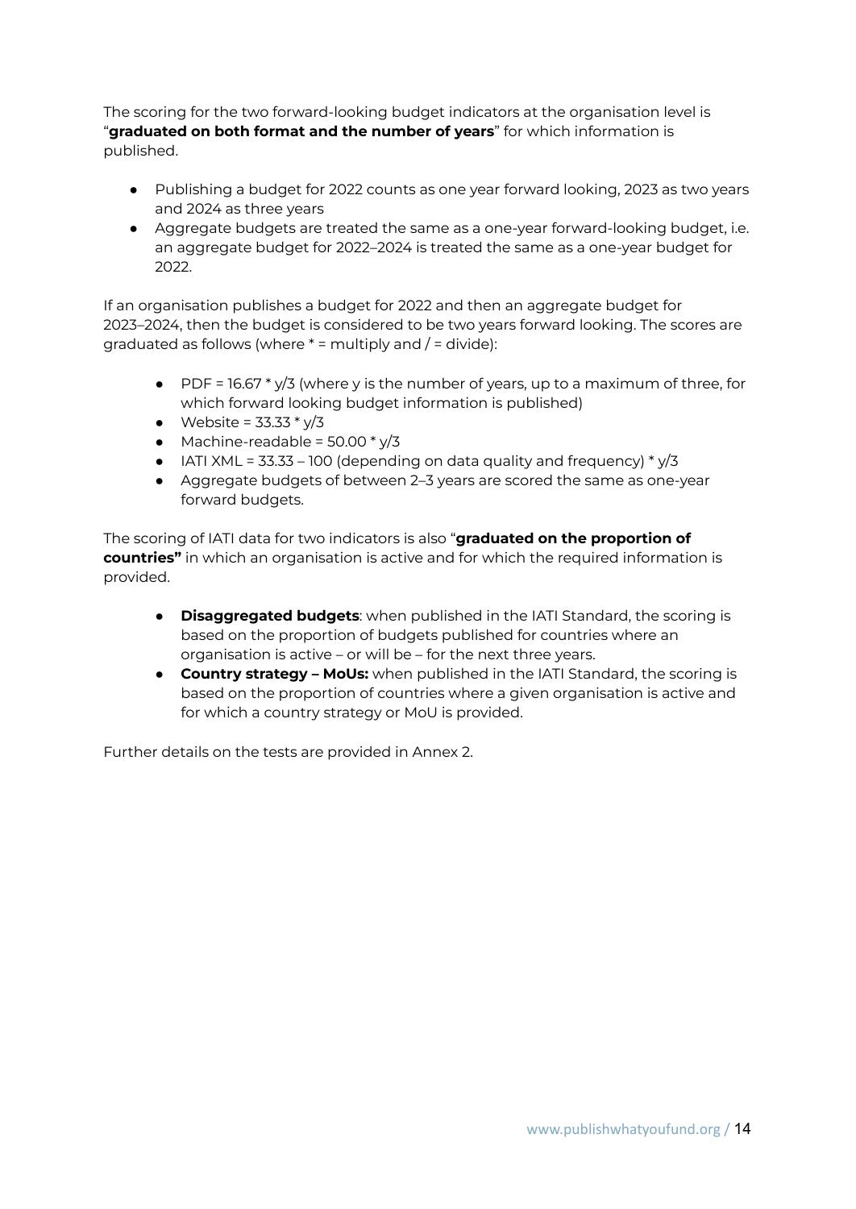The scoring for the two forward-looking budget indicators at the organisation level is "**graduated on both format and the number of years**" for which information is published.

- Publishing a budget for 2022 counts as one year forward looking, 2023 as two years and 2024 as three years
- Aggregate budgets are treated the same as a one-year forward-looking budget, i.e. an aggregate budget for 2022–2024 is treated the same as a one-year budget for 2022.

If an organisation publishes a budget for 2022 and then an aggregate budget for 2023–2024, then the budget is considered to be two years forward looking. The scores are graduated as follows (where * = multiply and / = divide):

- PDF = 16.67 * y/3 (where y is the number of years, up to a maximum of three, for which forward looking budget information is published)
- Website = 33.33 * y/3
- Machine-readable = 50.00 * y/3
- IATI XML = 33.33 – 100 (depending on data quality and frequency) * y/3
- Aggregate budgets of between 2–3 years are scored the same as one-year forward budgets.

The scoring of IATI data for two indicators is also "**graduated on the proportion of countries"** in which an organisation is active and for which the required information is provided.

- **Disaggregated budgets**: when published in the IATI Standard, the scoring is based on the proportion of budgets published for countries where an organisation is active – or will be – for the next three years.
- **Country strategy – MoUs:** when published in the IATI Standard, the scoring is based on the proportion of countries where a given organisation is active and for which a country strategy or MoU is provided.

Further details on the tests are provided in Annex 2.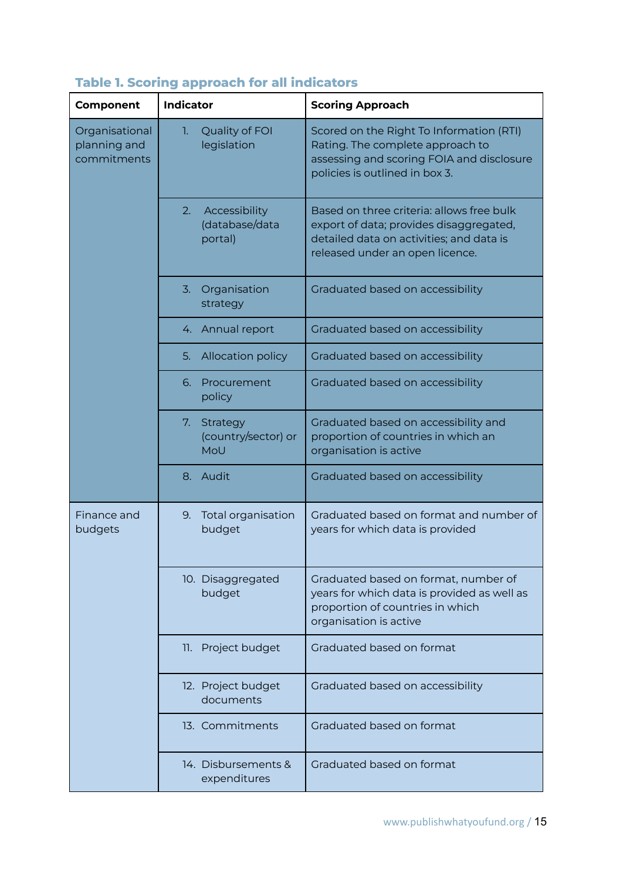**Table 1. Scoring approach for all indicators**

| Component | Indicator | Scoring Approach |
|---|---|---|
| Organisational planning and commitments | 1. Quality of FOI legislation | Scored on the Right To Information (RTI) Rating. The complete approach to assessing and scoring FOIA and disclosure policies is outlined in box 3. |
| | 2. Accessibility (database/data portal) | Based on three criteria: allows free bulk export of data; provides disaggregated, detailed data on activities; and data is released under an open licence. |
| | 3. Organisation strategy | Graduated based on accessibility |
| | 4. Annual report | Graduated based on accessibility |
| | 5. Allocation policy | Graduated based on accessibility |
| | 6. Procurement policy | Graduated based on accessibility |
| | 7. Strategy (country/sector) or MoU | Graduated based on accessibility and proportion of countries in which an organisation is active |
| | 8. Audit | Graduated based on accessibility |
| Finance and budgets | 9. Total organisation budget | Graduated based on format and number of years for which data is provided |
| | 10. Disaggregated budget | Graduated based on format, number of years for which data is provided as well as proportion of countries in which organisation is active |
| | 11. Project budget | Graduated based on format |
| | 12. Project budget documents | Graduated based on accessibility |
| | 13. Commitments | Graduated based on format |
| | 14. Disbursements & expenditures | Graduated based on format |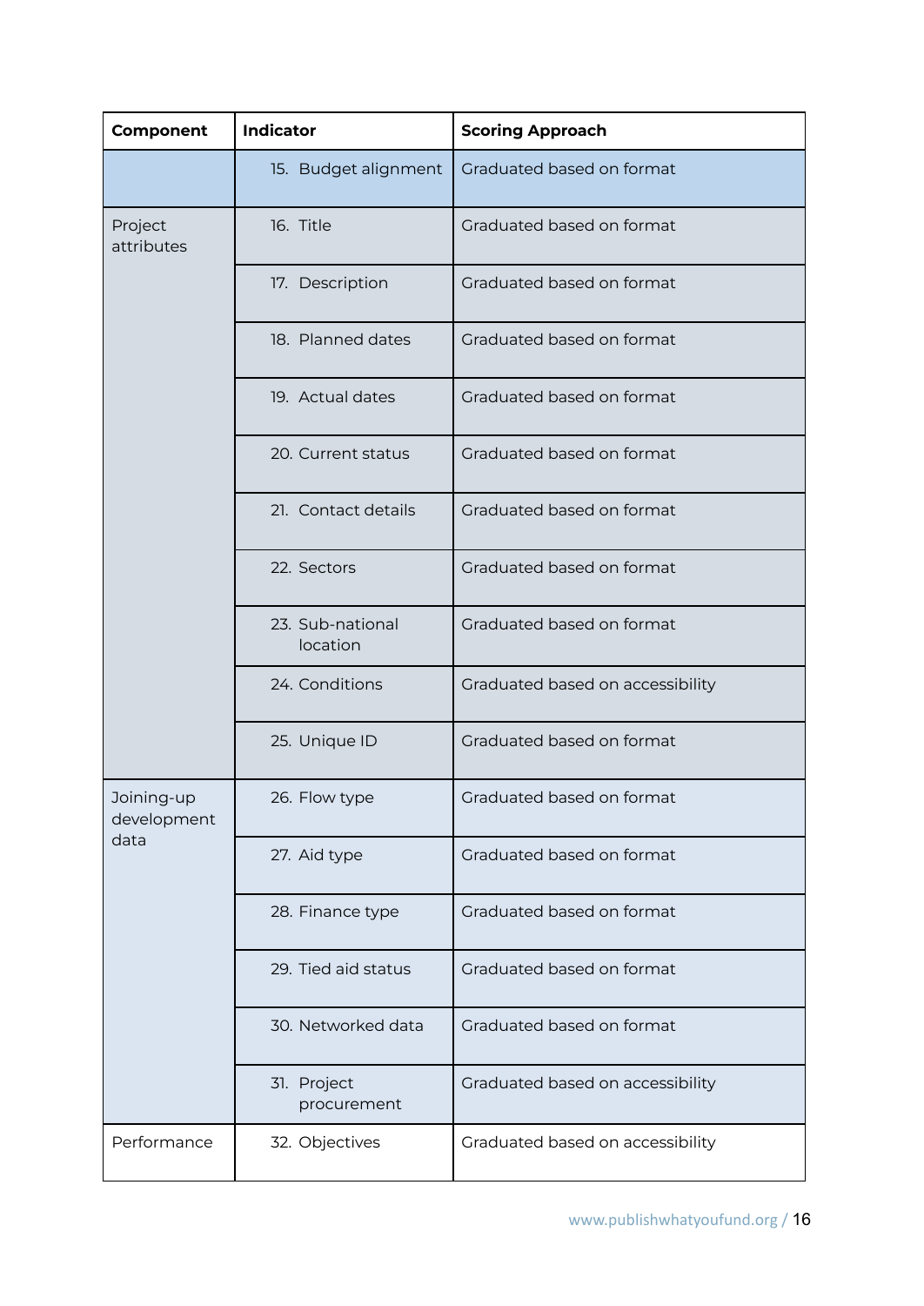| Component | Indicator | Scoring Approach |
| --- | --- | --- |
| | 15. Budget alignment | Graduated based on format |
| Project attributes | 16. Title | Graduated based on format |
| | 17. Description | Graduated based on format |
| | 18. Planned dates | Graduated based on format |
| | 19. Actual dates | Graduated based on format |
| | 20. Current status | Graduated based on format |
| | 21. Contact details | Graduated based on format |
| | 22. Sectors | Graduated based on format |
| | 23. Sub-national location | Graduated based on format |
| | 24. Conditions | Graduated based on accessibility |
| | 25. Unique ID | Graduated based on format |
| Joining-up development data | 26. Flow type | Graduated based on format |
| | 27. Aid type | Graduated based on format |
| | 28. Finance type | Graduated based on format |
| | 29. Tied aid status | Graduated based on format |
| | 30. Networked data | Graduated based on format |
| | 31. Project procurement | Graduated based on accessibility |
| Performance | 32. Objectives | Graduated based on accessibility |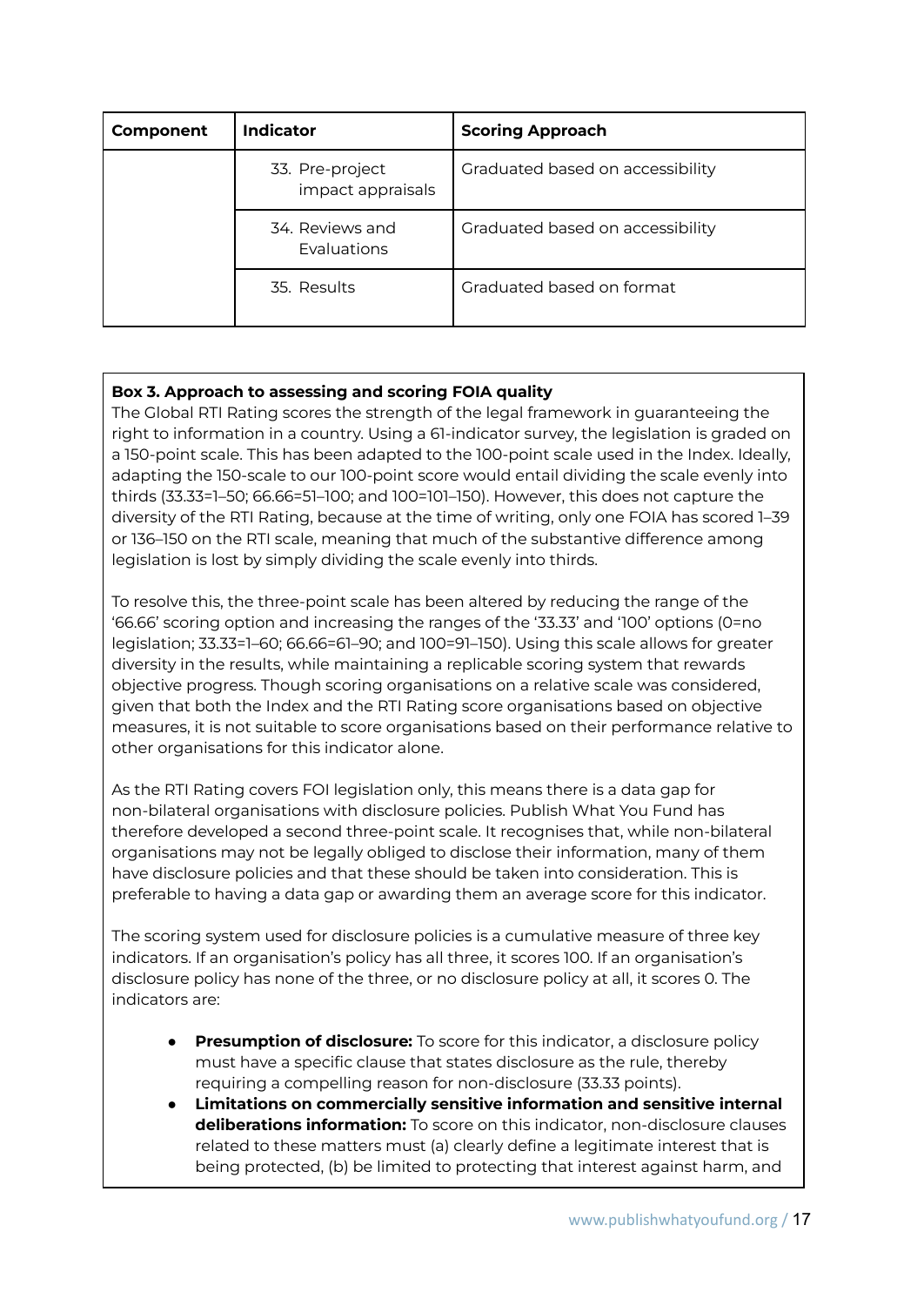| Component | Indicator | Scoring Approach |
|---|---|---|
| | 33. Pre-project impact appraisals | Graduated based on accessibility |
| | 34. Reviews and Evaluations | Graduated based on accessibility |
| | 35. Results | Graduated based on format |

**Box 3. Approach to assessing and scoring FOIA quality**

The Global RTI Rating scores the strength of the legal framework in guaranteeing the right to information in a country. Using a 61-indicator survey, the legislation is graded on a 150-point scale. This has been adapted to the 100-point scale used in the Index. Ideally, adapting the 150-scale to our 100-point score would entail dividing the scale evenly into thirds (33.33=1–50; 66.66=51–100; and 100=101–150). However, this does not capture the diversity of the RTI Rating, because at the time of writing, only one FOIA has scored 1–39 or 136–150 on the RTI scale, meaning that much of the substantive difference among legislation is lost by simply dividing the scale evenly into thirds.

To resolve this, the three-point scale has been altered by reducing the range of the '66.66' scoring option and increasing the ranges of the '33.33' and '100' options (0=no legislation; 33.33=1–60; 66.66=61–90; and 100=91–150). Using this scale allows for greater diversity in the results, while maintaining a replicable scoring system that rewards objective progress. Though scoring organisations on a relative scale was considered, given that both the Index and the RTI Rating score organisations based on objective measures, it is not suitable to score organisations based on their performance relative to other organisations for this indicator alone.

As the RTI Rating covers FOI legislation only, this means there is a data gap for non-bilateral organisations with disclosure policies. Publish What You Fund has therefore developed a second three-point scale. It recognises that, while non-bilateral organisations may not be legally obliged to disclose their information, many of them have disclosure policies and that these should be taken into consideration. This is preferable to having a data gap or awarding them an average score for this indicator.

The scoring system used for disclosure policies is a cumulative measure of three key indicators. If an organisation's policy has all three, it scores 100. If an organisation's disclosure policy has none of the three, or no disclosure policy at all, it scores 0. The indicators are:

- **Presumption of disclosure:** To score for this indicator, a disclosure policy must have a specific clause that states disclosure as the rule, thereby requiring a compelling reason for non-disclosure (33.33 points).
- **Limitations on commercially sensitive information and sensitive internal deliberations information:** To score on this indicator, non-disclosure clauses related to these matters must (a) clearly define a legitimate interest that is being protected, (b) be limited to protecting that interest against harm, and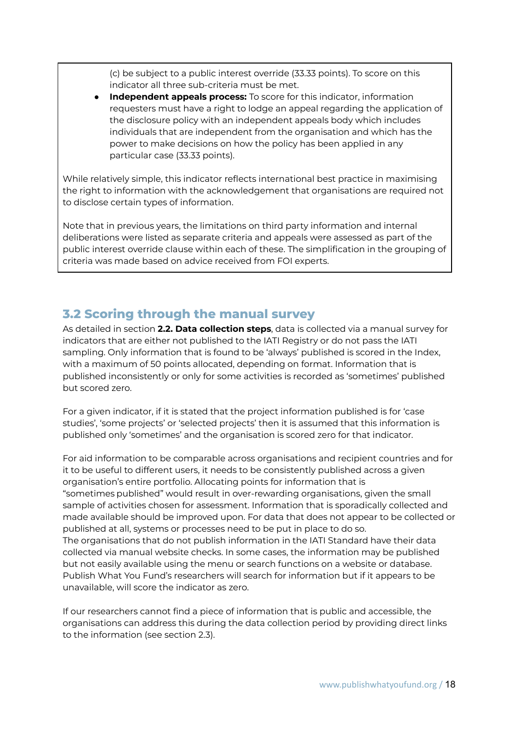(c) be subject to a public interest override (33.33 points). To score on this indicator all three sub-criteria must be met.

- **Independent appeals process:** To score for this indicator, information requesters must have a right to lodge an appeal regarding the application of the disclosure policy with an independent appeals body which includes individuals that are independent from the organisation and which has the power to make decisions on how the policy has been applied in any particular case (33.33 points).

While relatively simple, this indicator reflects international best practice in maximising the right to information with the acknowledgement that organisations are required not to disclose certain types of information.

Note that in previous years, the limitations on third party information and internal deliberations were listed as separate criteria and appeals were assessed as part of the public interest override clause within each of these. The simplification in the grouping of criteria was made based on advice received from FOI experts.

## 3.2 Scoring through the manual survey

As detailed in section **2.2. Data collection steps**, data is collected via a manual survey for indicators that are either not published to the IATI Registry or do not pass the IATI sampling. Only information that is found to be 'always' published is scored in the Index, with a maximum of 50 points allocated, depending on format. Information that is published inconsistently or only for some activities is recorded as 'sometimes' published but scored zero.

For a given indicator, if it is stated that the project information published is for 'case studies', 'some projects' or 'selected projects' then it is assumed that this information is published only 'sometimes' and the organisation is scored zero for that indicator.

For aid information to be comparable across organisations and recipient countries and for it to be useful to different users, it needs to be consistently published across a given organisation's entire portfolio. Allocating points for information that is "sometimes published" would result in over-rewarding organisations, given the small sample of activities chosen for assessment. Information that is sporadically collected and made available should be improved upon. For data that does not appear to be collected or published at all, systems or processes need to be put in place to do so.
The organisations that do not publish information in the IATI Standard have their data collected via manual website checks. In some cases, the information may be published but not easily available using the menu or search functions on a website or database. Publish What You Fund's researchers will search for information but if it appears to be unavailable, will score the indicator as zero.

If our researchers cannot find a piece of information that is public and accessible, the organisations can address this during the data collection period by providing direct links to the information (see section 2.3).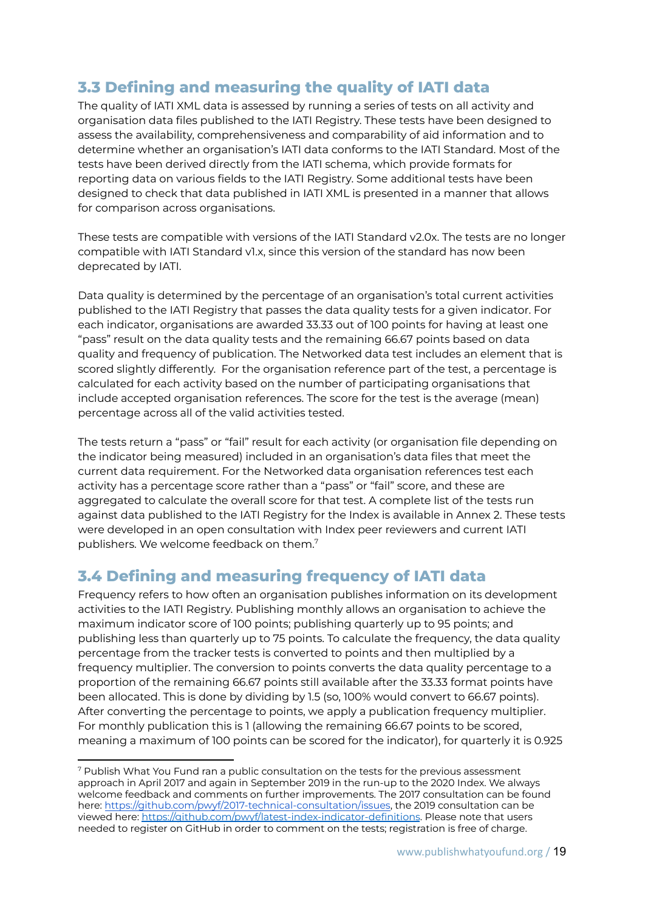## 3.3 Defining and measuring the quality of IATI data

The quality of IATI XML data is assessed by running a series of tests on all activity and organisation data files published to the IATI Registry. These tests have been designed to assess the availability, comprehensiveness and comparability of aid information and to determine whether an organisation's IATI data conforms to the IATI Standard. Most of the tests have been derived directly from the IATI schema, which provide formats for reporting data on various fields to the IATI Registry. Some additional tests have been designed to check that data published in IATI XML is presented in a manner that allows for comparison across organisations.

These tests are compatible with versions of the IATI Standard v2.0x. The tests are no longer compatible with IATI Standard v1.x, since this version of the standard has now been deprecated by IATI.

Data quality is determined by the percentage of an organisation's total current activities published to the IATI Registry that passes the data quality tests for a given indicator. For each indicator, organisations are awarded 33.33 out of 100 points for having at least one "pass" result on the data quality tests and the remaining 66.67 points based on data quality and frequency of publication. The Networked data test includes an element that is scored slightly differently. For the organisation reference part of the test, a percentage is calculated for each activity based on the number of participating organisations that include accepted organisation references. The score for the test is the average (mean) percentage across all of the valid activities tested.

The tests return a "pass" or "fail" result for each activity (or organisation file depending on the indicator being measured) included in an organisation's data files that meet the current data requirement. For the Networked data organisation references test each activity has a percentage score rather than a "pass" or "fail" score, and these are aggregated to calculate the overall score for that test. A complete list of the tests run against data published to the IATI Registry for the Index is available in Annex 2. These tests were developed in an open consultation with Index peer reviewers and current IATI publishers. We welcome feedback on them.[7]

## 3.4 Defining and measuring frequency of IATI data

Frequency refers to how often an organisation publishes information on its development activities to the IATI Registry. Publishing monthly allows an organisation to achieve the maximum indicator score of 100 points; publishing quarterly up to 95 points; and publishing less than quarterly up to 75 points. To calculate the frequency, the data quality percentage from the tracker tests is converted to points and then multiplied by a frequency multiplier. The conversion to points converts the data quality percentage to a proportion of the remaining 66.67 points still available after the 33.33 format points have been allocated. This is done by dividing by 1.5 (so, 100% would convert to 66.67 points). After converting the percentage to points, we apply a publication frequency multiplier. For monthly publication this is 1 (allowing the remaining 66.67 points to be scored, meaning a maximum of 100 points can be scored for the indicator), for quarterly it is 0.925

[7] Publish What You Fund ran a public consultation on the tests for the previous assessment approach in April 2017 and again in September 2019 in the run-up to the 2020 Index. We always welcome feedback and comments on further improvements. The 2017 consultation can be found here: https://github.com/pwyf/2017-technical-consultation/issues, the 2019 consultation can be viewed here: https://github.com/pwyf/latest-index-indicator-definitions. Please note that users needed to register on GitHub in order to comment on the tests; registration is free of charge.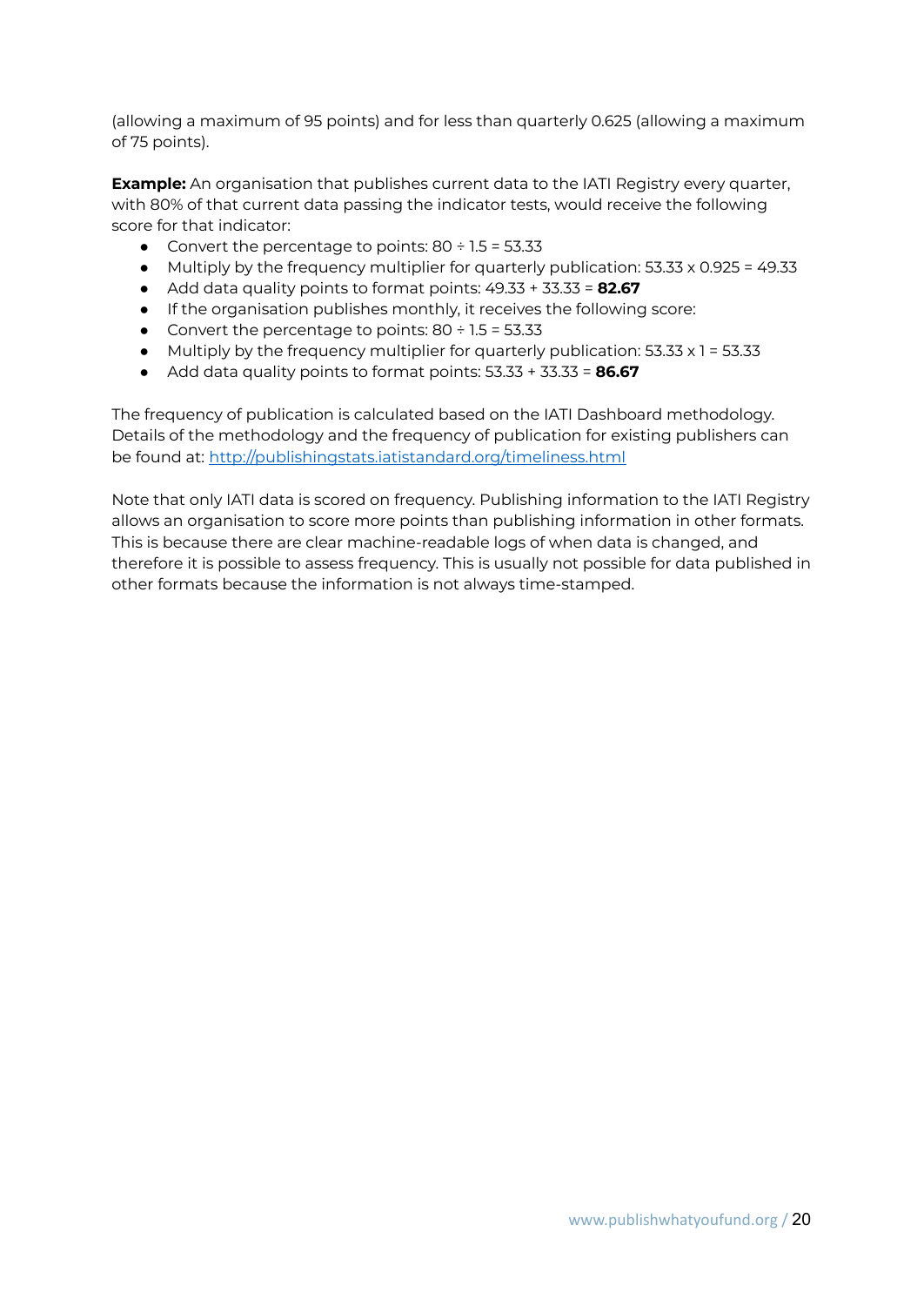(allowing a maximum of 95 points) and for less than quarterly 0.625 (allowing a maximum of 75 points).

**Example:** An organisation that publishes current data to the IATI Registry every quarter, with 80% of that current data passing the indicator tests, would receive the following score for that indicator:

- Convert the percentage to points: 80 ÷ 1.5 = 53.33
- Multiply by the frequency multiplier for quarterly publication: 53.33 x 0.925 = 49.33
- Add data quality points to format points: 49.33 + 33.33 = **82.67**
- If the organisation publishes monthly, it receives the following score:
- Convert the percentage to points: 80 ÷ 1.5 = 53.33
- Multiply by the frequency multiplier for quarterly publication: 53.33 x 1 = 53.33
- Add data quality points to format points: 53.33 + 33.33 = **86.67**

The frequency of publication is calculated based on the IATI Dashboard methodology. Details of the methodology and the frequency of publication for existing publishers can be found at: http://publishingstats.iatistandard.org/timeliness.html

Note that only IATI data is scored on frequency. Publishing information to the IATI Registry allows an organisation to score more points than publishing information in other formats. This is because there are clear machine-readable logs of when data is changed, and therefore it is possible to assess frequency. This is usually not possible for data published in other formats because the information is not always time-stamped.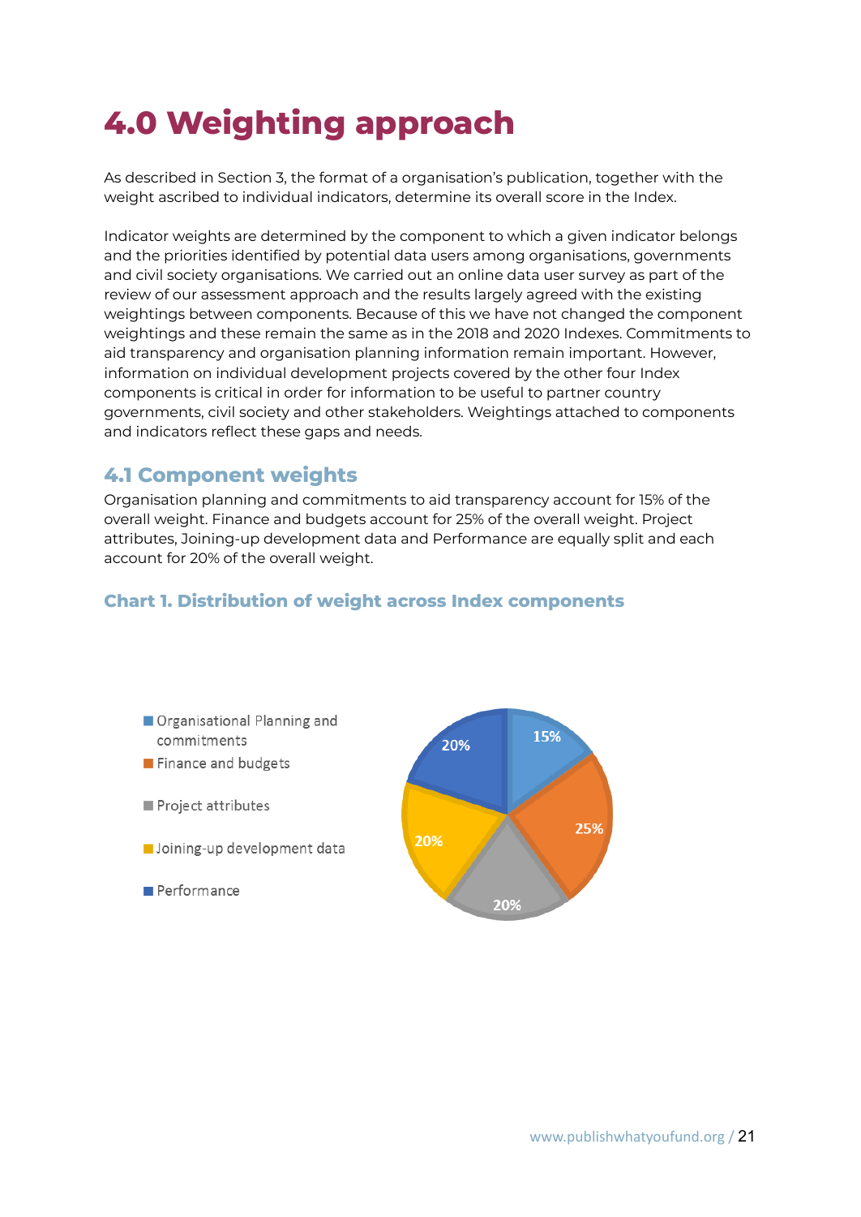# 4.0 Weighting approach

As described in Section 3, the format of a organisation's publication, together with the weight ascribed to individual indicators, determine its overall score in the Index.

Indicator weights are determined by the component to which a given indicator belongs and the priorities identified by potential data users among organisations, governments and civil society organisations. We carried out an online data user survey as part of the review of our assessment approach and the results largely agreed with the existing weightings between components. Because of this we have not changed the component weightings and these remain the same as in the 2018 and 2020 Indexes. Commitments to aid transparency and organisation planning information remain important. However, information on individual development projects covered by the other four Index components is critical in order for information to be useful to partner country governments, civil society and other stakeholders. Weightings attached to components and indicators reflect these gaps and needs.

## 4.1 Component weights

Organisation planning and commitments to aid transparency account for 15% of the overall weight. Finance and budgets account for 25% of the overall weight. Project attributes, Joining-up development data and Performance are equally split and each account for 20% of the overall weight.

### Chart 1. Distribution of weight across Index components

| Component | Weight |
|---|---|
| Organisational Planning and commitments | 15% |
| Finance and budgets | 25% |
| Project attributes | 20% |
| Joining-up development data | 20% |
| Performance | 20% |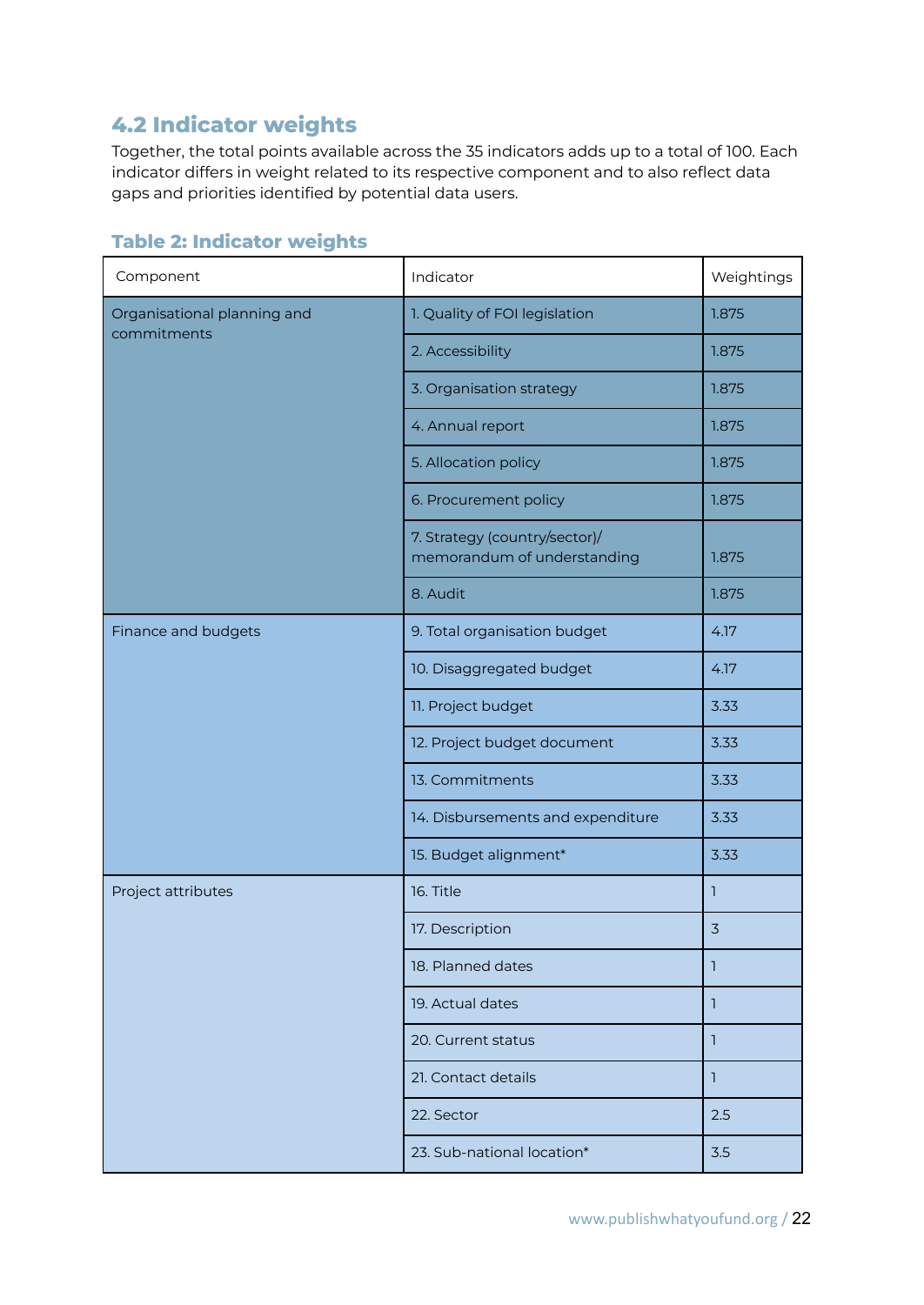## 4.2 Indicator weights

Together, the total points available across the 35 indicators adds up to a total of 100. Each indicator differs in weight related to its respective component and to also reflect data gaps and priorities identified by potential data users.

### Table 2: Indicator weights

| Component | Indicator | Weightings |
|---|---|---|
| Organisational planning and commitments | 1. Quality of FOI legislation | 1.875 |
| | 2. Accessibility | 1.875 |
| | 3. Organisation strategy | 1.875 |
| | 4. Annual report | 1.875 |
| | 5. Allocation policy | 1.875 |
| | 6. Procurement policy | 1.875 |
| | 7. Strategy (country/sector)/ memorandum of understanding | 1.875 |
| | 8. Audit | 1.875 |
| Finance and budgets | 9. Total organisation budget | 4.17 |
| | 10. Disaggregated budget | 4.17 |
| | 11. Project budget | 3.33 |
| | 12. Project budget document | 3.33 |
| | 13. Commitments | 3.33 |
| | 14. Disbursements and expenditure | 3.33 |
| | 15. Budget alignment* | 3.33 |
| Project attributes | 16. Title | 1 |
| | 17. Description | 3 |
| | 18. Planned dates | 1 |
| | 19. Actual dates | 1 |
| | 20. Current status | 1 |
| | 21. Contact details | 1 |
| | 22. Sector | 2.5 |
| | 23. Sub-national location* | 3.5 |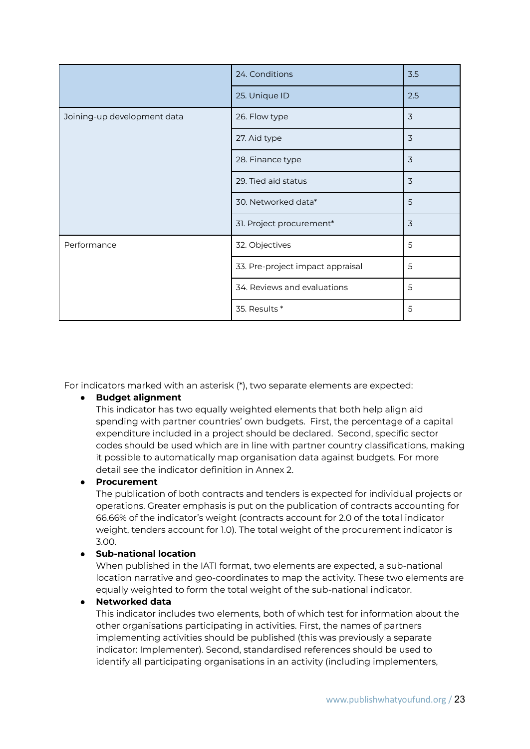| | | |
|---|---|---|
| | 24. Conditions | 3.5 |
| | 25. Unique ID | 2.5 |
| Joining-up development data | 26. Flow type | 3 |
| | 27. Aid type | 3 |
| | 28. Finance type | 3 |
| | 29. Tied aid status | 3 |
| | 30. Networked data* | 5 |
| | 31. Project procurement* | 3 |
| Performance | 32. Objectives | 5 |
| | 33. Pre-project impact appraisal | 5 |
| | 34. Reviews and evaluations | 5 |
| | 35. Results * | 5 |

For indicators marked with an asterisk (*), two separate elements are expected:

- **Budget alignment**
  This indicator has two equally weighted elements that both help align aid spending with partner countries' own budgets. First, the percentage of a capital expenditure included in a project should be declared. Second, specific sector codes should be used which are in line with partner country classifications, making it possible to automatically map organisation data against budgets. For more detail see the indicator definition in Annex 2.
- **Procurement**
  The publication of both contracts and tenders is expected for individual projects or operations. Greater emphasis is put on the publication of contracts accounting for 66.66% of the indicator's weight (contracts account for 2.0 of the total indicator weight, tenders account for 1.0). The total weight of the procurement indicator is 3.00.
- **Sub-national location**
  When published in the IATI format, two elements are expected, a sub-national location narrative and geo-coordinates to map the activity. These two elements are equally weighted to form the total weight of the sub-national indicator.
- **Networked data**
  This indicator includes two elements, both of which test for information about the other organisations participating in activities. First, the names of partners implementing activities should be published (this was previously a separate indicator: Implementer). Second, standardised references should be used to identify all participating organisations in an activity (including implementers,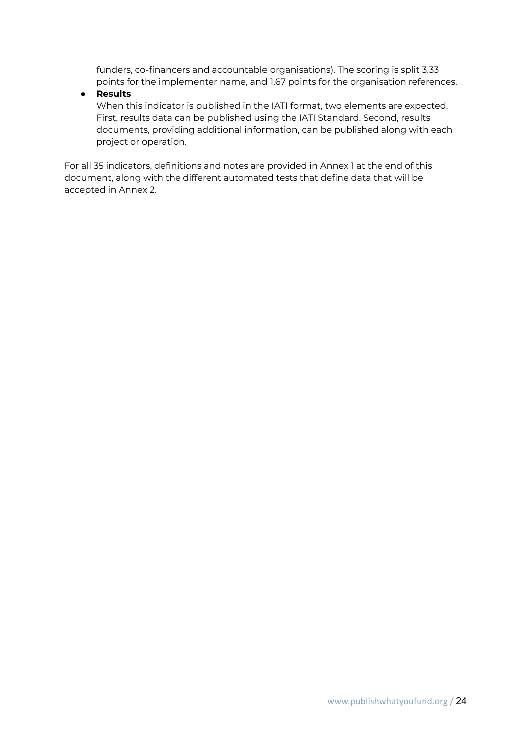funders, co-financers and accountable organisations). The scoring is split 3.33 points for the implementer name, and 1.67 points for the organisation references.

- **Results**
  When this indicator is published in the IATI format, two elements are expected. First, results data can be published using the IATI Standard. Second, results documents, providing additional information, can be published along with each project or operation.

For all 35 indicators, definitions and notes are provided in Annex 1 at the end of this document, along with the different automated tests that define data that will be accepted in Annex 2.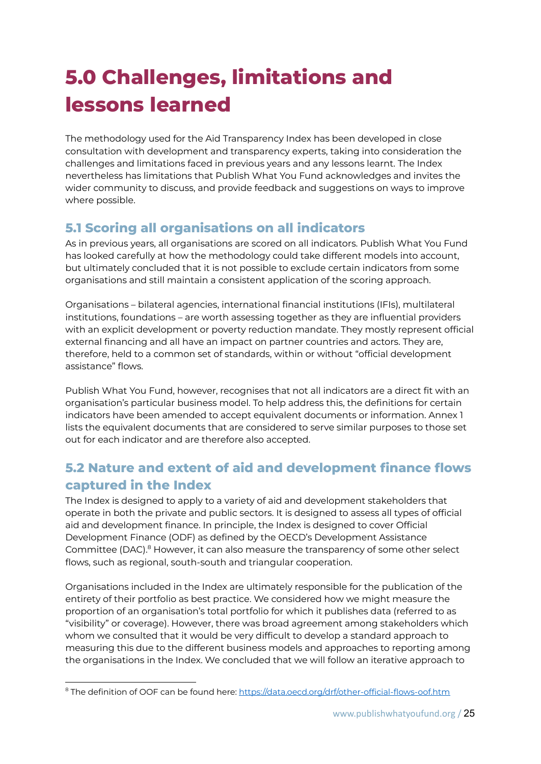# 5.0 Challenges, limitations and lessons learned

The methodology used for the Aid Transparency Index has been developed in close consultation with development and transparency experts, taking into consideration the challenges and limitations faced in previous years and any lessons learnt. The Index nevertheless has limitations that Publish What You Fund acknowledges and invites the wider community to discuss, and provide feedback and suggestions on ways to improve where possible.

## 5.1 Scoring all organisations on all indicators

As in previous years, all organisations are scored on all indicators. Publish What You Fund has looked carefully at how the methodology could take different models into account, but ultimately concluded that it is not possible to exclude certain indicators from some organisations and still maintain a consistent application of the scoring approach.

Organisations – bilateral agencies, international financial institutions (IFIs), multilateral institutions, foundations – are worth assessing together as they are influential providers with an explicit development or poverty reduction mandate. They mostly represent official external financing and all have an impact on partner countries and actors. They are, therefore, held to a common set of standards, within or without "official development assistance" flows.

Publish What You Fund, however, recognises that not all indicators are a direct fit with an organisation's particular business model. To help address this, the definitions for certain indicators have been amended to accept equivalent documents or information. Annex 1 lists the equivalent documents that are considered to serve similar purposes to those set out for each indicator and are therefore also accepted.

## 5.2 Nature and extent of aid and development finance flows captured in the Index

The Index is designed to apply to a variety of aid and development stakeholders that operate in both the private and public sectors. It is designed to assess all types of official aid and development finance. In principle, the Index is designed to cover Official Development Finance (ODF) as defined by the OECD's Development Assistance Committee (DAC).[8] However, it can also measure the transparency of some other select flows, such as regional, south-south and triangular cooperation.

Organisations included in the Index are ultimately responsible for the publication of the entirety of their portfolio as best practice. We considered how we might measure the proportion of an organisation's total portfolio for which it publishes data (referred to as "visibility" or coverage). However, there was broad agreement among stakeholders which whom we consulted that it would be very difficult to develop a standard approach to measuring this due to the different business models and approaches to reporting among the organisations in the Index. We concluded that we will follow an iterative approach to

---

[8] The definition of OOF can be found here: https://data.oecd.org/drf/other-official-flows-oof.htm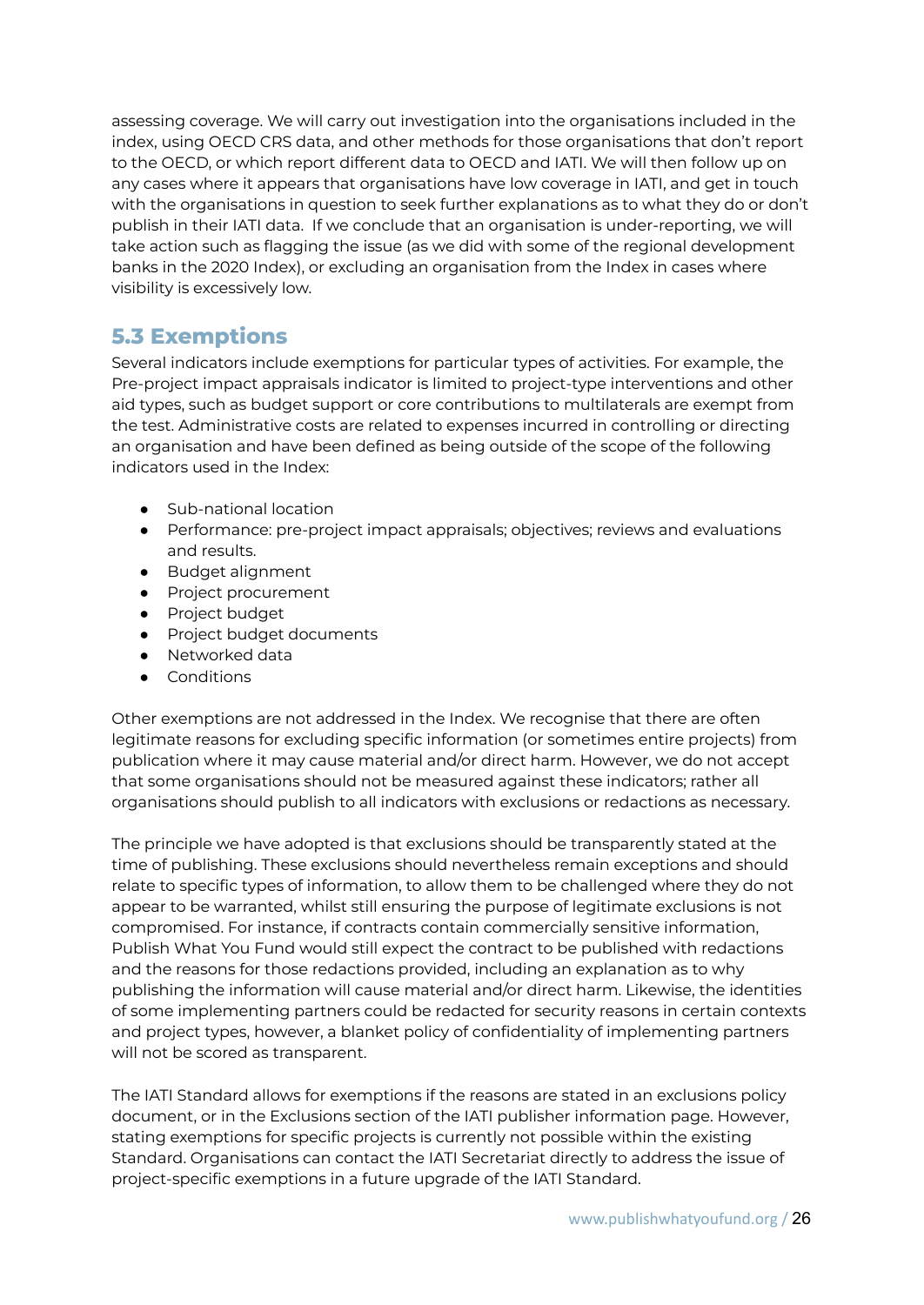assessing coverage. We will carry out investigation into the organisations included in the index, using OECD CRS data, and other methods for those organisations that don't report to the OECD, or which report different data to OECD and IATI. We will then follow up on any cases where it appears that organisations have low coverage in IATI, and get in touch with the organisations in question to seek further explanations as to what they do or don't publish in their IATI data. If we conclude that an organisation is under-reporting, we will take action such as flagging the issue (as we did with some of the regional development banks in the 2020 Index), or excluding an organisation from the Index in cases where visibility is excessively low.

## 5.3 Exemptions

Several indicators include exemptions for particular types of activities. For example, the Pre-project impact appraisals indicator is limited to project-type interventions and other aid types, such as budget support or core contributions to multilaterals are exempt from the test. Administrative costs are related to expenses incurred in controlling or directing an organisation and have been defined as being outside of the scope of the following indicators used in the Index:

- Sub-national location
- Performance: pre-project impact appraisals; objectives; reviews and evaluations and results.
- Budget alignment
- Project procurement
- Project budget
- Project budget documents
- Networked data
- Conditions

Other exemptions are not addressed in the Index. We recognise that there are often legitimate reasons for excluding specific information (or sometimes entire projects) from publication where it may cause material and/or direct harm. However, we do not accept that some organisations should not be measured against these indicators; rather all organisations should publish to all indicators with exclusions or redactions as necessary.

The principle we have adopted is that exclusions should be transparently stated at the time of publishing. These exclusions should nevertheless remain exceptions and should relate to specific types of information, to allow them to be challenged where they do not appear to be warranted, whilst still ensuring the purpose of legitimate exclusions is not compromised. For instance, if contracts contain commercially sensitive information, Publish What You Fund would still expect the contract to be published with redactions and the reasons for those redactions provided, including an explanation as to why publishing the information will cause material and/or direct harm. Likewise, the identities of some implementing partners could be redacted for security reasons in certain contexts and project types, however, a blanket policy of confidentiality of implementing partners will not be scored as transparent.

The IATI Standard allows for exemptions if the reasons are stated in an exclusions policy document, or in the Exclusions section of the IATI publisher information page. However, stating exemptions for specific projects is currently not possible within the existing Standard. Organisations can contact the IATI Secretariat directly to address the issue of project-specific exemptions in a future upgrade of the IATI Standard.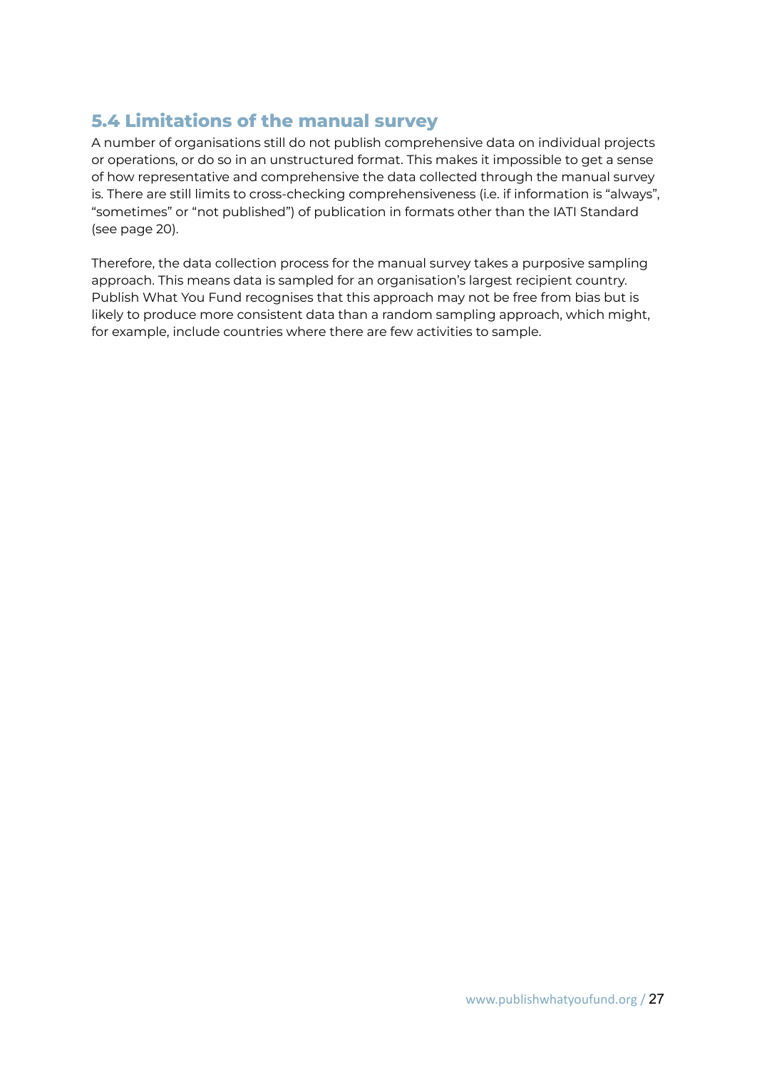## 5.4 Limitations of the manual survey

A number of organisations still do not publish comprehensive data on individual projects or operations, or do so in an unstructured format. This makes it impossible to get a sense of how representative and comprehensive the data collected through the manual survey is. There are still limits to cross-checking comprehensiveness (i.e. if information is "always", "sometimes" or "not published") of publication in formats other than the IATI Standard (see page 20).

Therefore, the data collection process for the manual survey takes a purposive sampling approach. This means data is sampled for an organisation's largest recipient country. Publish What You Fund recognises that this approach may not be free from bias but is likely to produce more consistent data than a random sampling approach, which might, for example, include countries where there are few activities to sample.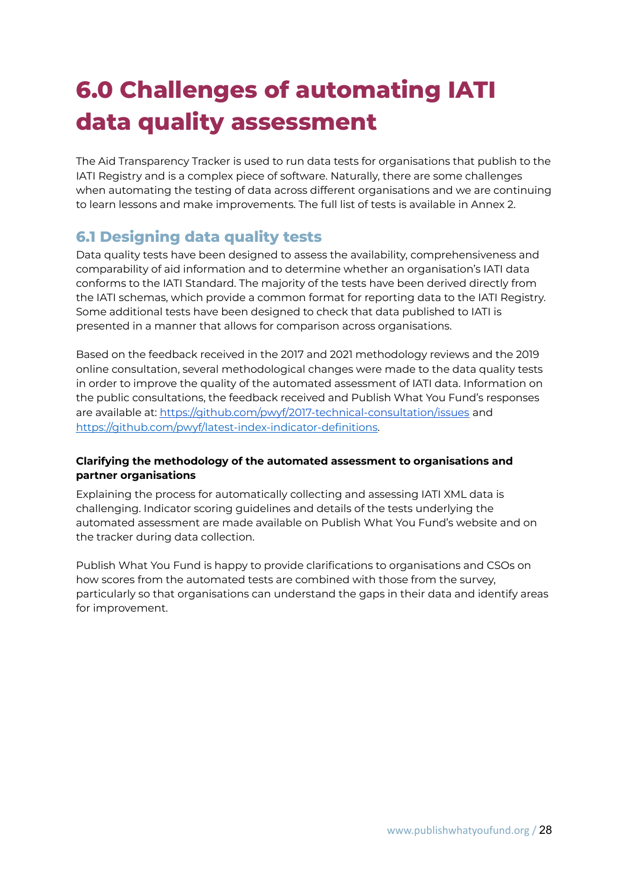# 6.0 Challenges of automating IATI data quality assessment

The Aid Transparency Tracker is used to run data tests for organisations that publish to the IATI Registry and is a complex piece of software. Naturally, there are some challenges when automating the testing of data across different organisations and we are continuing to learn lessons and make improvements. The full list of tests is available in Annex 2.

## 6.1 Designing data quality tests

Data quality tests have been designed to assess the availability, comprehensiveness and comparability of aid information and to determine whether an organisation's IATI data conforms to the IATI Standard. The majority of the tests have been derived directly from the IATI schemas, which provide a common format for reporting data to the IATI Registry. Some additional tests have been designed to check that data published to IATI is presented in a manner that allows for comparison across organisations.

Based on the feedback received in the 2017 and 2021 methodology reviews and the 2019 online consultation, several methodological changes were made to the data quality tests in order to improve the quality of the automated assessment of IATI data. Information on the public consultations, the feedback received and Publish What You Fund's responses are available at: https://github.com/pwyf/2017-technical-consultation/issues and https://github.com/pwyf/latest-index-indicator-definitions.

**Clarifying the methodology of the automated assessment to organisations and partner organisations**

Explaining the process for automatically collecting and assessing IATI XML data is challenging. Indicator scoring guidelines and details of the tests underlying the automated assessment are made available on Publish What You Fund's website and on the tracker during data collection.

Publish What You Fund is happy to provide clarifications to organisations and CSOs on how scores from the automated tests are combined with those from the survey, particularly so that organisations can understand the gaps in their data and identify areas for improvement.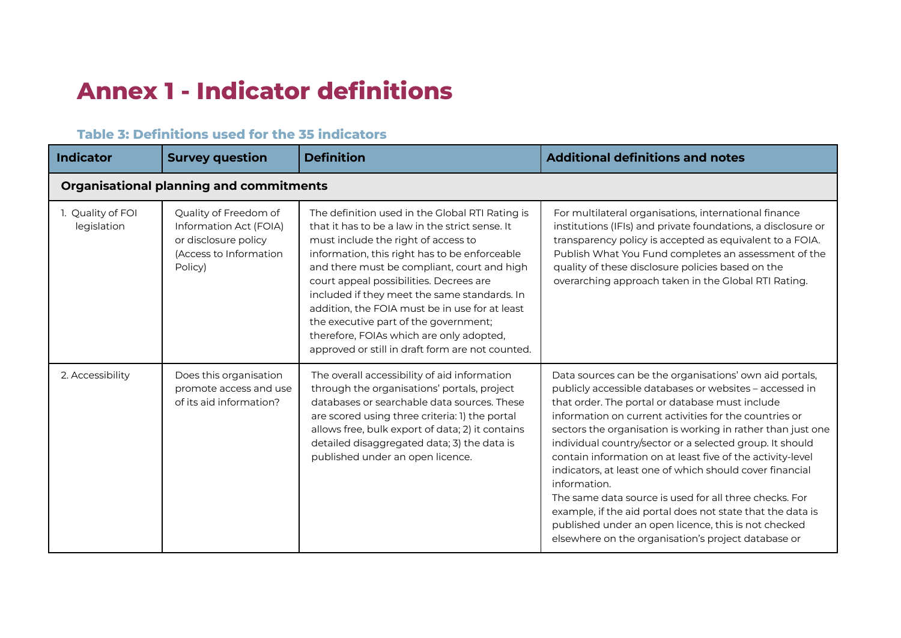# Annex 1 - Indicator definitions

### Table 3: Definitions used for the 35 indicators

| Indicator | Survey question | Definition | Additional definitions and notes |
|---|---|---|---|
| **Organisational planning and commitments** | | | |
| 1. Quality of FOI legislation | Quality of Freedom of Information Act (FOIA) or disclosure policy (Access to Information Policy) | The definition used in the Global RTI Rating is that it has to be a law in the strict sense. It must include the right of access to information, this right has to be enforceable and there must be compliant, court and high court appeal possibilities. Decrees are included if they meet the same standards. In addition, the FOIA must be in use for at least the executive part of the government; therefore, FOIAs which are only adopted, approved or still in draft form are not counted. | For multilateral organisations, international finance institutions (IFIs) and private foundations, a disclosure or transparency policy is accepted as equivalent to a FOIA. Publish What You Fund completes an assessment of the quality of these disclosure policies based on the overarching approach taken in the Global RTI Rating. |
| 2. Accessibility | Does this organisation promote access and use of its aid information? | The overall accessibility of aid information through the organisations' portals, project databases or searchable data sources. These are scored using three criteria: 1) the portal allows free, bulk export of data; 2) it contains detailed disaggregated data; 3) the data is published under an open licence. | Data sources can be the organisations' own aid portals, publicly accessible databases or websites – accessed in that order. The portal or database must include information on current activities for the countries or sectors the organisation is working in rather than just one individual country/sector or a selected group. It should contain information on at least five of the activity-level indicators, at least one of which should cover financial information.<br>The same data source is used for all three checks. For example, if the aid portal does not state that the data is published under an open licence, this is not checked elsewhere on the organisation's project database or |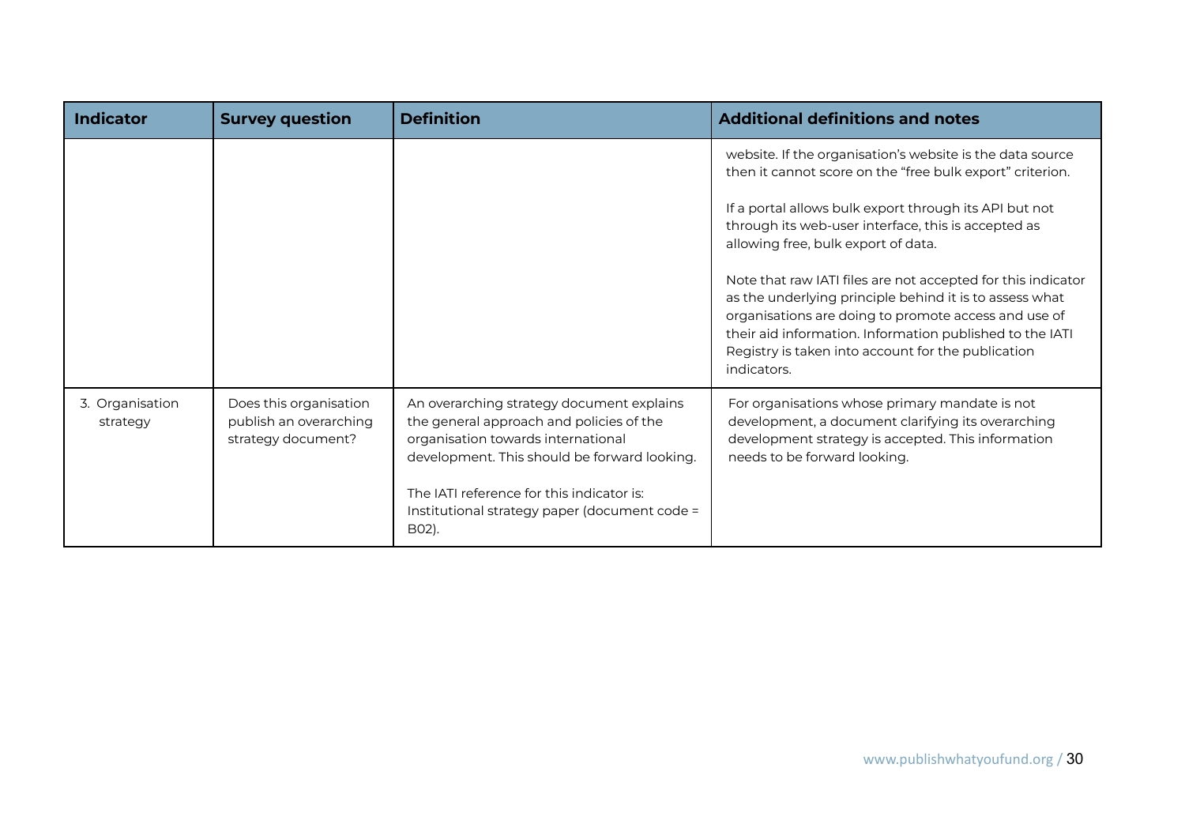| Indicator | Survey question | Definition | Additional definitions and notes |
|---|---|---|---|
| | | | website. If the organisation's website is the data source then it cannot score on the "free bulk export" criterion.<br><br>If a portal allows bulk export through its API but not through its web-user interface, this is accepted as allowing free, bulk export of data.<br><br>Note that raw IATI files are not accepted for this indicator as the underlying principle behind it is to assess what organisations are doing to promote access and use of their aid information. Information published to the IATI Registry is taken into account for the publication indicators. |
| 3. Organisation strategy | Does this organisation publish an overarching strategy document? | An overarching strategy document explains the general approach and policies of the organisation towards international development. This should be forward looking.<br><br>The IATI reference for this indicator is: Institutional strategy paper (document code = B02). | For organisations whose primary mandate is not development, a document clarifying its overarching development strategy is accepted. This information needs to be forward looking. |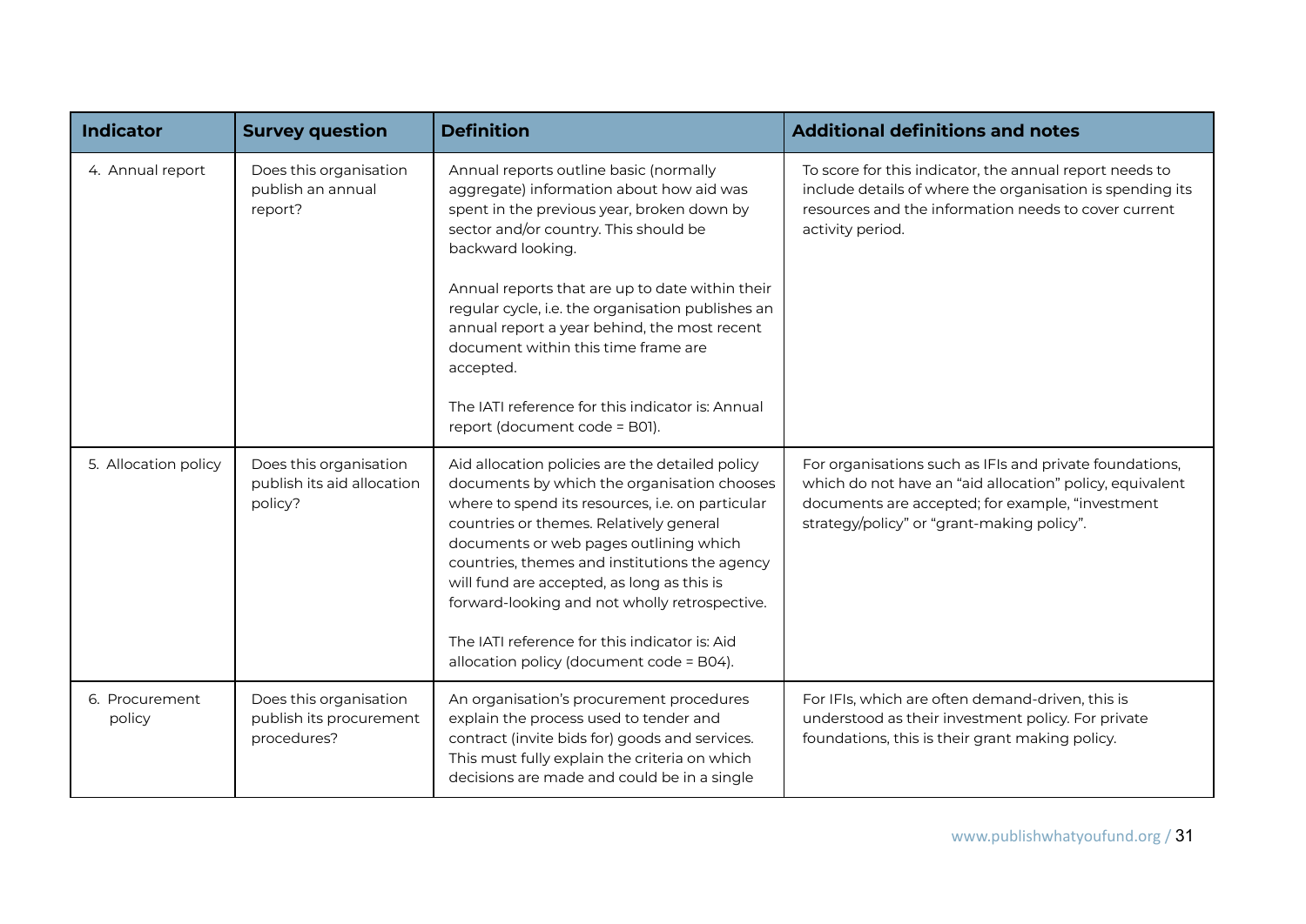| Indicator | Survey question | Definition | Additional definitions and notes |
| --- | --- | --- | --- |
| 4. Annual report | Does this organisation publish an annual report? | Annual reports outline basic (normally aggregate) information about how aid was spent in the previous year, broken down by sector and/or country. This should be backward looking.<br><br>Annual reports that are up to date within their regular cycle, i.e. the organisation publishes an annual report a year behind, the most recent document within this time frame are accepted.<br><br>The IATI reference for this indicator is: Annual report (document code = B01). | To score for this indicator, the annual report needs to include details of where the organisation is spending its resources and the information needs to cover current activity period. |
| 5. Allocation policy | Does this organisation publish its aid allocation policy? | Aid allocation policies are the detailed policy documents by which the organisation chooses where to spend its resources, i.e. on particular countries or themes. Relatively general documents or web pages outlining which countries, themes and institutions the agency will fund are accepted, as long as this is forward-looking and not wholly retrospective.<br><br>The IATI reference for this indicator is: Aid allocation policy (document code = B04). | For organisations such as IFIs and private foundations, which do not have an "aid allocation" policy, equivalent documents are accepted; for example, "investment strategy/policy" or "grant-making policy". |
| 6. Procurement policy | Does this organisation publish its procurement procedures? | An organisation's procurement procedures explain the process used to tender and contract (invite bids for) goods and services. This must fully explain the criteria on which decisions are made and could be in a single | For IFIs, which are often demand-driven, this is understood as their investment policy. For private foundations, this is their grant making policy. |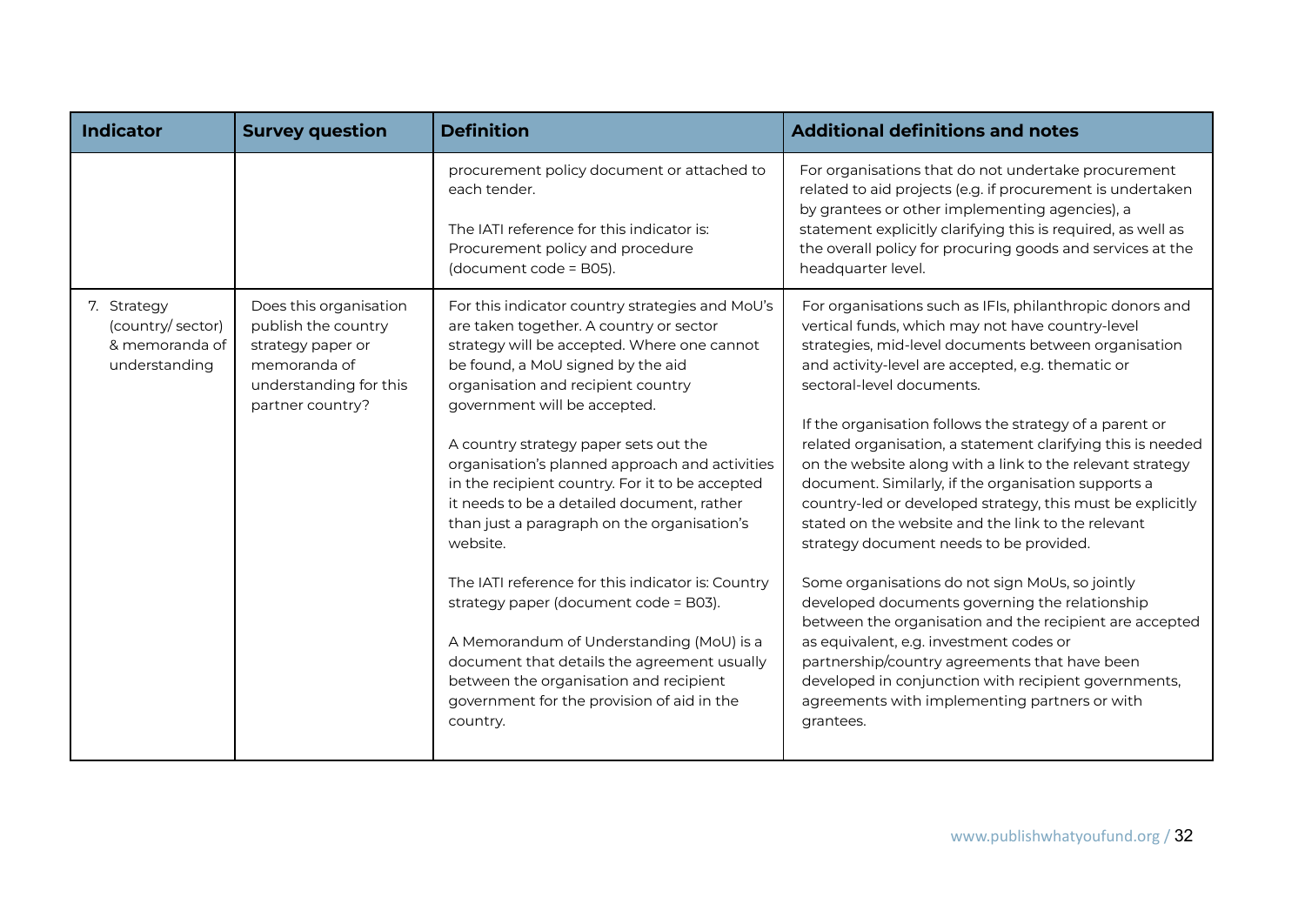| Indicator | Survey question | Definition | Additional definitions and notes |
|---|---|---|---|
| | | procurement policy document or attached to each tender.<br><br>The IATI reference for this indicator is: Procurement policy and procedure (document code = B05). | For organisations that do not undertake procurement related to aid projects (e.g. if procurement is undertaken by grantees or other implementing agencies), a statement explicitly clarifying this is required, as well as the overall policy for procuring goods and services at the headquarter level. |
| 7. Strategy (country/ sector) & memoranda of understanding | Does this organisation publish the country strategy paper or memoranda of understanding for this partner country? | For this indicator country strategies and MoU's are taken together. A country or sector strategy will be accepted. Where one cannot be found, a MoU signed by the aid organisation and recipient country government will be accepted.<br><br>A country strategy paper sets out the organisation's planned approach and activities in the recipient country. For it to be accepted it needs to be a detailed document, rather than just a paragraph on the organisation's website.<br><br>The IATI reference for this indicator is: Country strategy paper (document code = B03).<br><br>A Memorandum of Understanding (MoU) is a document that details the agreement usually between the organisation and recipient government for the provision of aid in the country. | For organisations such as IFIs, philanthropic donors and vertical funds, which may not have country-level strategies, mid-level documents between organisation and activity-level are accepted, e.g. thematic or sectoral-level documents.<br><br>If the organisation follows the strategy of a parent or related organisation, a statement clarifying this is needed on the website along with a link to the relevant strategy document. Similarly, if the organisation supports a country-led or developed strategy, this must be explicitly stated on the website and the link to the relevant strategy document needs to be provided.<br><br>Some organisations do not sign MoUs, so jointly developed documents governing the relationship between the organisation and the recipient are accepted as equivalent, e.g. investment codes or partnership/country agreements that have been developed in conjunction with recipient governments, agreements with implementing partners or with grantees. |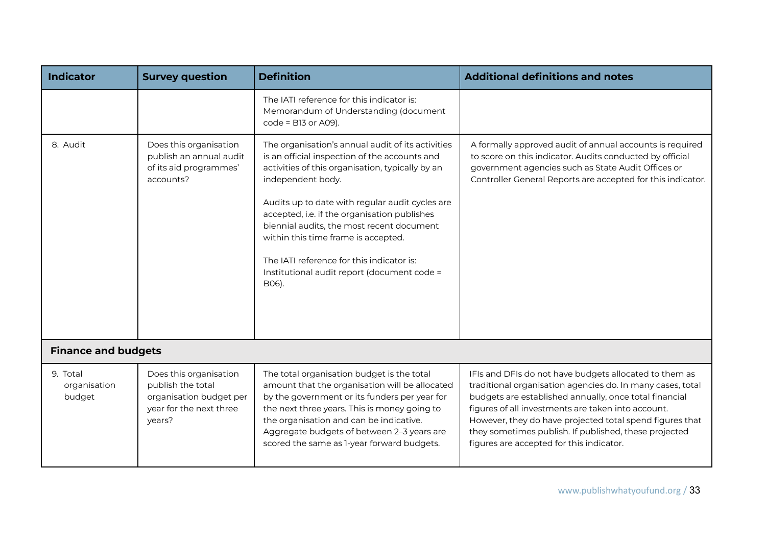| Indicator | Survey question | Definition | Additional definitions and notes |
|---|---|---|---|
| | | The IATI reference for this indicator is: Memorandum of Understanding (document code = B13 or A09). | |
| 8. Audit | Does this organisation publish an annual audit of its aid programmes' accounts? | The organisation's annual audit of its activities is an official inspection of the accounts and activities of this organisation, typically by an independent body.<br><br>Audits up to date with regular audit cycles are accepted, i.e. if the organisation publishes biennial audits, the most recent document within this time frame is accepted.<br><br>The IATI reference for this indicator is: Institutional audit report (document code = B06). | A formally approved audit of annual accounts is required to score on this indicator. Audits conducted by official government agencies such as State Audit Offices or Controller General Reports are accepted for this indicator. |
| **Finance and budgets** | | | |
| 9. Total organisation budget | Does this organisation publish the total organisation budget per year for the next three years? | The total organisation budget is the total amount that the organisation will be allocated by the government or its funders per year for the next three years. This is money going to the organisation and can be indicative. Aggregate budgets of between 2–3 years are scored the same as 1-year forward budgets. | IFIs and DFIs do not have budgets allocated to them as traditional organisation agencies do. In many cases, total budgets are established annually, once total financial figures of all investments are taken into account. However, they do have projected total spend figures that they sometimes publish. If published, these projected figures are accepted for this indicator. |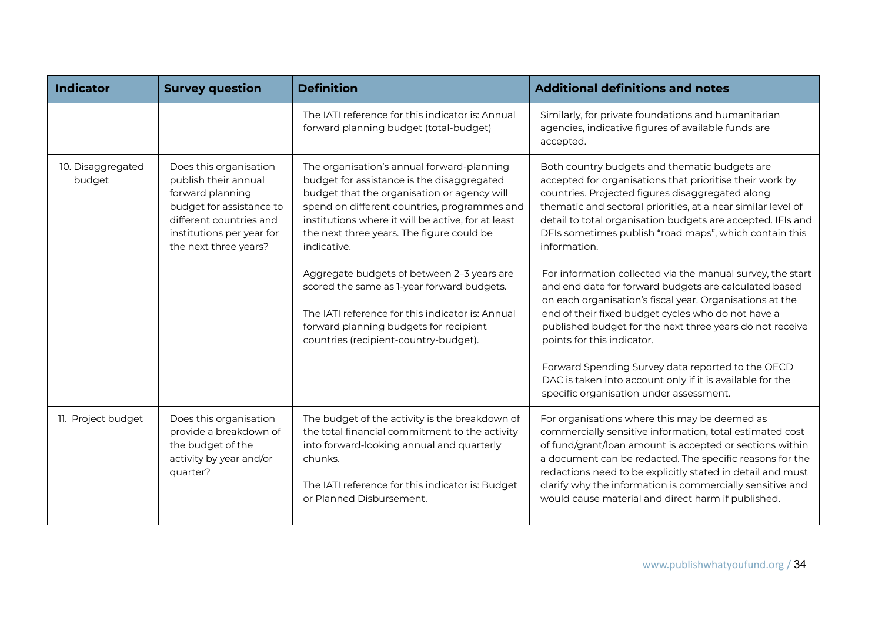| Indicator | Survey question | Definition | Additional definitions and notes |
|---|---|---|---|
| | | The IATI reference for this indicator is: Annual forward planning budget (total-budget) | Similarly, for private foundations and humanitarian agencies, indicative figures of available funds are accepted. |
| 10. Disaggregated budget | Does this organisation publish their annual forward planning budget for assistance to different countries and institutions per year for the next three years? | The organisation's annual forward-planning budget for assistance is the disaggregated budget that the organisation or agency will spend on different countries, programmes and institutions where it will be active, for at least the next three years. The figure could be indicative.<br><br>Aggregate budgets of between 2–3 years are scored the same as 1-year forward budgets.<br><br>The IATI reference for this indicator is: Annual forward planning budgets for recipient countries (recipient-country-budget). | Both country budgets and thematic budgets are accepted for organisations that prioritise their work by countries. Projected figures disaggregated along thematic and sectoral priorities, at a near similar level of detail to total organisation budgets are accepted. IFIs and DFIs sometimes publish "road maps", which contain this information.<br><br>For information collected via the manual survey, the start and end date for forward budgets are calculated based on each organisation's fiscal year. Organisations at the end of their fixed budget cycles who do not have a published budget for the next three years do not receive points for this indicator.<br><br>Forward Spending Survey data reported to the OECD DAC is taken into account only if it is available for the specific organisation under assessment. |
| 11. Project budget | Does this organisation provide a breakdown of the budget of the activity by year and/or quarter? | The budget of the activity is the breakdown of the total financial commitment to the activity into forward-looking annual and quarterly chunks.<br><br>The IATI reference for this indicator is: Budget or Planned Disbursement. | For organisations where this may be deemed as commercially sensitive information, total estimated cost of fund/grant/loan amount is accepted or sections within a document can be redacted. The specific reasons for the redactions need to be explicitly stated in detail and must clarify why the information is commercially sensitive and would cause material and direct harm if published. |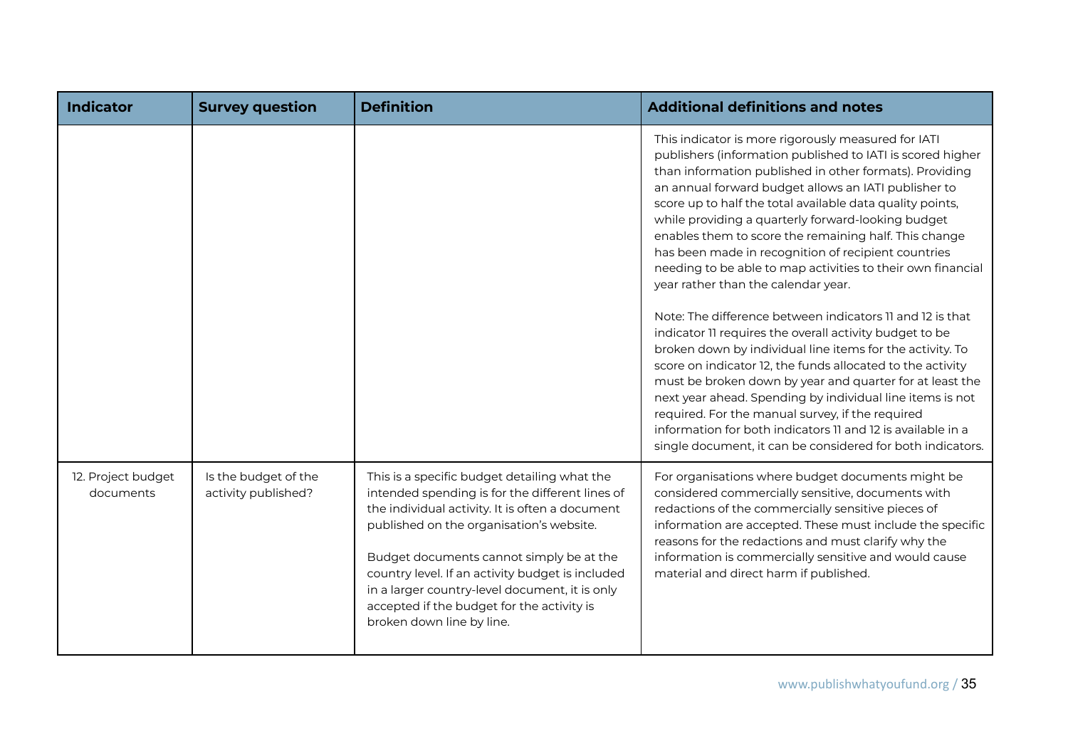| Indicator | Survey question | Definition | Additional definitions and notes |
|---|---|---|---|
| | | | This indicator is more rigorously measured for IATI publishers (information published to IATI is scored higher than information published in other formats). Providing an annual forward budget allows an IATI publisher to score up to half the total available data quality points, while providing a quarterly forward-looking budget enables them to score the remaining half. This change has been made in recognition of recipient countries needing to be able to map activities to their own financial year rather than the calendar year.<br><br>Note: The difference between indicators 11 and 12 is that indicator 11 requires the overall activity budget to be broken down by individual line items for the activity. To score on indicator 12, the funds allocated to the activity must be broken down by year and quarter for at least the next year ahead. Spending by individual line items is not required. For the manual survey, if the required information for both indicators 11 and 12 is available in a single document, it can be considered for both indicators. |
| 12. Project budget documents | Is the budget of the activity published? | This is a specific budget detailing what the intended spending is for the different lines of the individual activity. It is often a document published on the organisation's website.<br><br>Budget documents cannot simply be at the country level. If an activity budget is included in a larger country-level document, it is only accepted if the budget for the activity is broken down line by line. | For organisations where budget documents might be considered commercially sensitive, documents with redactions of the commercially sensitive pieces of information are accepted. These must include the specific reasons for the redactions and must clarify why the information is commercially sensitive and would cause material and direct harm if published. |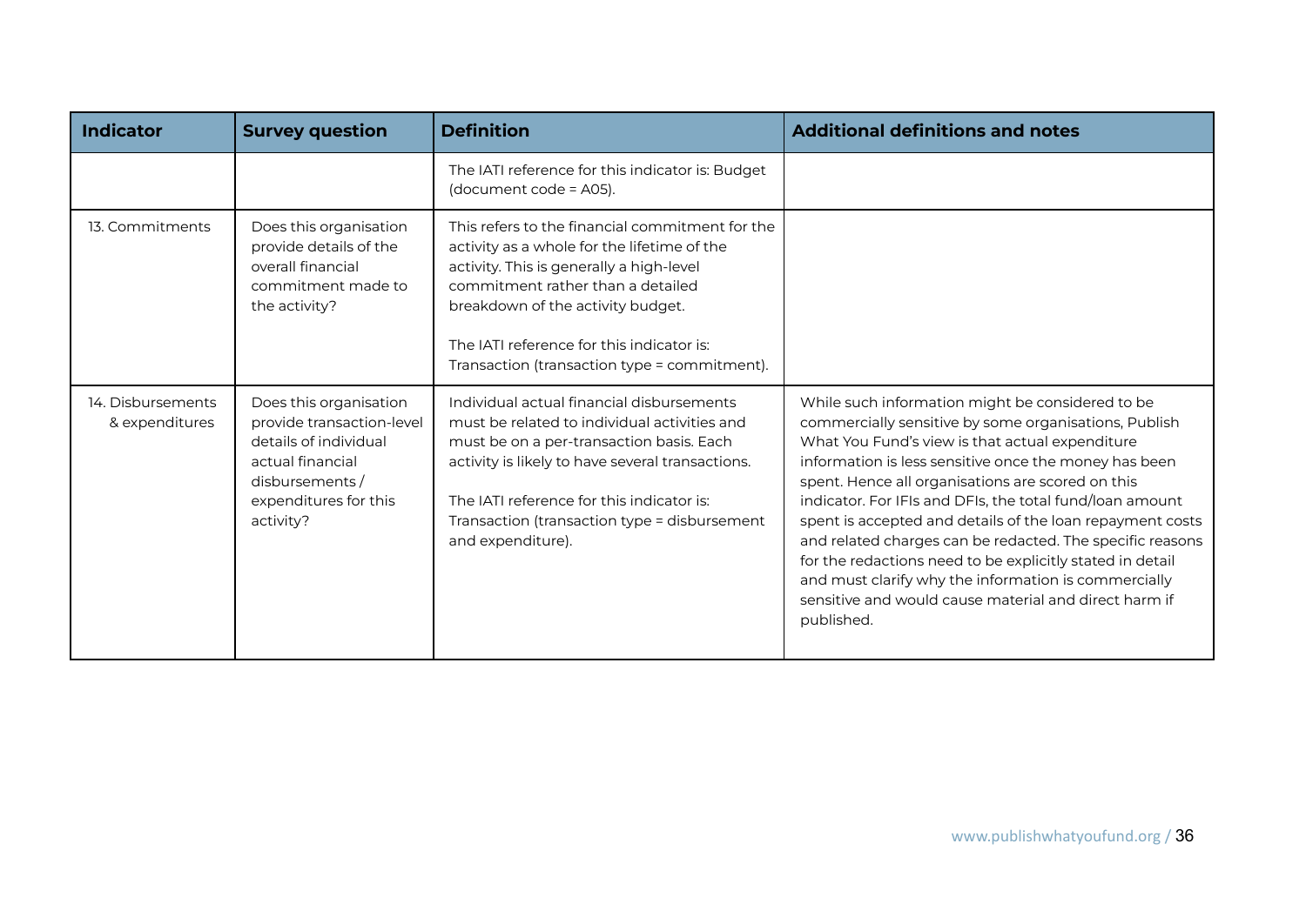| Indicator | Survey question | Definition | Additional definitions and notes |
|---|---|---|---|
| | | The IATI reference for this indicator is: Budget (document code = A05). | |
| 13. Commitments | Does this organisation provide details of the overall financial commitment made to the activity? | This refers to the financial commitment for the activity as a whole for the lifetime of the activity. This is generally a high-level commitment rather than a detailed breakdown of the activity budget.<br><br>The IATI reference for this indicator is: Transaction (transaction type = commitment). | |
| 14. Disbursements & expenditures | Does this organisation provide transaction-level details of individual actual financial disbursements / expenditures for this activity? | Individual actual financial disbursements must be related to individual activities and must be on a per-transaction basis. Each activity is likely to have several transactions.<br><br>The IATI reference for this indicator is: Transaction (transaction type = disbursement and expenditure). | While such information might be considered to be commercially sensitive by some organisations, Publish What You Fund's view is that actual expenditure information is less sensitive once the money has been spent. Hence all organisations are scored on this indicator. For IFIs and DFIs, the total fund/loan amount spent is accepted and details of the loan repayment costs and related charges can be redacted. The specific reasons for the redactions need to be explicitly stated in detail and must clarify why the information is commercially sensitive and would cause material and direct harm if published. |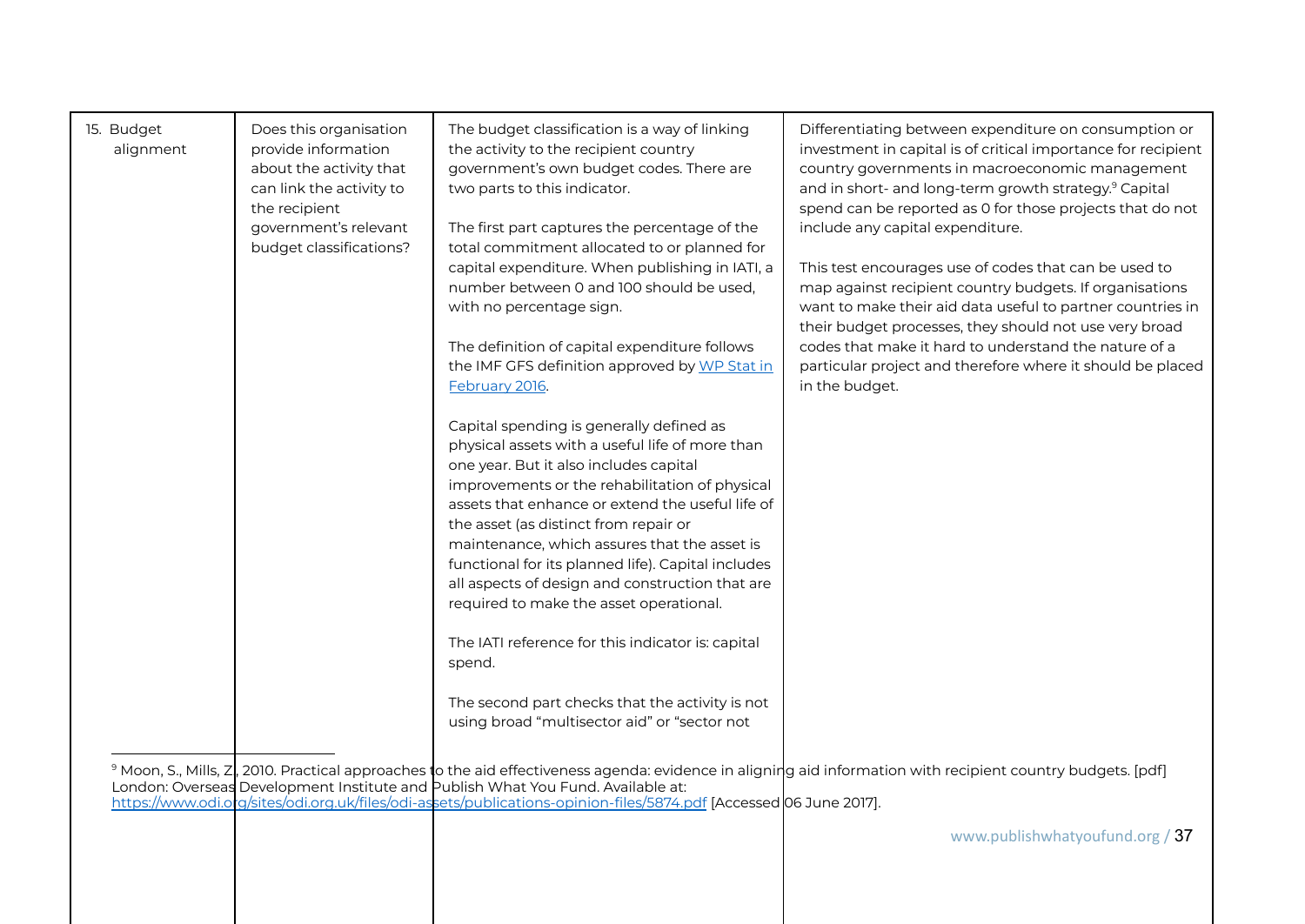| | | | |
|---|---|---|---|
| 15. Budget alignment | Does this organisation provide information about the activity that can link the activity to the recipient government's relevant budget classifications? | The budget classification is a way of linking the activity to the recipient country government's own budget codes. There are two parts to this indicator.<br><br>The first part captures the percentage of the total commitment allocated to or planned for capital expenditure. When publishing in IATI, a number between 0 and 100 should be used, with no percentage sign.<br><br>The definition of capital expenditure follows the IMF GFS definition approved by [WP Stat in February 2016](#).<br><br>Capital spending is generally defined as physical assets with a useful life of more than one year. But it also includes capital improvements or the rehabilitation of physical assets that enhance or extend the useful life of the asset (as distinct from repair or maintenance, which assures that the asset is functional for its planned life). Capital includes all aspects of design and construction that are required to make the asset operational.<br><br>The IATI reference for this indicator is: capital spend.<br><br>The second part checks that the activity is not using broad "multisector aid" or "sector not | Differentiating between expenditure on consumption or investment in capital is of critical importance for recipient country governments in macroeconomic management and in short- and long-term growth strategy.[9] Capital spend can be reported as 0 for those projects that do not include any capital expenditure.<br><br>This test encourages use of codes that can be used to map against recipient country budgets. If organisations want to make their aid data useful to partner countries in their budget processes, they should not use very broad codes that make it hard to understand the nature of a particular project and therefore where it should be placed in the budget. |

[9] Moon, S., Mills, Z., 2010. Practical approaches to the aid effectiveness agenda: evidence in aligning aid information with recipient country budgets. [pdf] London: Overseas Development Institute and Publish What You Fund. Available at: https://www.odi.org/sites/odi.org.uk/files/odi-assets/publications-opinion-files/5874.pdf [Accessed 06 June 2017].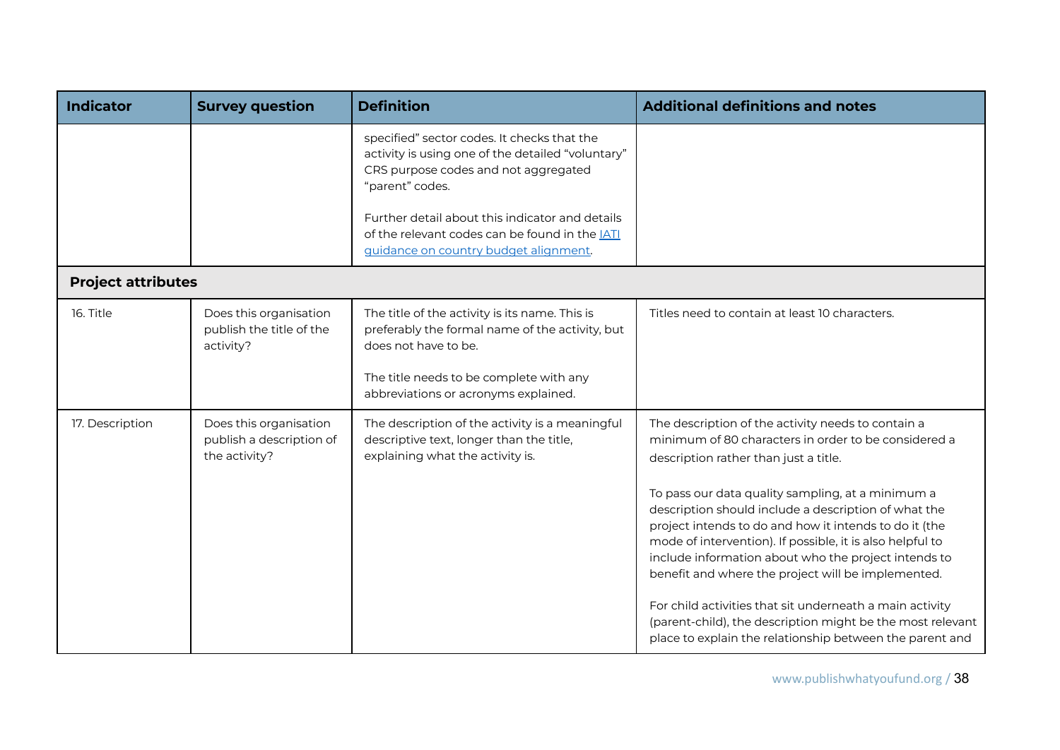| Indicator | Survey question | Definition | Additional definitions and notes |
|---|---|---|---|
| | | specified" sector codes. It checks that the activity is using one of the detailed "voluntary" CRS purpose codes and not aggregated "parent" codes.<br><br>Further detail about this indicator and details of the relevant codes can be found in the IATI guidance on country budget alignment. | |
| **Project attributes** | | | |
| 16. Title | Does this organisation publish the title of the activity? | The title of the activity is its name. This is preferably the formal name of the activity, but does not have to be.<br><br>The title needs to be complete with any abbreviations or acronyms explained. | Titles need to contain at least 10 characters. |
| 17. Description | Does this organisation publish a description of the activity? | The description of the activity is a meaningful descriptive text, longer than the title, explaining what the activity is. | The description of the activity needs to contain a minimum of 80 characters in order to be considered a description rather than just a title.<br><br>To pass our data quality sampling, at a minimum a description should include a description of what the project intends to do and how it intends to do it (the mode of intervention). If possible, it is also helpful to include information about who the project intends to benefit and where the project will be implemented.<br><br>For child activities that sit underneath a main activity (parent-child), the description might be the most relevant place to explain the relationship between the parent and |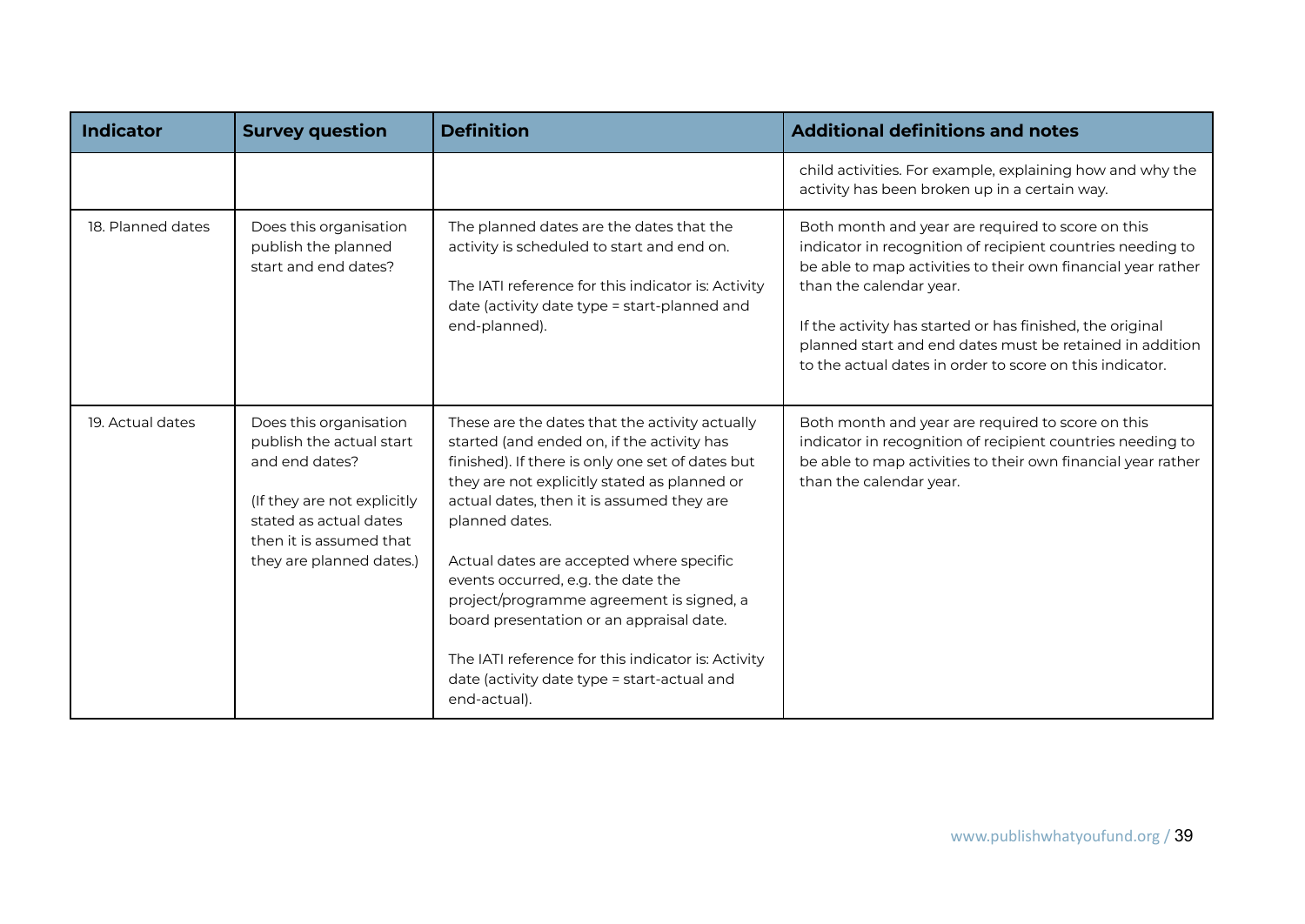| Indicator | Survey question | Definition | Additional definitions and notes |
|---|---|---|---|
| | | | child activities. For example, explaining how and why the activity has been broken up in a certain way. |
| 18. Planned dates | Does this organisation publish the planned start and end dates? | The planned dates are the dates that the activity is scheduled to start and end on.<br><br>The IATI reference for this indicator is: Activity date (activity date type = start-planned and end-planned). | Both month and year are required to score on this indicator in recognition of recipient countries needing to be able to map activities to their own financial year rather than the calendar year.<br><br>If the activity has started or has finished, the original planned start and end dates must be retained in addition to the actual dates in order to score on this indicator. |
| 19. Actual dates | Does this organisation publish the actual start and end dates?<br><br>(If they are not explicitly stated as actual dates then it is assumed that they are planned dates.) | These are the dates that the activity actually started (and ended on, if the activity has finished). If there is only one set of dates but they are not explicitly stated as planned or actual dates, then it is assumed they are planned dates.<br><br>Actual dates are accepted where specific events occurred, e.g. the date the project/programme agreement is signed, a board presentation or an appraisal date.<br><br>The IATI reference for this indicator is: Activity date (activity date type = start-actual and end-actual). | Both month and year are required to score on this indicator in recognition of recipient countries needing to be able to map activities to their own financial year rather than the calendar year. |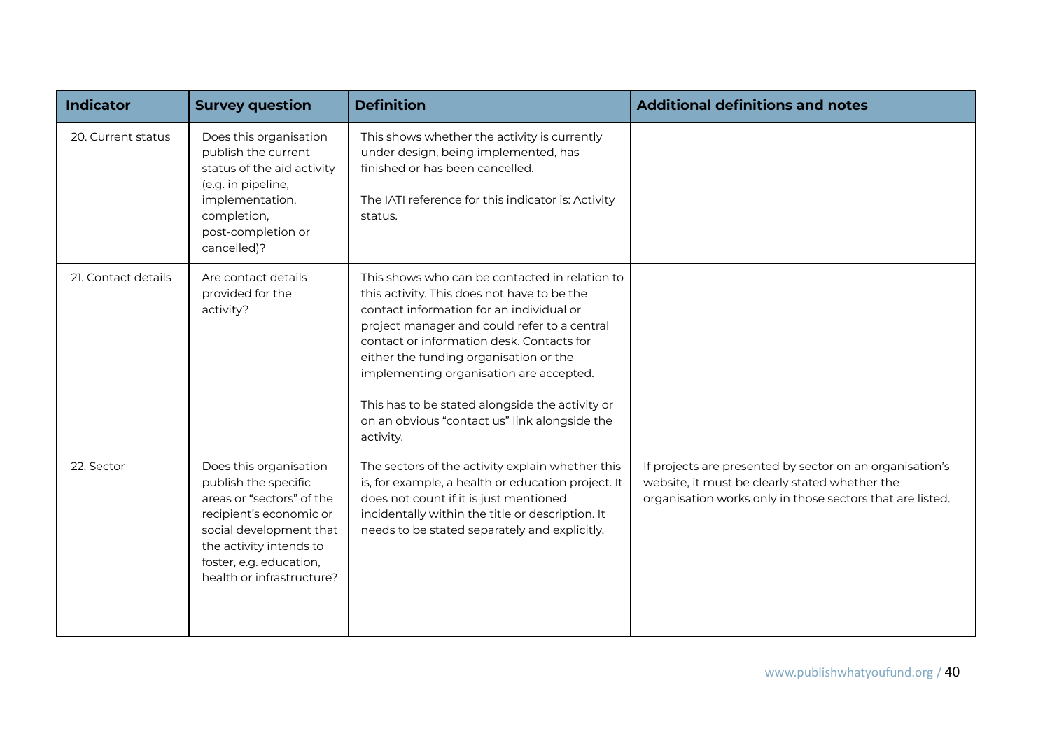| Indicator | Survey question | Definition | Additional definitions and notes |
|---|---|---|---|
| 20. Current status | Does this organisation publish the current status of the aid activity (e.g. in pipeline, implementation, completion, post-completion or cancelled)? | This shows whether the activity is currently under design, being implemented, has finished or has been cancelled.<br><br>The IATI reference for this indicator is: Activity status. | |
| 21. Contact details | Are contact details provided for the activity? | This shows who can be contacted in relation to this activity. This does not have to be the contact information for an individual or project manager and could refer to a central contact or information desk. Contacts for either the funding organisation or the implementing organisation are accepted.<br><br>This has to be stated alongside the activity or on an obvious "contact us" link alongside the activity. | |
| 22. Sector | Does this organisation publish the specific areas or "sectors" of the recipient's economic or social development that the activity intends to foster, e.g. education, health or infrastructure? | The sectors of the activity explain whether this is, for example, a health or education project. It does not count if it is just mentioned incidentally within the title or description. It needs to be stated separately and explicitly. | If projects are presented by sector on an organisation's website, it must be clearly stated whether the organisation works only in those sectors that are listed. |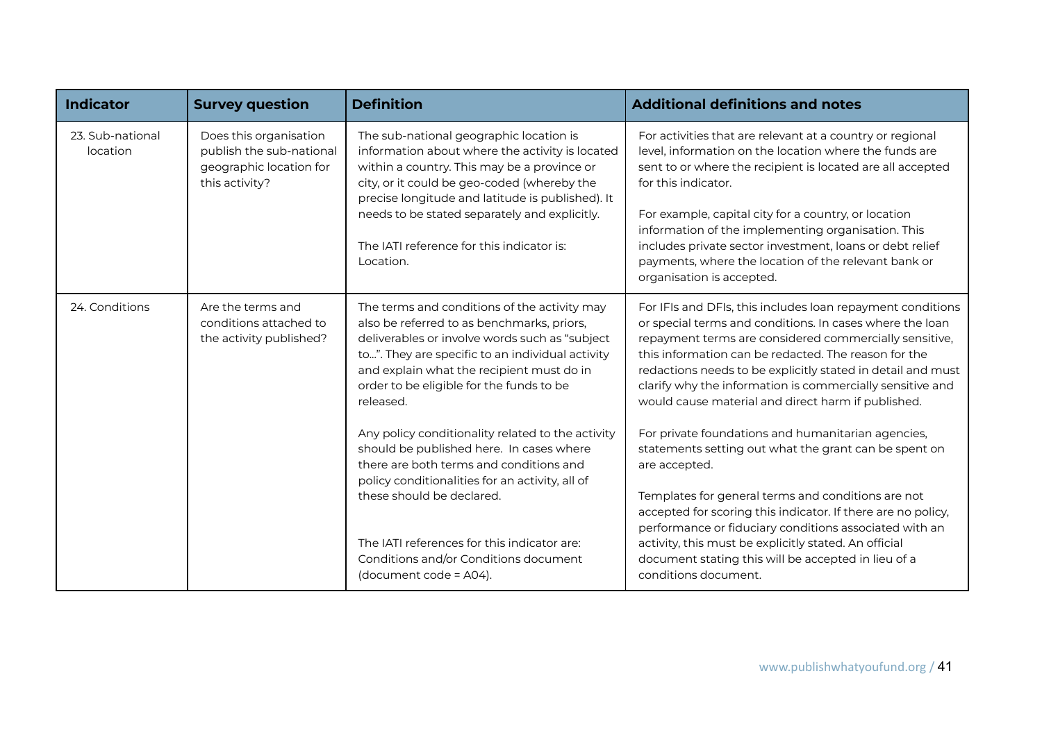| Indicator | Survey question | Definition | Additional definitions and notes |
|---|---|---|---|
| 23. Sub-national location | Does this organisation publish the sub-national geographic location for this activity? | The sub-national geographic location is information about where the activity is located within a country. This may be a province or city, or it could be geo-coded (whereby the precise longitude and latitude is published). It needs to be stated separately and explicitly.<br><br>The IATI reference for this indicator is: Location. | For activities that are relevant at a country or regional level, information on the location where the funds are sent to or where the recipient is located are all accepted for this indicator.<br><br>For example, capital city for a country, or location information of the implementing organisation. This includes private sector investment, loans or debt relief payments, where the location of the relevant bank or organisation is accepted. |
| 24. Conditions | Are the terms and conditions attached to the activity published? | The terms and conditions of the activity may also be referred to as benchmarks, priors, deliverables or involve words such as "subject to…". They are specific to an individual activity and explain what the recipient must do in order to be eligible for the funds to be released.<br><br>Any policy conditionality related to the activity should be published here. In cases where there are both terms and conditions and policy conditionalities for an activity, all of these should be declared.<br><br>The IATI references for this indicator are: Conditions and/or Conditions document (document code = A04). | For IFIs and DFIs, this includes loan repayment conditions or special terms and conditions. In cases where the loan repayment terms are considered commercially sensitive, this information can be redacted. The reason for the redactions needs to be explicitly stated in detail and must clarify why the information is commercially sensitive and would cause material and direct harm if published.<br><br>For private foundations and humanitarian agencies, statements setting out what the grant can be spent on are accepted.<br><br>Templates for general terms and conditions are not accepted for scoring this indicator. If there are no policy, performance or fiduciary conditions associated with an activity, this must be explicitly stated. An official document stating this will be accepted in lieu of a conditions document. |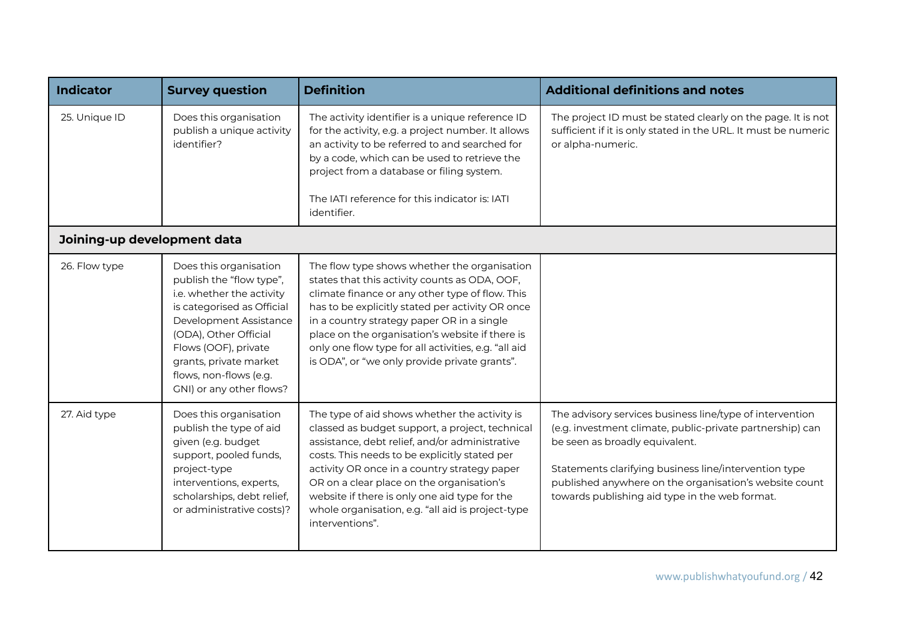| Indicator | Survey question | Definition | Additional definitions and notes |
|---|---|---|---|
| 25. Unique ID | Does this organisation publish a unique activity identifier? | The activity identifier is a unique reference ID for the activity, e.g. a project number. It allows an activity to be referred to and searched for by a code, which can be used to retrieve the project from a database or filing system.<br><br>The IATI reference for this indicator is: IATI identifier. | The project ID must be stated clearly on the page. It is not sufficient if it is only stated in the URL. It must be numeric or alpha-numeric. |
| **Joining-up development data** | | | |
| 26. Flow type | Does this organisation publish the "flow type", i.e. whether the activity is categorised as Official Development Assistance (ODA), Other Official Flows (OOF), private grants, private market flows, non-flows (e.g. GNI) or any other flows? | The flow type shows whether the organisation states that this activity counts as ODA, OOF, climate finance or any other type of flow. This has to be explicitly stated per activity OR once in a country strategy paper OR in a single place on the organisation's website if there is only one flow type for all activities, e.g. "all aid is ODA", or "we only provide private grants". | |
| 27. Aid type | Does this organisation publish the type of aid given (e.g. budget support, pooled funds, project-type interventions, experts, scholarships, debt relief, or administrative costs)? | The type of aid shows whether the activity is classed as budget support, a project, technical assistance, debt relief, and/or administrative costs. This needs to be explicitly stated per activity OR once in a country strategy paper OR on a clear place on the organisation's website if there is only one aid type for the whole organisation, e.g. "all aid is project-type interventions". | The advisory services business line/type of intervention (e.g. investment climate, public-private partnership) can be seen as broadly equivalent.<br><br>Statements clarifying business line/intervention type published anywhere on the organisation's website count towards publishing aid type in the web format. |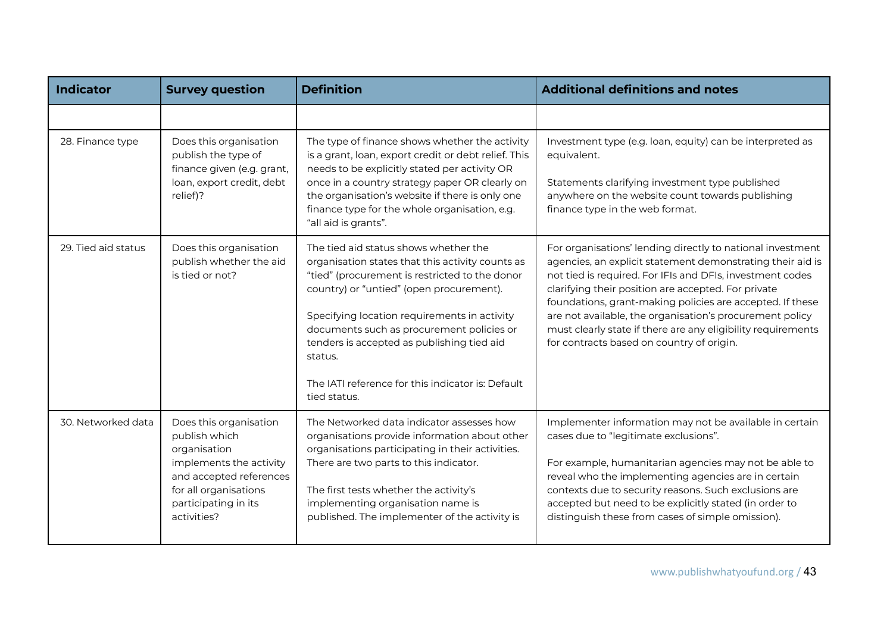| Indicator | Survey question | Definition | Additional definitions and notes |
|---|---|---|---|
| | | | |
| 28. Finance type | Does this organisation publish the type of finance given (e.g. grant, loan, export credit, debt relief)? | The type of finance shows whether the activity is a grant, loan, export credit or debt relief. This needs to be explicitly stated per activity OR once in a country strategy paper OR clearly on the organisation's website if there is only one finance type for the whole organisation, e.g. "all aid is grants". | Investment type (e.g. loan, equity) can be interpreted as equivalent.<br><br>Statements clarifying investment type published anywhere on the website count towards publishing finance type in the web format. |
| 29. Tied aid status | Does this organisation publish whether the aid is tied or not? | The tied aid status shows whether the organisation states that this activity counts as "tied" (procurement is restricted to the donor country) or "untied" (open procurement).<br><br>Specifying location requirements in activity documents such as procurement policies or tenders is accepted as publishing tied aid status.<br><br>The IATI reference for this indicator is: Default tied status. | For organisations' lending directly to national investment agencies, an explicit statement demonstrating their aid is not tied is required. For IFIs and DFIs, investment codes clarifying their position are accepted. For private foundations, grant-making policies are accepted. If these are not available, the organisation's procurement policy must clearly state if there are any eligibility requirements for contracts based on country of origin. |
| 30. Networked data | Does this organisation publish which organisation implements the activity and accepted references for all organisations participating in its activities? | The Networked data indicator assesses how organisations provide information about other organisations participating in their activities. There are two parts to this indicator.<br><br>The first tests whether the activity's implementing organisation name is published. The implementer of the activity is | Implementer information may not be available in certain cases due to "legitimate exclusions".<br><br>For example, humanitarian agencies may not be able to reveal who the implementing agencies are in certain contexts due to security reasons. Such exclusions are accepted but need to be explicitly stated (in order to distinguish these from cases of simple omission). |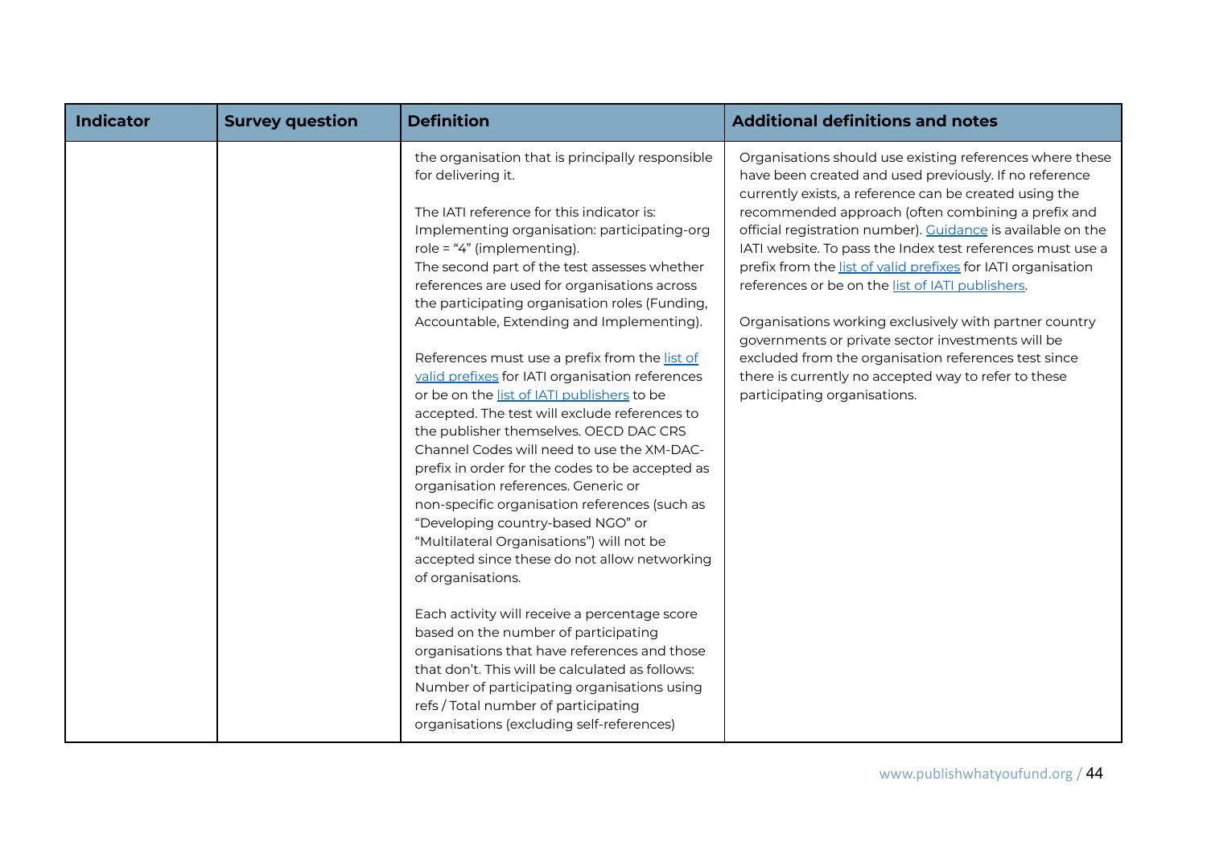| Indicator | Survey question | Definition | Additional definitions and notes |
|---|---|---|---|
| | | the organisation that is principally responsible for delivering it.<br><br>The IATI reference for this indicator is: Implementing organisation: participating-org role = "4" (implementing).<br>The second part of the test assesses whether references are used for organisations across the participating organisation roles (Funding, Accountable, Extending and Implementing).<br><br>References must use a prefix from the list of valid prefixes for IATI organisation references or be on the list of IATI publishers to be accepted. The test will exclude references to the publisher themselves. OECD DAC CRS Channel Codes will need to use the XM-DAC- prefix in order for the codes to be accepted as organisation references. Generic or non-specific organisation references (such as "Developing country-based NGO" or "Multilateral Organisations") will not be accepted since these do not allow networking of organisations.<br><br>Each activity will receive a percentage score based on the number of participating organisations that have references and those that don't. This will be calculated as follows: Number of participating organisations using refs / Total number of participating organisations (excluding self-references) | Organisations should use existing references where these have been created and used previously. If no reference currently exists, a reference can be created using the recommended approach (often combining a prefix and official registration number). Guidance is available on the IATI website. To pass the Index test references must use a prefix from the list of valid prefixes for IATI organisation references or be on the list of IATI publishers.<br><br>Organisations working exclusively with partner country governments or private sector investments will be excluded from the organisation references test since there is currently no accepted way to refer to these participating organisations. |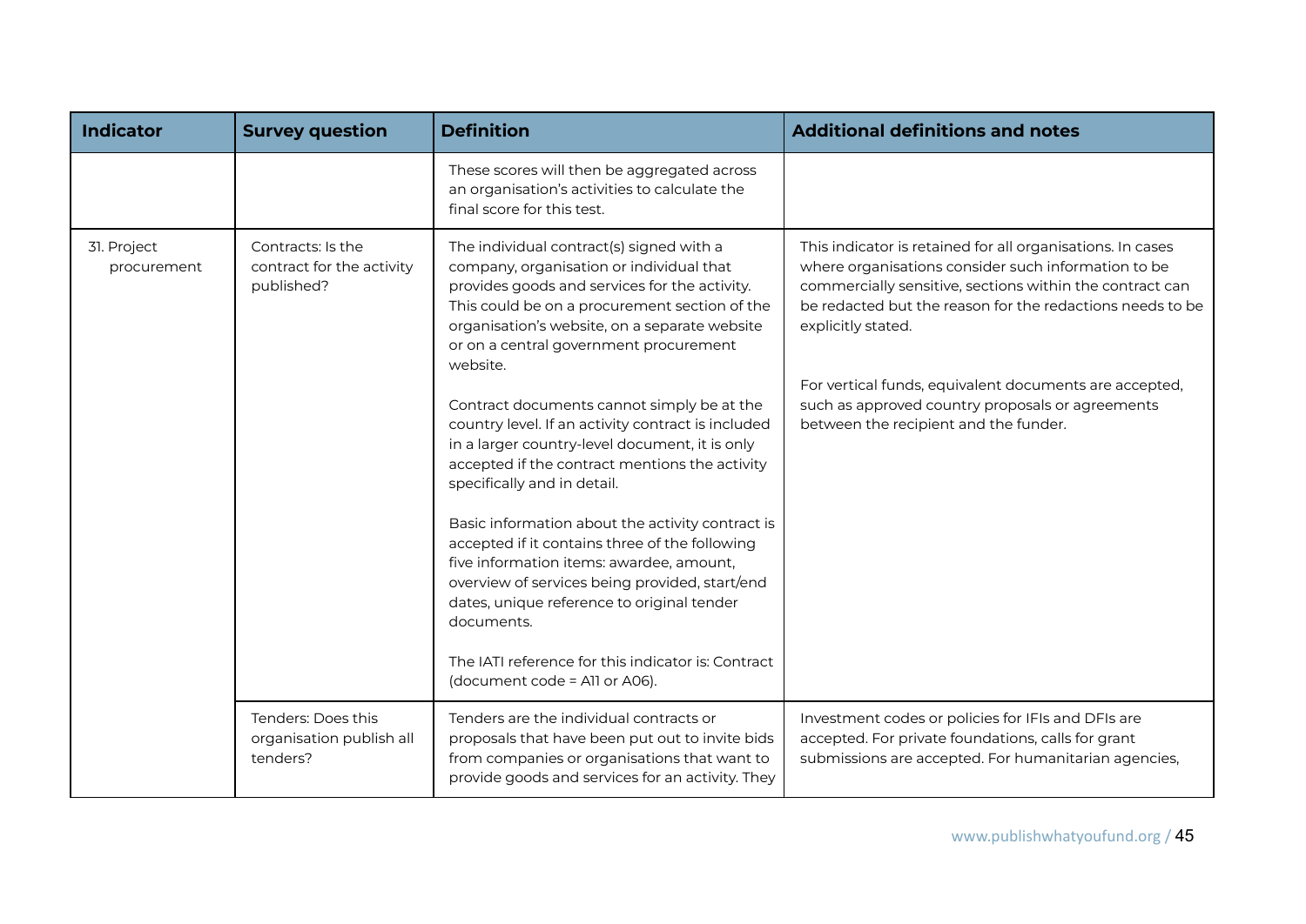| Indicator | Survey question | Definition | Additional definitions and notes |
|---|---|---|---|
| | | These scores will then be aggregated across an organisation's activities to calculate the final score for this test. | |
| 31. Project procurement | Contracts: Is the contract for the activity published? | The individual contract(s) signed with a company, organisation or individual that provides goods and services for the activity. This could be on a procurement section of the organisation's website, on a separate website or on a central government procurement website.<br><br>Contract documents cannot simply be at the country level. If an activity contract is included in a larger country-level document, it is only accepted if the contract mentions the activity specifically and in detail.<br><br>Basic information about the activity contract is accepted if it contains three of the following five information items: awardee, amount, overview of services being provided, start/end dates, unique reference to original tender documents.<br><br>The IATI reference for this indicator is: Contract (document code = A11 or A06). | This indicator is retained for all organisations. In cases where organisations consider such information to be commercially sensitive, sections within the contract can be redacted but the reason for the redactions needs to be explicitly stated.<br><br>For vertical funds, equivalent documents are accepted, such as approved country proposals or agreements between the recipient and the funder. |
| | Tenders: Does this organisation publish all tenders? | Tenders are the individual contracts or proposals that have been put out to invite bids from companies or organisations that want to provide goods and services for an activity. They | Investment codes or policies for IFIs and DFIs are accepted. For private foundations, calls for grant submissions are accepted. For humanitarian agencies, |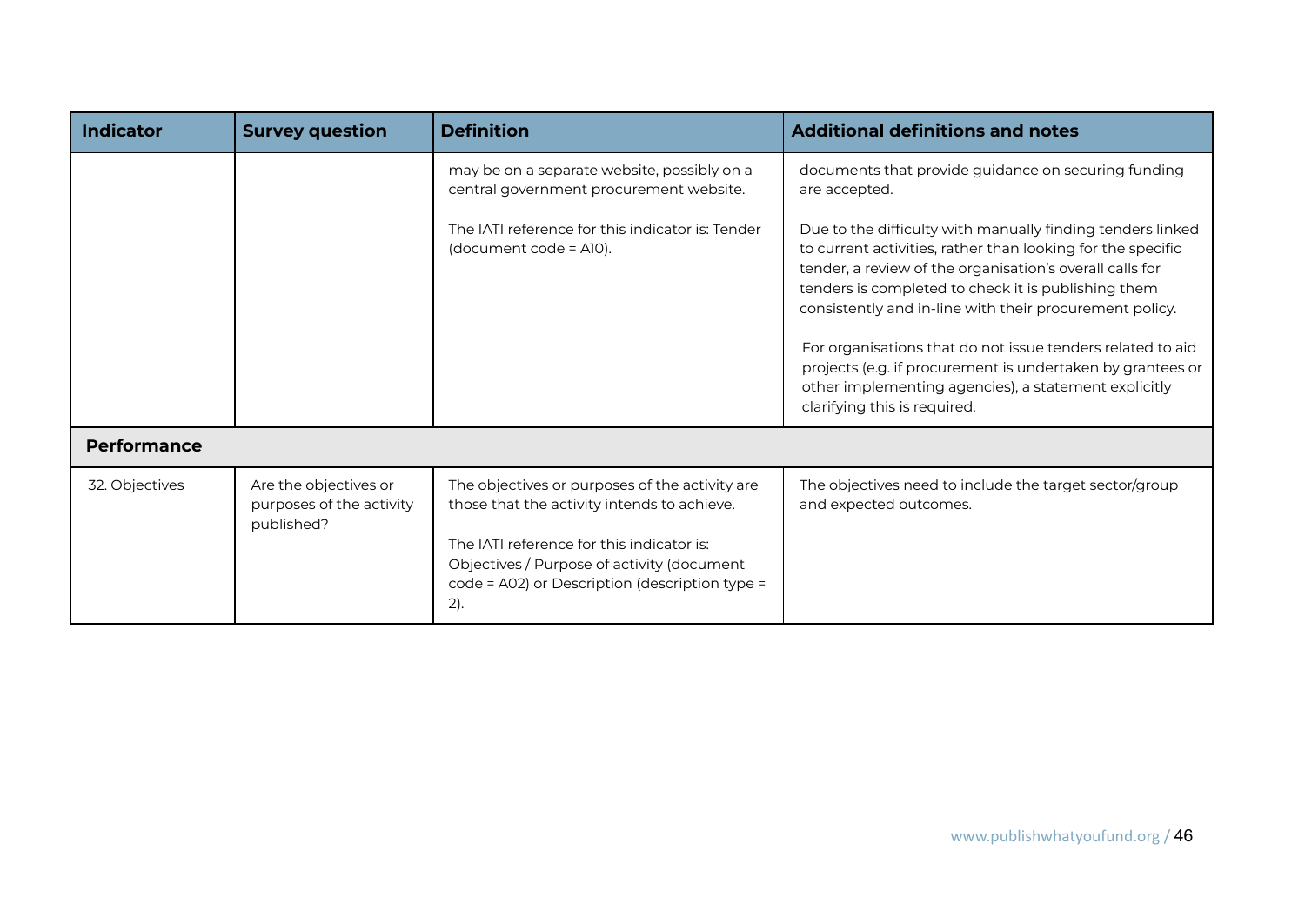| Indicator | Survey question | Definition | Additional definitions and notes |
|---|---|---|---|
| | | may be on a separate website, possibly on a central government procurement website.<br><br>The IATI reference for this indicator is: Tender (document code = A10). | documents that provide guidance on securing funding are accepted.<br><br>Due to the difficulty with manually finding tenders linked to current activities, rather than looking for the specific tender, a review of the organisation's overall calls for tenders is completed to check it is publishing them consistently and in-line with their procurement policy.<br><br>For organisations that do not issue tenders related to aid projects (e.g. if procurement is undertaken by grantees or other implementing agencies), a statement explicitly clarifying this is required. |
| **Performance** | | | |
| 32. Objectives | Are the objectives or purposes of the activity published? | The objectives or purposes of the activity are those that the activity intends to achieve.<br><br>The IATI reference for this indicator is: Objectives / Purpose of activity (document code = A02) or Description (description type = 2). | The objectives need to include the target sector/group and expected outcomes. |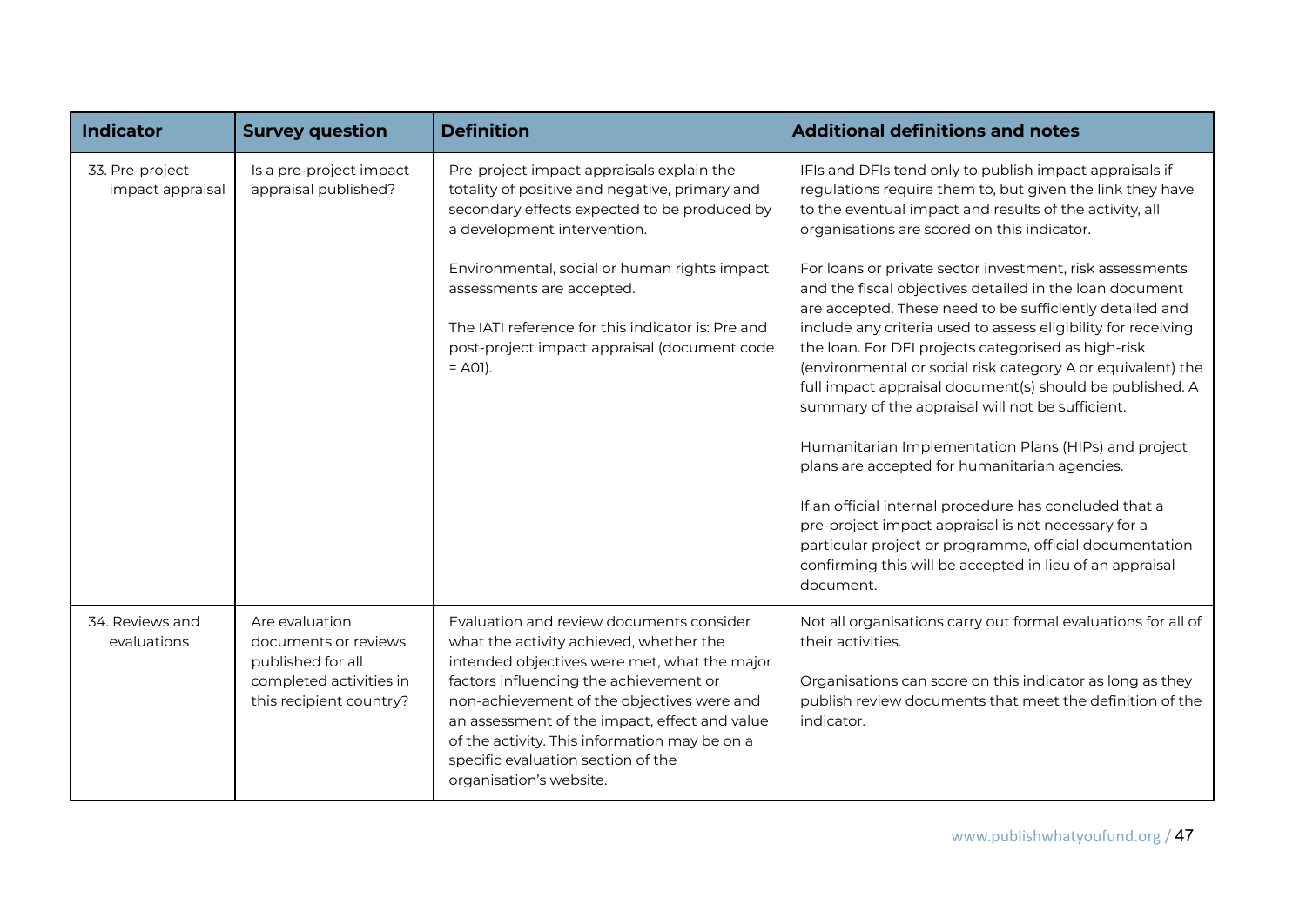| Indicator | Survey question | Definition | Additional definitions and notes |
|---|---|---|---|
| 33. Pre-project impact appraisal | Is a pre-project impact appraisal published? | Pre-project impact appraisals explain the totality of positive and negative, primary and secondary effects expected to be produced by a development intervention.<br><br>Environmental, social or human rights impact assessments are accepted.<br><br>The IATI reference for this indicator is: Pre and post-project impact appraisal (document code = A01). | IFIs and DFIs tend only to publish impact appraisals if regulations require them to, but given the link they have to the eventual impact and results of the activity, all organisations are scored on this indicator.<br><br>For loans or private sector investment, risk assessments and the fiscal objectives detailed in the loan document are accepted. These need to be sufficiently detailed and include any criteria used to assess eligibility for receiving the loan. For DFI projects categorised as high-risk (environmental or social risk category A or equivalent) the full impact appraisal document(s) should be published. A summary of the appraisal will not be sufficient.<br><br>Humanitarian Implementation Plans (HIPs) and project plans are accepted for humanitarian agencies.<br><br>If an official internal procedure has concluded that a pre-project impact appraisal is not necessary for a particular project or programme, official documentation confirming this will be accepted in lieu of an appraisal document. |
| 34. Reviews and evaluations | Are evaluation documents or reviews published for all completed activities in this recipient country? | Evaluation and review documents consider what the activity achieved, whether the intended objectives were met, what the major factors influencing the achievement or non-achievement of the objectives were and an assessment of the impact, effect and value of the activity. This information may be on a specific evaluation section of the organisation's website. | Not all organisations carry out formal evaluations for all of their activities.<br><br>Organisations can score on this indicator as long as they publish review documents that meet the definition of the indicator. |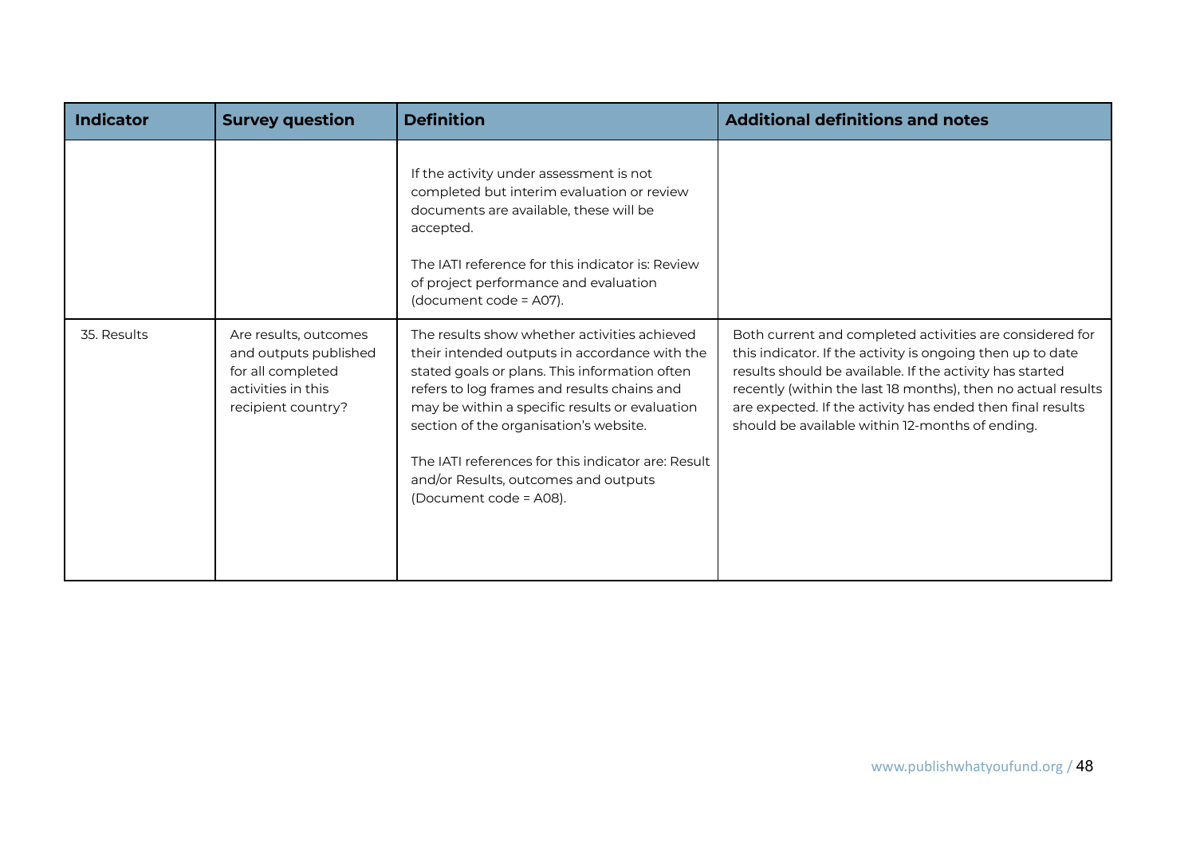| Indicator | Survey question | Definition | Additional definitions and notes |
|---|---|---|---|
| | | If the activity under assessment is not completed but interim evaluation or review documents are available, these will be accepted.<br><br>The IATI reference for this indicator is: Review of project performance and evaluation (document code = A07). | |
| 35. Results | Are results, outcomes and outputs published for all completed activities in this recipient country? | The results show whether activities achieved their intended outputs in accordance with the stated goals or plans. This information often refers to log frames and results chains and may be within a specific results or evaluation section of the organisation's website.<br><br>The IATI references for this indicator are: Result and/or Results, outcomes and outputs (Document code = A08). | Both current and completed activities are considered for this indicator. If the activity is ongoing then up to date results should be available. If the activity has started recently (within the last 18 months), then no actual results are expected. If the activity has ended then final results should be available within 12-months of ending. |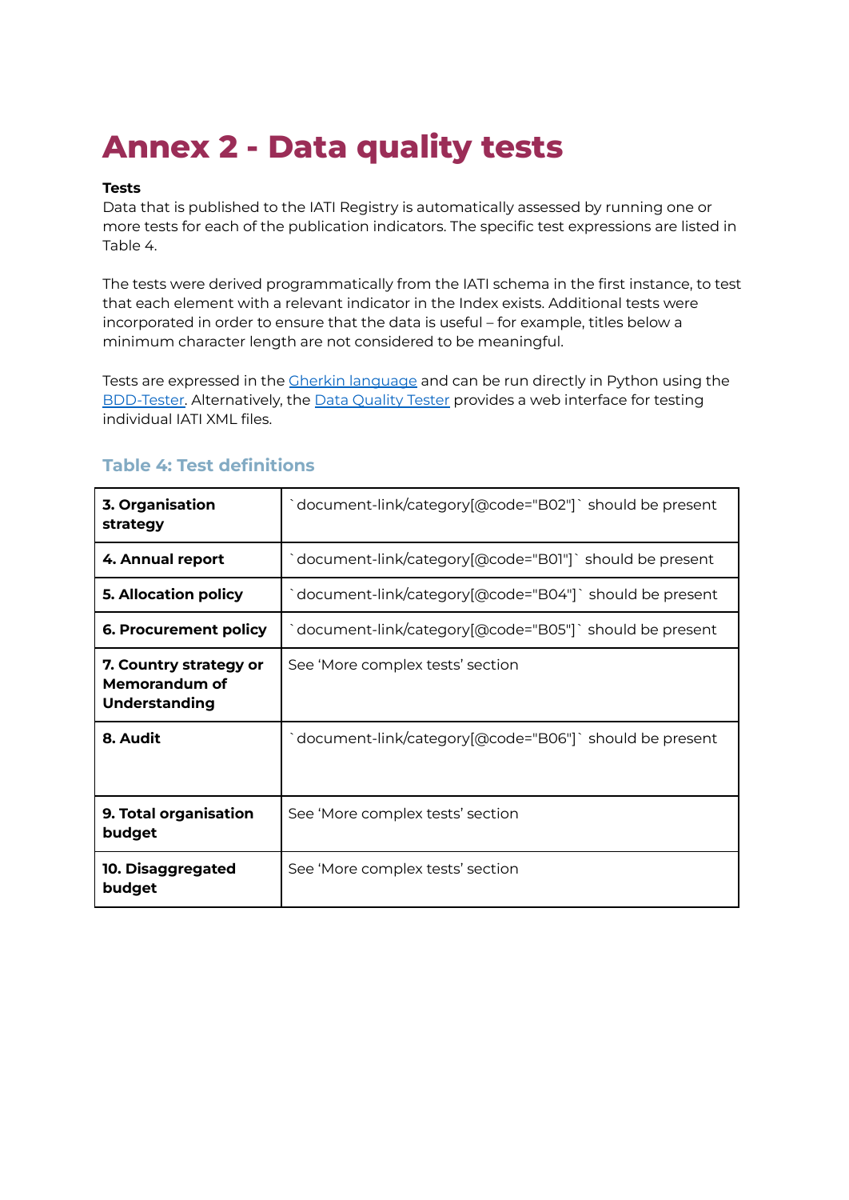# Annex 2 - Data quality tests

**Tests**

Data that is published to the IATI Registry is automatically assessed by running one or more tests for each of the publication indicators. The specific test expressions are listed in Table 4.

The tests were derived programmatically from the IATI schema in the first instance, to test that each element with a relevant indicator in the Index exists. Additional tests were incorporated in order to ensure that the data is useful – for example, titles below a minimum character length are not considered to be meaningful.

Tests are expressed in the Gherkin language and can be run directly in Python using the BDD-Tester. Alternatively, the Data Quality Tester provides a web interface for testing individual IATI XML files.

### Table 4: Test definitions

| | |
|---|---|
| **3. Organisation strategy** | `document-link/category[@code="B02"]` should be present |
| **4. Annual report** | `document-link/category[@code="B01"]` should be present |
| **5. Allocation policy** | `document-link/category[@code="B04"]` should be present |
| **6. Procurement policy** | `document-link/category[@code="B05"]` should be present |
| **7. Country strategy or Memorandum of Understanding** | See 'More complex tests' section |
| **8. Audit** | `document-link/category[@code="B06"]` should be present |
| **9. Total organisation budget** | See 'More complex tests' section |
| **10. Disaggregated budget** | See 'More complex tests' section |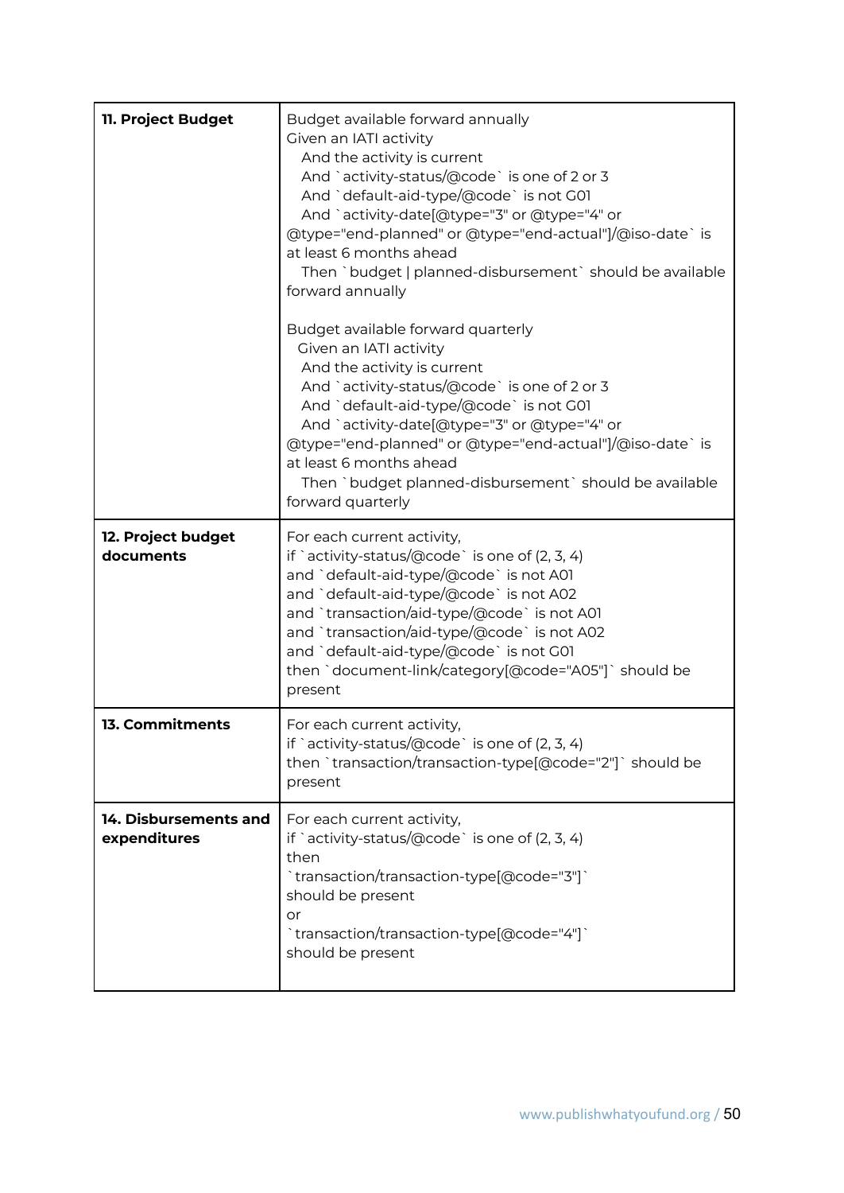| | |
|---|---|
| **11. Project Budget** | Budget available forward annually<br>Given an IATI activity<br>And the activity is current<br>And `activity-status/@code` is one of 2 or 3<br>And `default-aid-type/@code` is not G01<br>And `activity-date[@type="3" or @type="4" or @type="end-planned" or @type="end-actual"]/@iso-date` is at least 6 months ahead<br>Then `budget \| planned-disbursement` should be available forward annually<br><br>Budget available forward quarterly<br>Given an IATI activity<br>And the activity is current<br>And `activity-status/@code` is one of 2 or 3<br>And `default-aid-type/@code` is not G01<br>And `activity-date[@type="3" or @type="4" or @type="end-planned" or @type="end-actual"]/@iso-date` is at least 6 months ahead<br>Then `budget planned-disbursement` should be available forward quarterly |
| **12. Project budget documents** | For each current activity,<br>if `activity-status/@code` is one of (2, 3, 4)<br>and `default-aid-type/@code` is not A01<br>and `default-aid-type/@code` is not A02<br>and `transaction/aid-type/@code` is not A01<br>and `transaction/aid-type/@code` is not A02<br>and `default-aid-type/@code` is not G01<br>then `document-link/category[@code="A05"]` should be present |
| **13. Commitments** | For each current activity,<br>if `activity-status/@code` is one of (2, 3, 4)<br>then `transaction/transaction-type[@code="2"]` should be present |
| **14. Disbursements and expenditures** | For each current activity,<br>if `activity-status/@code` is one of (2, 3, 4)<br>then<br>`transaction/transaction-type[@code="3"]`<br>should be present<br>or<br>`transaction/transaction-type[@code="4"]`<br>should be present |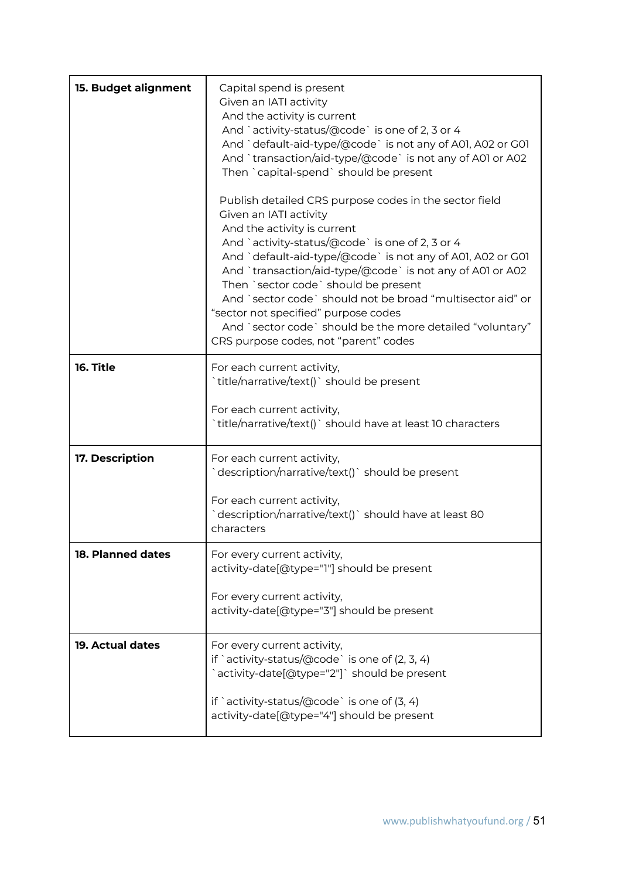| | |
|---|---|
| **15. Budget alignment** | Capital spend is present<br>Given an IATI activity<br>And the activity is current<br>And `activity-status/@code` is one of 2, 3 or 4<br>And `default-aid-type/@code` is not any of A01, A02 or G01<br>And `transaction/aid-type/@code` is not any of A01 or A02<br>Then `capital-spend` should be present<br><br>Publish detailed CRS purpose codes in the sector field<br>Given an IATI activity<br>And the activity is current<br>And `activity-status/@code` is one of 2, 3 or 4<br>And `default-aid-type/@code` is not any of A01, A02 or G01<br>And `transaction/aid-type/@code` is not any of A01 or A02<br>Then `sector code` should be present<br>And `sector code` should not be broad "multisector aid" or "sector not specified" purpose codes<br>And `sector code` should be the more detailed "voluntary" CRS purpose codes, not "parent" codes |
| **16. Title** | For each current activity,<br>`title/narrative/text()` should be present<br><br>For each current activity,<br>`title/narrative/text()` should have at least 10 characters |
| **17. Description** | For each current activity,<br>`description/narrative/text()` should be present<br><br>For each current activity,<br>`description/narrative/text()` should have at least 80 characters |
| **18. Planned dates** | For every current activity,<br>activity-date[@type="1"] should be present<br><br>For every current activity,<br>activity-date[@type="3"] should be present |
| **19. Actual dates** | For every current activity,<br>if `activity-status/@code` is one of (2, 3, 4)<br>`activity-date[@type="2"]` should be present<br><br>if `activity-status/@code` is one of (3, 4)<br>activity-date[@type="4"] should be present |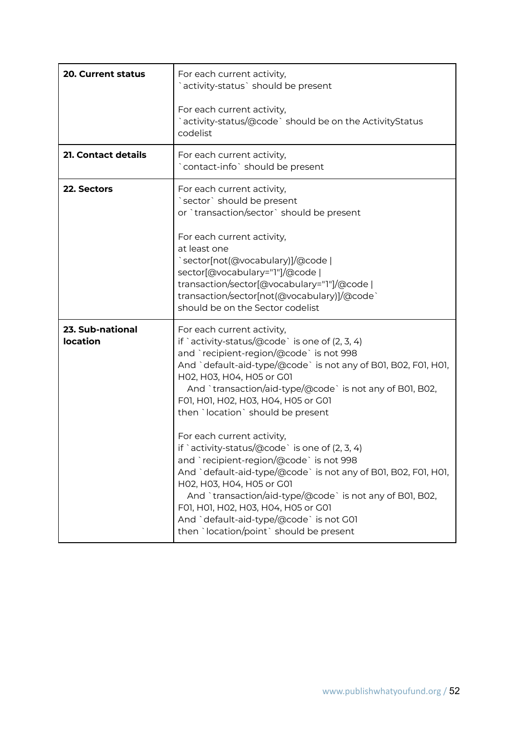| | |
|---|---|
| **20. Current status** | For each current activity, `activity-status` should be present<br><br>For each current activity, `activity-status/@code` should be on the ActivityStatus codelist |
| **21. Contact details** | For each current activity, `contact-info` should be present |
| **22. Sectors** | For each current activity, `sector` should be present or `transaction/sector` should be present<br><br>For each current activity, at least one `sector[not(@vocabulary)]/@code \| sector[@vocabulary="1"]/@code \| transaction/sector[@vocabulary="1"]/@code \| transaction/sector[not(@vocabulary)]/@code` should be on the Sector codelist |
| **23. Sub-national location** | For each current activity, if `activity-status/@code` is one of (2, 3, 4) and `recipient-region/@code` is not 998 And `default-aid-type/@code` is not any of B01, B02, F01, H01, H02, H03, H04, H05 or G01 And `transaction/aid-type/@code` is not any of B01, B02, F01, H01, H02, H03, H04, H05 or G01 then `location` should be present<br><br>For each current activity, if `activity-status/@code` is one of (2, 3, 4) and `recipient-region/@code` is not 998 And `default-aid-type/@code` is not any of B01, B02, F01, H01, H02, H03, H04, H05 or G01 And `transaction/aid-type/@code` is not any of B01, B02, F01, H01, H02, H03, H04, H05 or G01 And `default-aid-type/@code` is not G01 then `location/point` should be present |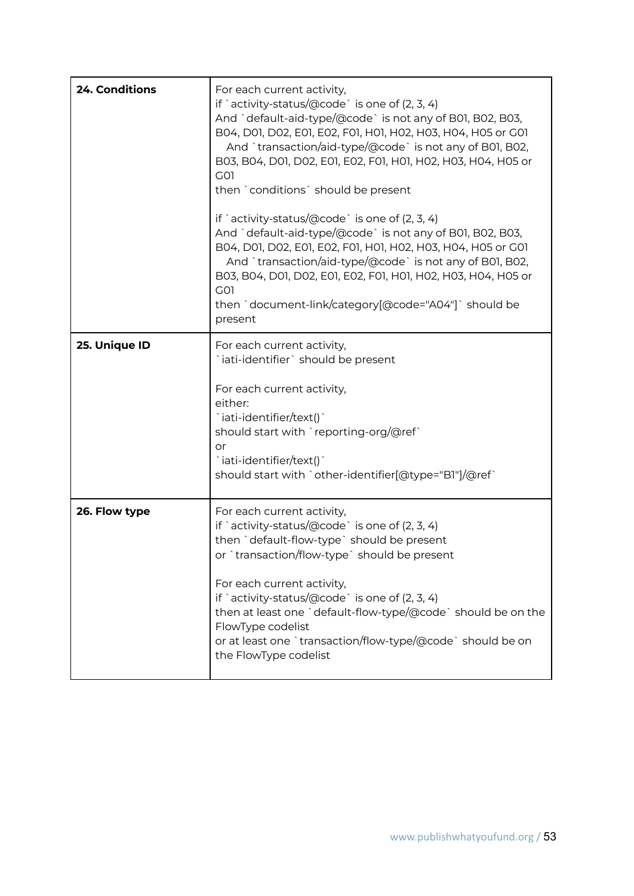| | |
|---|---|
| **24. Conditions** | For each current activity,<br>if `activity-status/@code` is one of (2, 3, 4)<br>And `default-aid-type/@code` is not any of B01, B02, B03, B04, D01, D02, E01, E02, F01, H01, H02, H03, H04, H05 or G01<br>And `transaction/aid-type/@code` is not any of B01, B02, B03, B04, D01, D02, E01, E02, F01, H01, H02, H03, H04, H05 or G01<br>then `conditions` should be present<br><br>if `activity-status/@code` is one of (2, 3, 4)<br>And `default-aid-type/@code` is not any of B01, B02, B03, B04, D01, D02, E01, E02, F01, H01, H02, H03, H04, H05 or G01<br>And `transaction/aid-type/@code` is not any of B01, B02, B03, B04, D01, D02, E01, E02, F01, H01, H02, H03, H04, H05 or G01<br>then `document-link/category[@code="A04"]` should be present |
| **25. Unique ID** | For each current activity,<br>`iati-identifier` should be present<br><br>For each current activity,<br>either:<br>`iati-identifier/text()`<br>should start with `reporting-org/@ref`<br>or<br>`iati-identifier/text()`<br>should start with `other-identifier[@type="B1"]/@ref` |
| **26. Flow type** | For each current activity,<br>if `activity-status/@code` is one of (2, 3, 4)<br>then `default-flow-type` should be present<br>or `transaction/flow-type` should be present<br><br>For each current activity,<br>if `activity-status/@code` is one of (2, 3, 4)<br>then at least one `default-flow-type/@code` should be on the FlowType codelist<br>or at least one `transaction/flow-type/@code` should be on the FlowType codelist |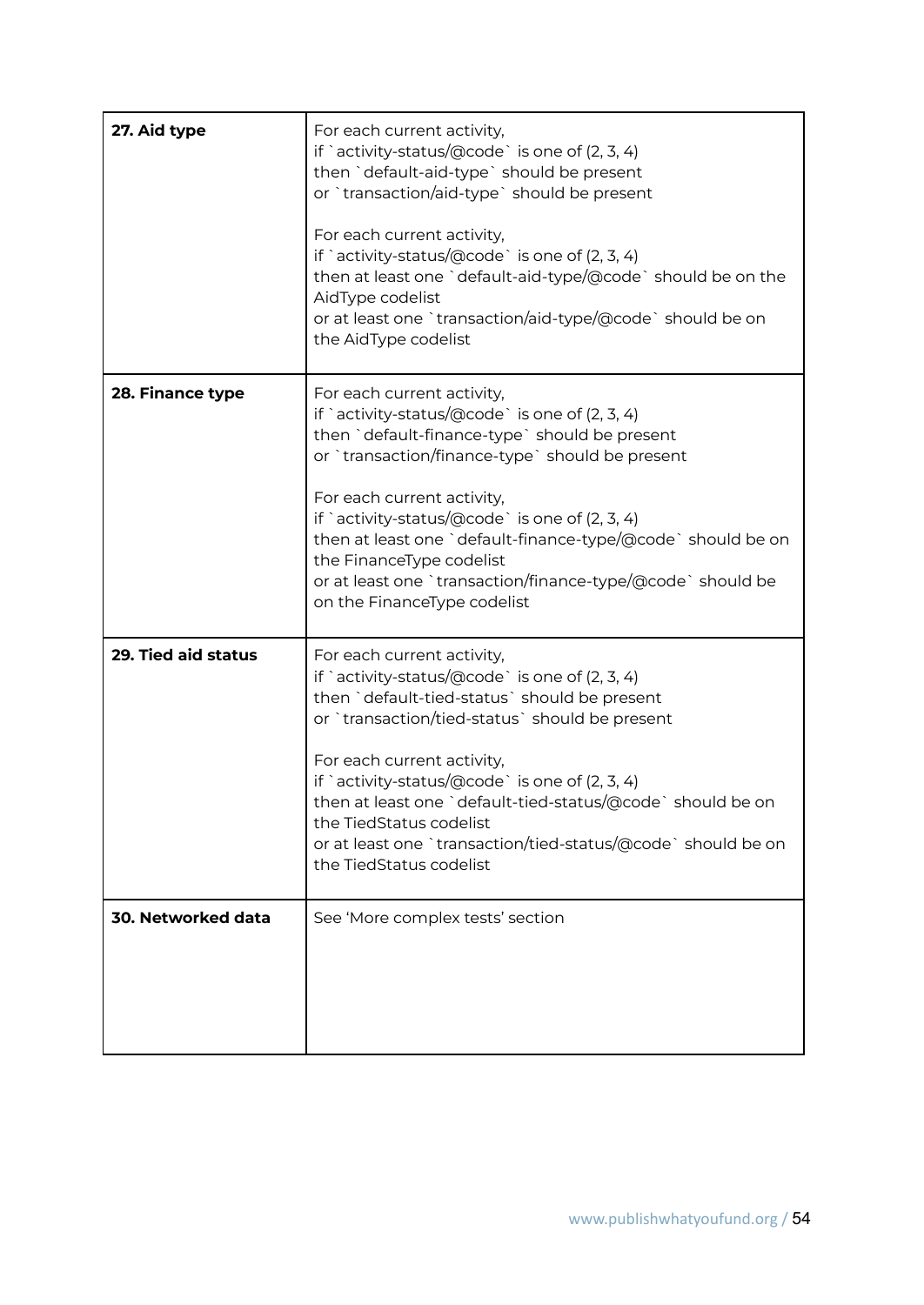| | |
|---|---|
| **27. Aid type** | For each current activity,<br>if `activity-status/@code` is one of (2, 3, 4)<br>then `default-aid-type` should be present<br>or `transaction/aid-type` should be present<br><br>For each current activity,<br>if `activity-status/@code` is one of (2, 3, 4)<br>then at least one `default-aid-type/@code` should be on the AidType codelist<br>or at least one `transaction/aid-type/@code` should be on the AidType codelist |
| **28. Finance type** | For each current activity,<br>if `activity-status/@code` is one of (2, 3, 4)<br>then `default-finance-type` should be present<br>or `transaction/finance-type` should be present<br><br>For each current activity,<br>if `activity-status/@code` is one of (2, 3, 4)<br>then at least one `default-finance-type/@code` should be on the FinanceType codelist<br>or at least one `transaction/finance-type/@code` should be on the FinanceType codelist |
| **29. Tied aid status** | For each current activity,<br>if `activity-status/@code` is one of (2, 3, 4)<br>then `default-tied-status` should be present<br>or `transaction/tied-status` should be present<br><br>For each current activity,<br>if `activity-status/@code` is one of (2, 3, 4)<br>then at least one `default-tied-status/@code` should be on the TiedStatus codelist<br>or at least one `transaction/tied-status/@code` should be on the TiedStatus codelist |
| **30. Networked data** | See 'More complex tests' section |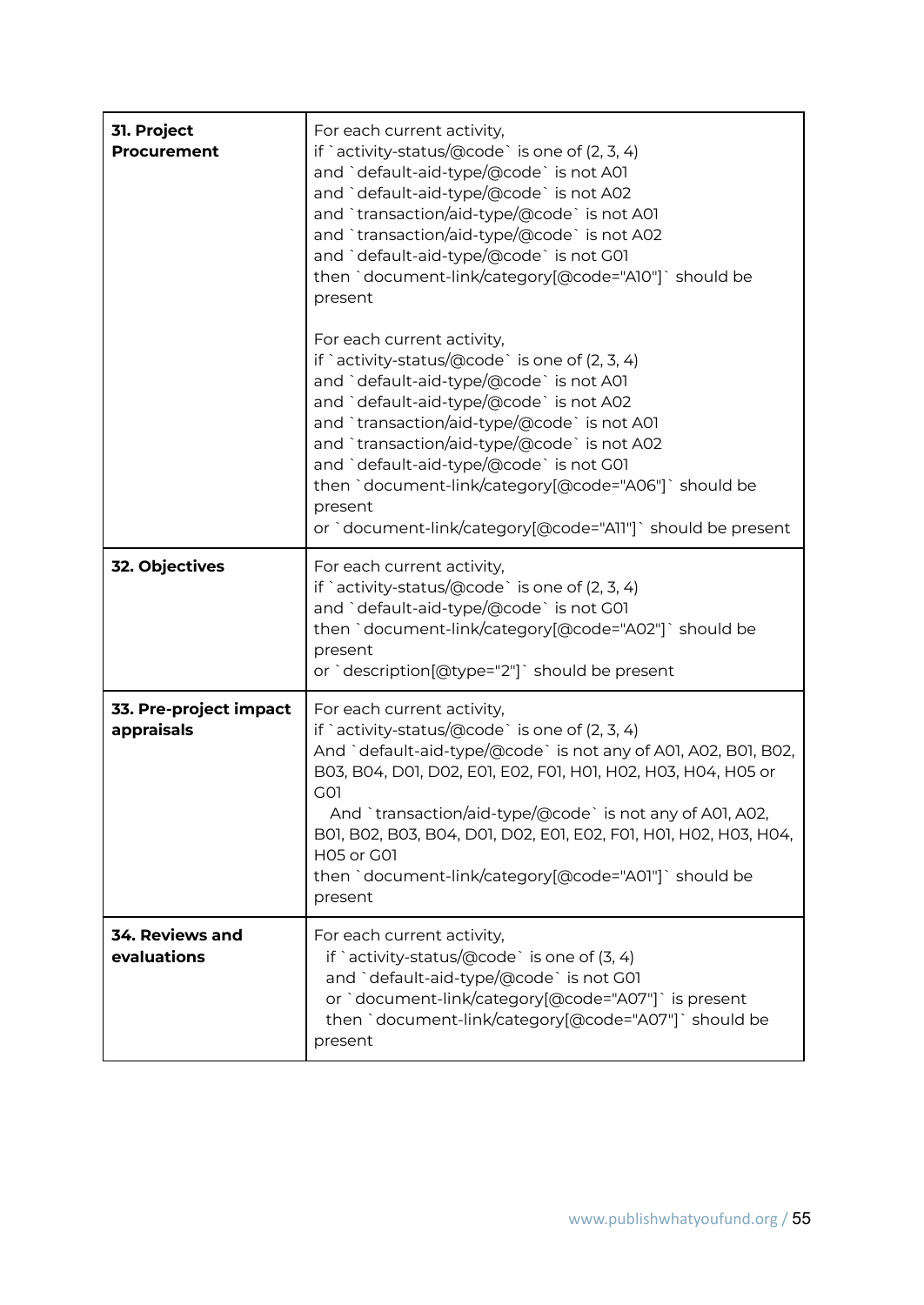| | |
|---|---|
| **31. Project Procurement** | For each current activity,<br>if `activity-status/@code` is one of (2, 3, 4)<br>and `default-aid-type/@code` is not A01<br>and `default-aid-type/@code` is not A02<br>and `transaction/aid-type/@code` is not A01<br>and `transaction/aid-type/@code` is not A02<br>and `default-aid-type/@code` is not G01<br>then `document-link/category[@code="A10"]` should be present<br><br>For each current activity,<br>if `activity-status/@code` is one of (2, 3, 4)<br>and `default-aid-type/@code` is not A01<br>and `default-aid-type/@code` is not A02<br>and `transaction/aid-type/@code` is not A01<br>and `transaction/aid-type/@code` is not A02<br>and `default-aid-type/@code` is not G01<br>then `document-link/category[@code="A06"]` should be present<br>or `document-link/category[@code="A11"]` should be present |
| **32. Objectives** | For each current activity,<br>if `activity-status/@code` is one of (2, 3, 4)<br>and `default-aid-type/@code` is not G01<br>then `document-link/category[@code="A02"]` should be present<br>or `description[@type="2"]` should be present |
| **33. Pre-project impact appraisals** | For each current activity,<br>if `activity-status/@code` is one of (2, 3, 4)<br>And `default-aid-type/@code` is not any of A01, A02, B01, B02, B03, B04, D01, D02, E01, E02, F01, H01, H02, H03, H04, H05 or G01<br>And `transaction/aid-type/@code` is not any of A01, A02, B01, B02, B03, B04, D01, D02, E01, E02, F01, H01, H02, H03, H04, H05 or G01<br>then `document-link/category[@code="A01"]` should be present |
| **34. Reviews and evaluations** | For each current activity,<br>if `activity-status/@code` is one of (3, 4)<br>and `default-aid-type/@code` is not G01<br>or `document-link/category[@code="A07"]` is present<br>then `document-link/category[@code="A07"]` should be present |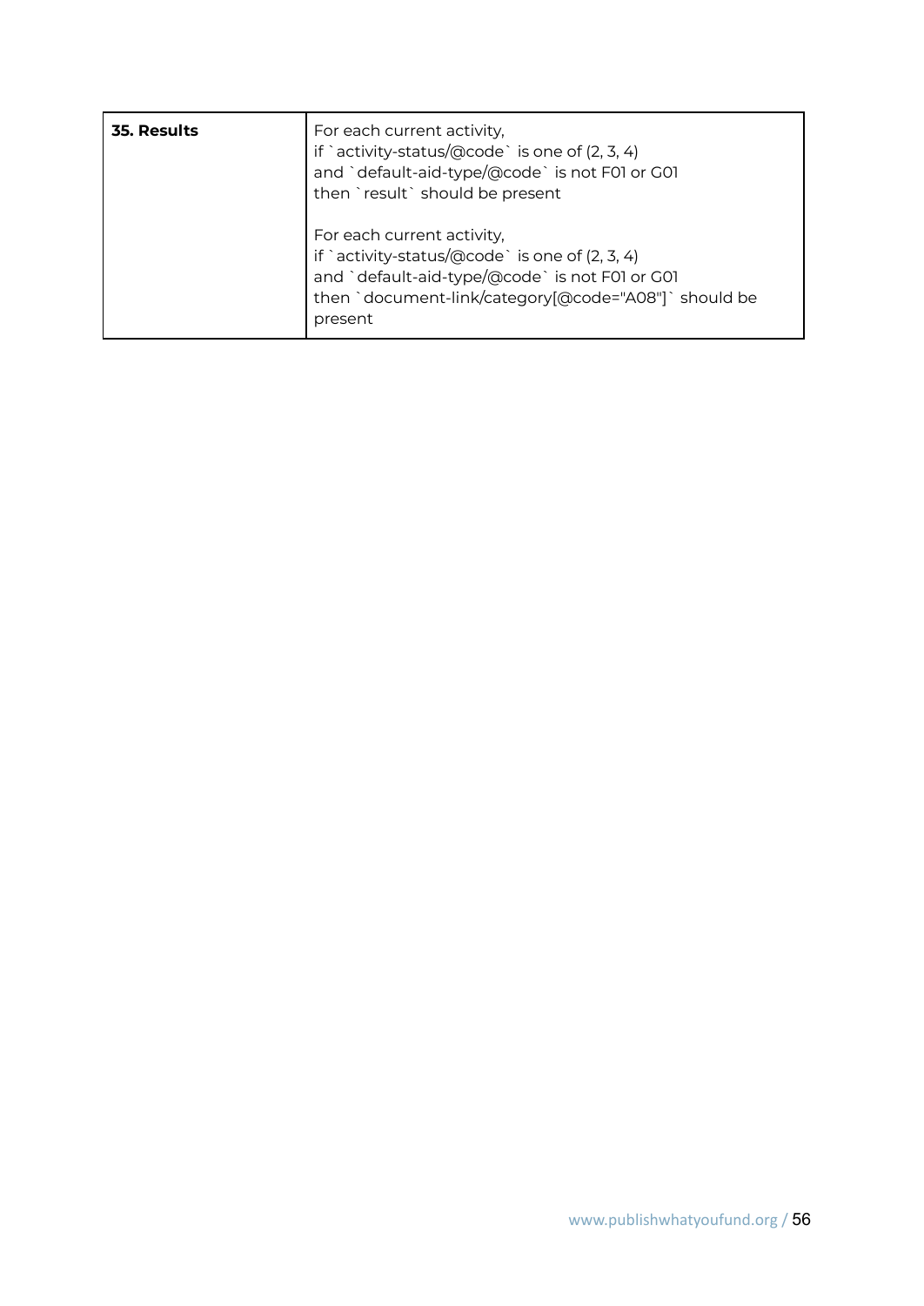| **35. Results** | For each current activity,<br>if `activity-status/@code` is one of (2, 3, 4)<br>and `default-aid-type/@code` is not F01 or G01<br>then `result` should be present<br><br>For each current activity,<br>if `activity-status/@code` is one of (2, 3, 4)<br>and `default-aid-type/@code` is not F01 or G01<br>then `document-link/category[@code="A08"]` should be present |
|---|---|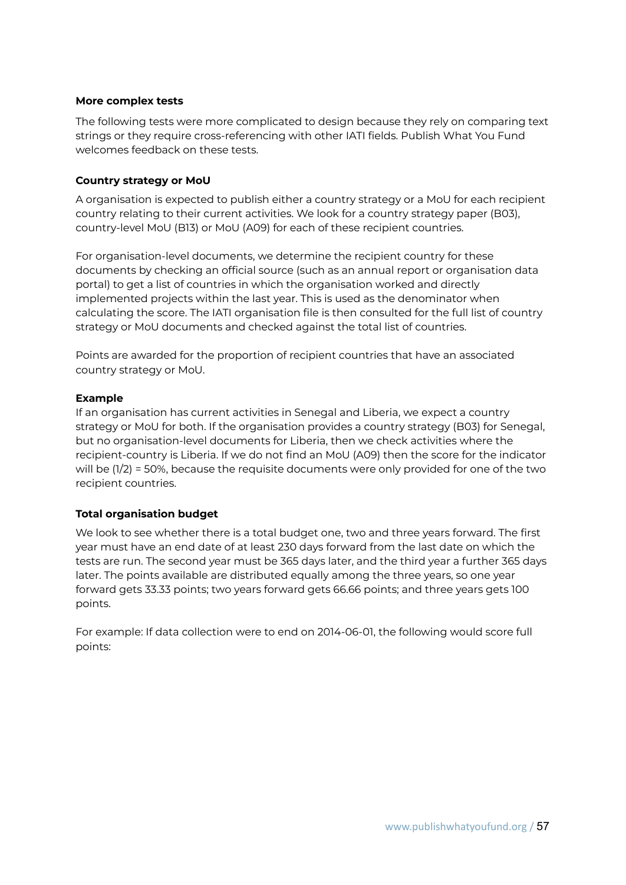**More complex tests**

The following tests were more complicated to design because they rely on comparing text strings or they require cross-referencing with other IATI fields. Publish What You Fund welcomes feedback on these tests.

**Country strategy or MoU**

A organisation is expected to publish either a country strategy or a MoU for each recipient country relating to their current activities. We look for a country strategy paper (B03), country-level MoU (B13) or MoU (A09) for each of these recipient countries.

For organisation-level documents, we determine the recipient country for these documents by checking an official source (such as an annual report or organisation data portal) to get a list of countries in which the organisation worked and directly implemented projects within the last year. This is used as the denominator when calculating the score. The IATI organisation file is then consulted for the full list of country strategy or MoU documents and checked against the total list of countries.

Points are awarded for the proportion of recipient countries that have an associated country strategy or MoU.

**Example**

If an organisation has current activities in Senegal and Liberia, we expect a country strategy or MoU for both. If the organisation provides a country strategy (B03) for Senegal, but no organisation-level documents for Liberia, then we check activities where the recipient-country is Liberia. If we do not find an MoU (A09) then the score for the indicator will be (1/2) = 50%, because the requisite documents were only provided for one of the two recipient countries.

**Total organisation budget**

We look to see whether there is a total budget one, two and three years forward. The first year must have an end date of at least 230 days forward from the last date on which the tests are run. The second year must be 365 days later, and the third year a further 365 days later. The points available are distributed equally among the three years, so one year forward gets 33.33 points; two years forward gets 66.66 points; and three years gets 100 points.

For example: If data collection were to end on 2014-06-01, the following would score full points: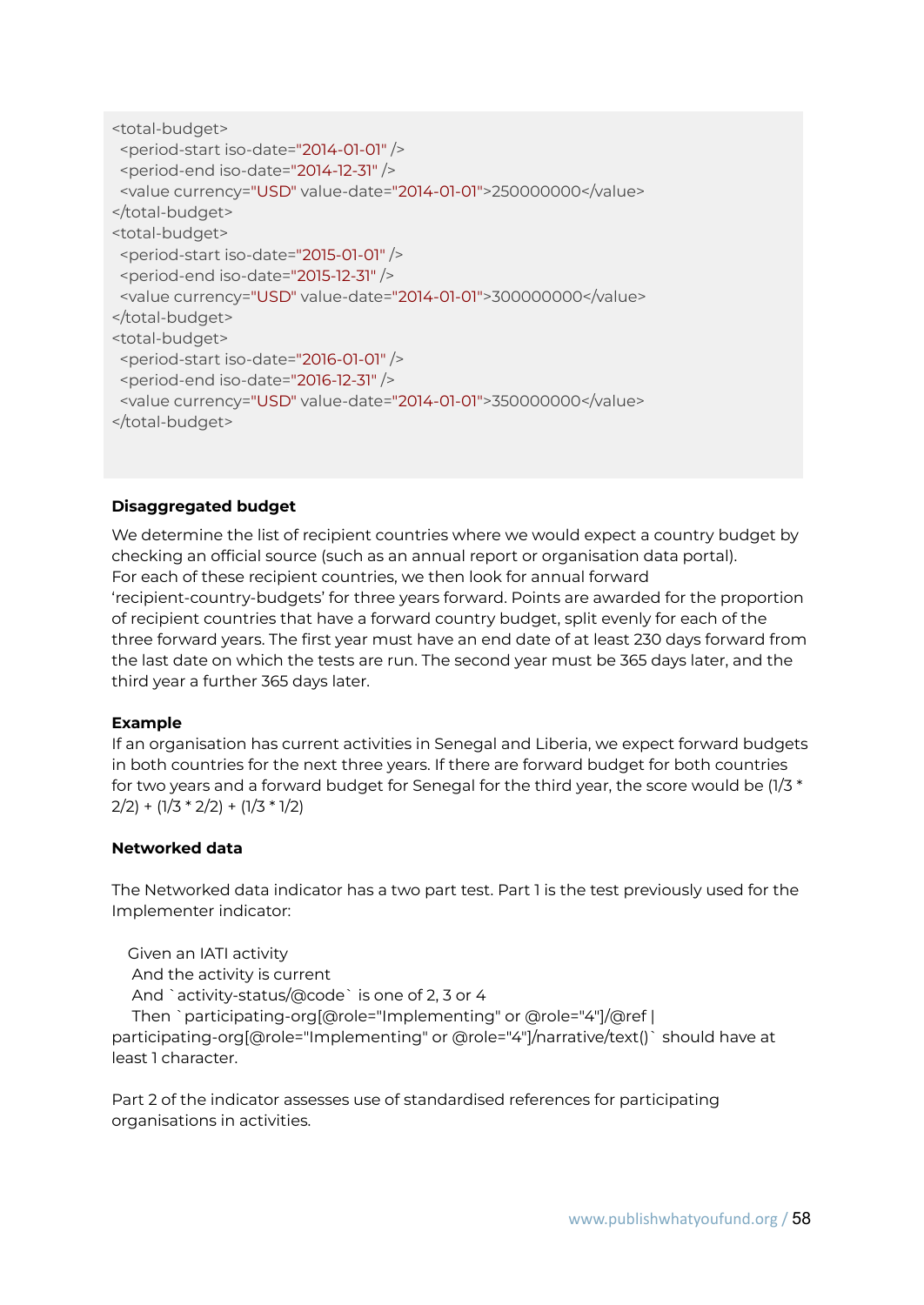```xml
<total-budget>
 <period-start iso-date="2014-01-01" />
 <period-end iso-date="2014-12-31" />
 <value currency="USD" value-date="2014-01-01">250000000</value>
</total-budget>
<total-budget>
 <period-start iso-date="2015-01-01" />
 <period-end iso-date="2015-12-31" />
 <value currency="USD" value-date="2014-01-01">300000000</value>
</total-budget>
<total-budget>
 <period-start iso-date="2016-01-01" />
 <period-end iso-date="2016-12-31" />
 <value currency="USD" value-date="2014-01-01">350000000</value>
</total-budget>
```

**Disaggregated budget**

We determine the list of recipient countries where we would expect a country budget by checking an official source (such as an annual report or organisation data portal). For each of these recipient countries, we then look for annual forward 'recipient-country-budgets' for three years forward. Points are awarded for the proportion of recipient countries that have a forward country budget, split evenly for each of the three forward years. The first year must have an end date of at least 230 days forward from the last date on which the tests are run. The second year must be 365 days later, and the third year a further 365 days later.

**Example**

If an organisation has current activities in Senegal and Liberia, we expect forward budgets in both countries for the next three years. If there are forward budget for both countries for two years and a forward budget for Senegal for the third year, the score would be (1/3 * 2/2) + (1/3 * 2/2) + (1/3 * 1/2)

**Networked data**

The Networked data indicator has a two part test. Part 1 is the test previously used for the Implementer indicator:

```
Given an IATI activity
 And the activity is current
 And `activity-status/@code` is one of 2, 3 or 4
 Then `participating-org[@role="Implementing" or @role="4"]/@ref | participating-org[@role="Implementing" or @role="4"]/narrative/text()` should have at least 1 character.
```

Part 2 of the indicator assesses use of standardised references for participating organisations in activities.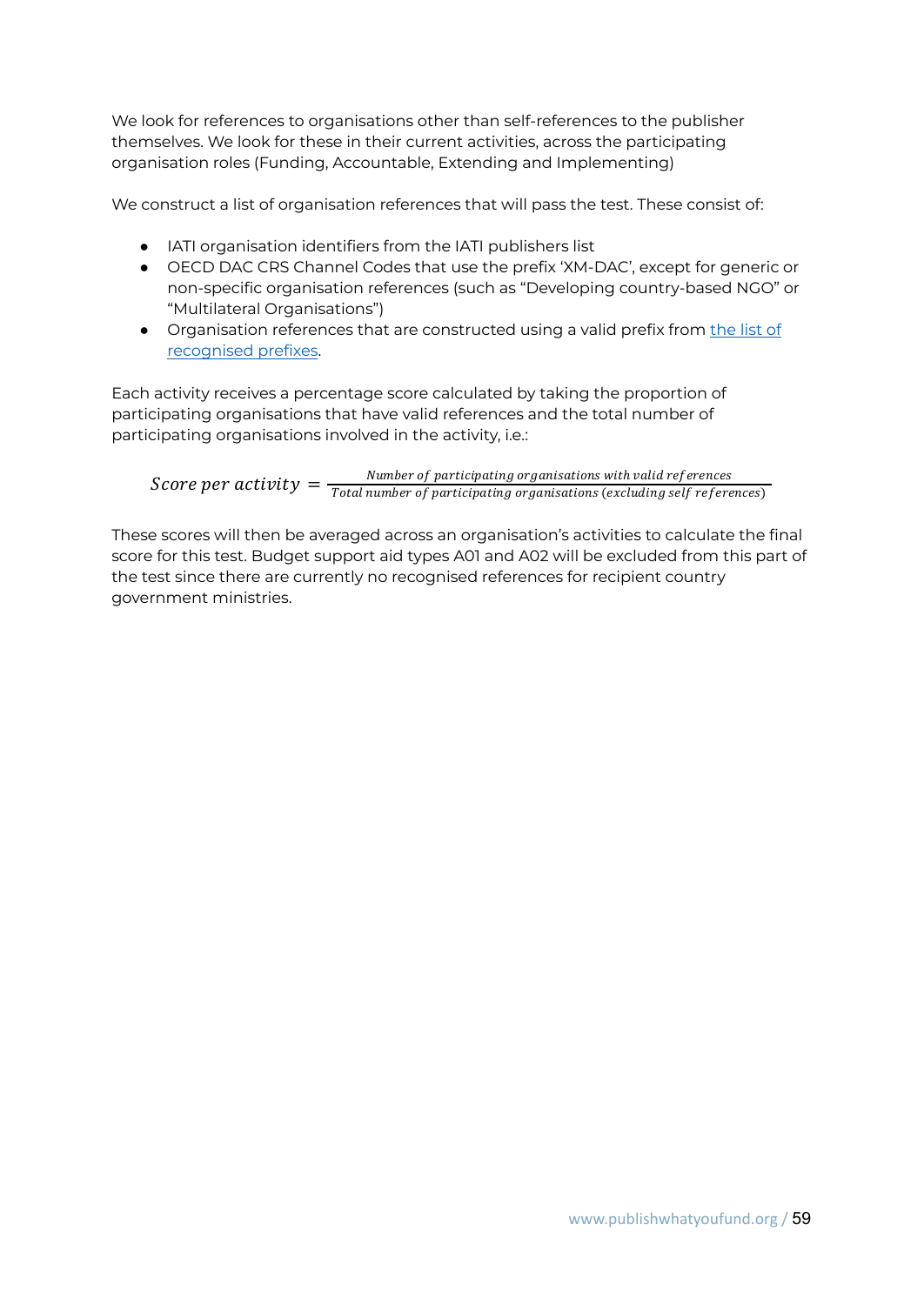We look for references to organisations other than self-references to the publisher themselves. We look for these in their current activities, across the participating organisation roles (Funding, Accountable, Extending and Implementing)

We construct a list of organisation references that will pass the test. These consist of:

- IATI organisation identifiers from the IATI publishers list
- OECD DAC CRS Channel Codes that use the prefix 'XM-DAC', except for generic or non-specific organisation references (such as "Developing country-based NGO" or "Multilateral Organisations")
- Organisation references that are constructed using a valid prefix from [the list of recognised prefixes](#).

Each activity receives a percentage score calculated by taking the proportion of participating organisations that have valid references and the total number of participating organisations involved in the activity, i.e.:

$$Score\ per\ activity = \frac{Number\ of\ participating\ organisations\ with\ valid\ references}{Total\ number\ of\ participating\ organisations\ (excluding\ self\ references)}$$

These scores will then be averaged across an organisation's activities to calculate the final score for this test. Budget support aid types A01 and A02 will be excluded from this part of the test since there are currently no recognised references for recipient country government ministries.